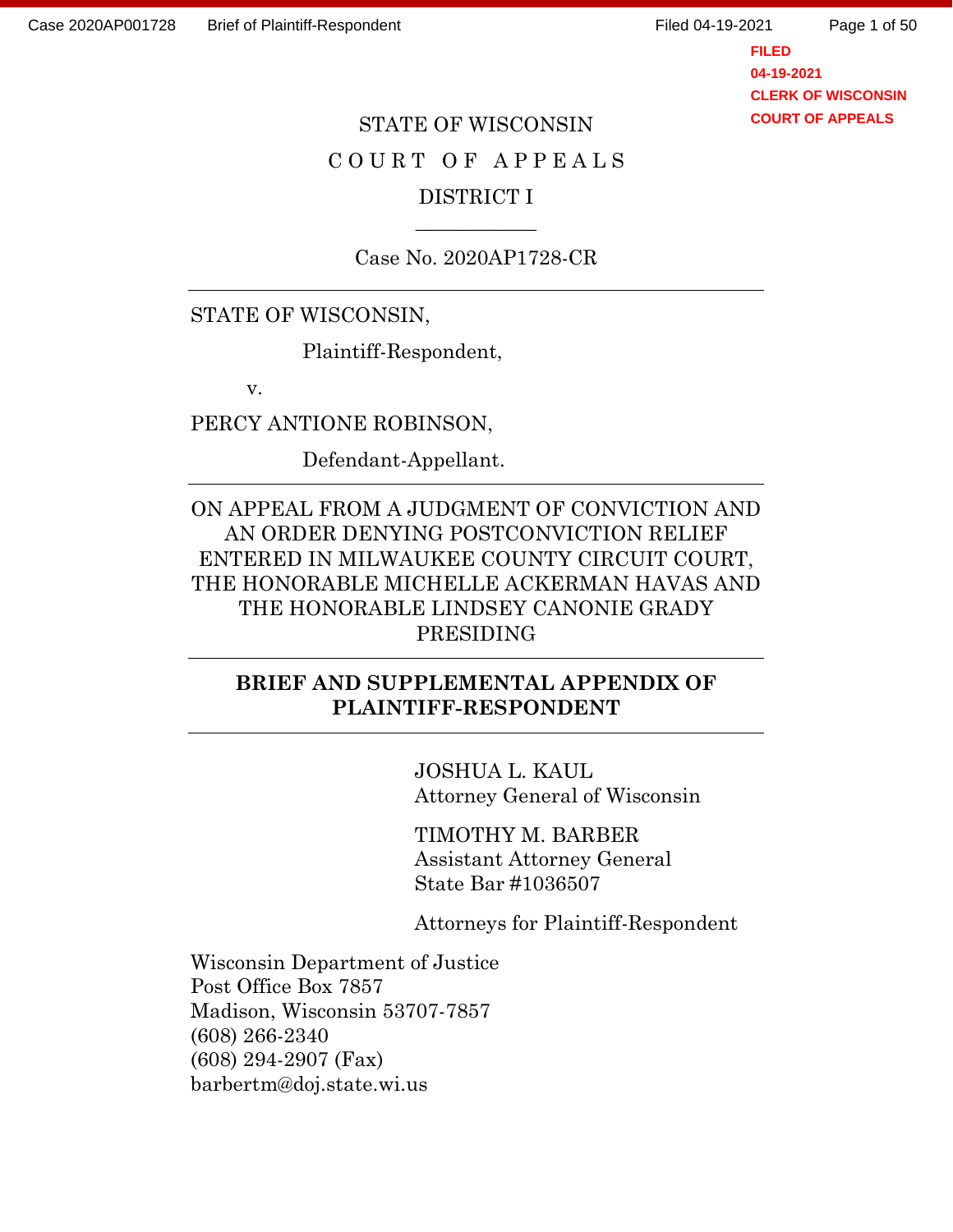STATE OF WISCONSIN

COURT OF APPEALS

DISTRICT I

Case No. 2020AP1728-CR

---

STATE OF WISCONSIN,

Plaintiff-Respondent,

v.

PERCY ANTIONE ROBINSON,

Defendant-Appellant.

---

ON APPEAL FROM A JUDGMENT OF CONVICTION AND AN ORDER DENYING POSTCONVICTION RELIEF ENTERED IN MILWAUKEE COUNTY CIRCUIT COURT, THE HONORABLE MICHELLE ACKERMAN HAVAS AND THE HONORABLE LINDSEY CANONIE GRADY PRESIDING

---

**BRIEF AND SUPPLEMENTAL APPENDIX OF PLAINTIFF-RESPONDENT**

---

JOSHUA L. KAUL
Attorney General of Wisconsin

TIMOTHY M. BARBER
Assistant Attorney General
State Bar #1036507

Attorneys for Plaintiff-Respondent

Wisconsin Department of Justice
Post Office Box 7857
Madison, Wisconsin 53707-7857
(608) 266-2340
(608) 294-2907 (Fax)
barbertm@doj.state.wi.us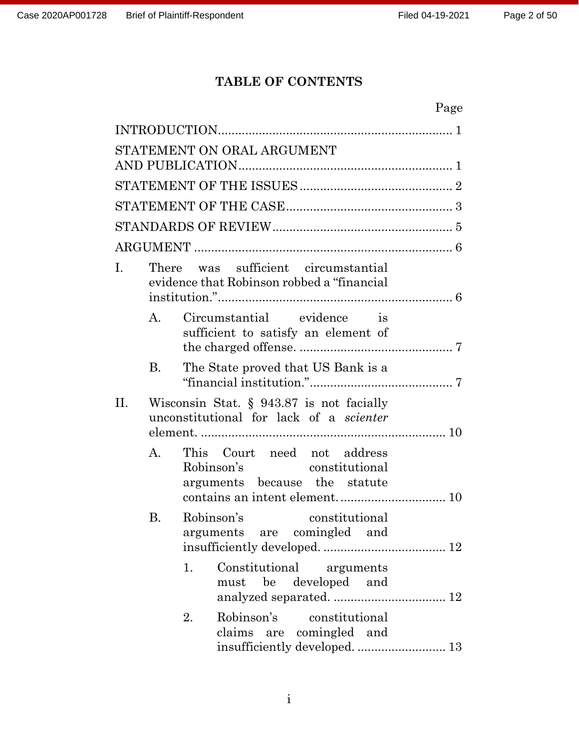# TABLE OF CONTENTS

| | Page |
|---|---|
| INTRODUCTION | 1 |
| STATEMENT ON ORAL ARGUMENT AND PUBLICATION | 1 |
| STATEMENT OF THE ISSUES | 2 |
| STATEMENT OF THE CASE | 3 |
| STANDARDS OF REVIEW | 5 |
| ARGUMENT | 6 |
| I. There was sufficient circumstantial evidence that Robinson robbed a "financial institution." | 6 |
| A. Circumstantial evidence is sufficient to satisfy an element of the charged offense. | 7 |
| B. The State proved that US Bank is a "financial institution." | 7 |
| II. Wisconsin Stat. § 943.87 is not facially unconstitutional for lack of a *scienter* element. | 10 |
| A. This Court need not address Robinson's constitutional arguments because the statute contains an intent element. | 10 |
| B. Robinson's constitutional arguments are comingled and insufficiently developed. | 12 |
| 1. Constitutional arguments must be developed and analyzed separated. | 12 |
| 2. Robinson's constitutional claims are comingled and insufficiently developed. | 13 |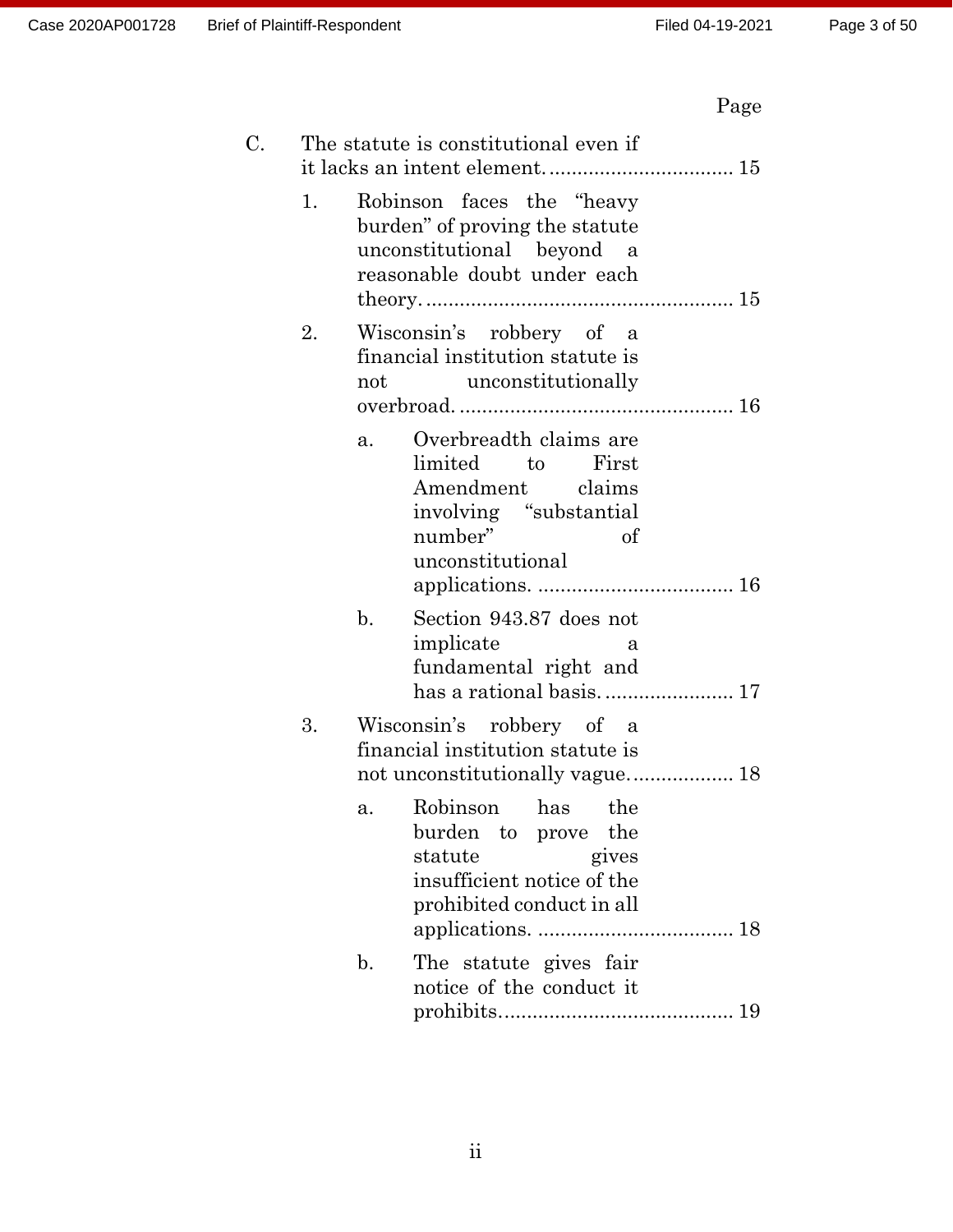Page

C. The statute is constitutional even if it lacks an intent element. ................................. 15

1. Robinson faces the "heavy burden" of proving the statute unconstitutional beyond a reasonable doubt under each theory. ...................................................... 15

2. Wisconsin's robbery of a financial institution statute is not unconstitutionally overbroad. ................................................ 16

a. Overbreadth claims are limited to First Amendment claims involving "substantial number" of unconstitutional applications. .................................. 16

b. Section 943.87 does not implicate a fundamental right and has a rational basis. ....................... 17

3. Wisconsin's robbery of a financial institution statute is not unconstitutionally vague. .................. 18

a. Robinson has the burden to prove the statute gives insufficient notice of the prohibited conduct in all applications. .................................. 18

b. The statute gives fair notice of the conduct it prohibits. ......................................... 19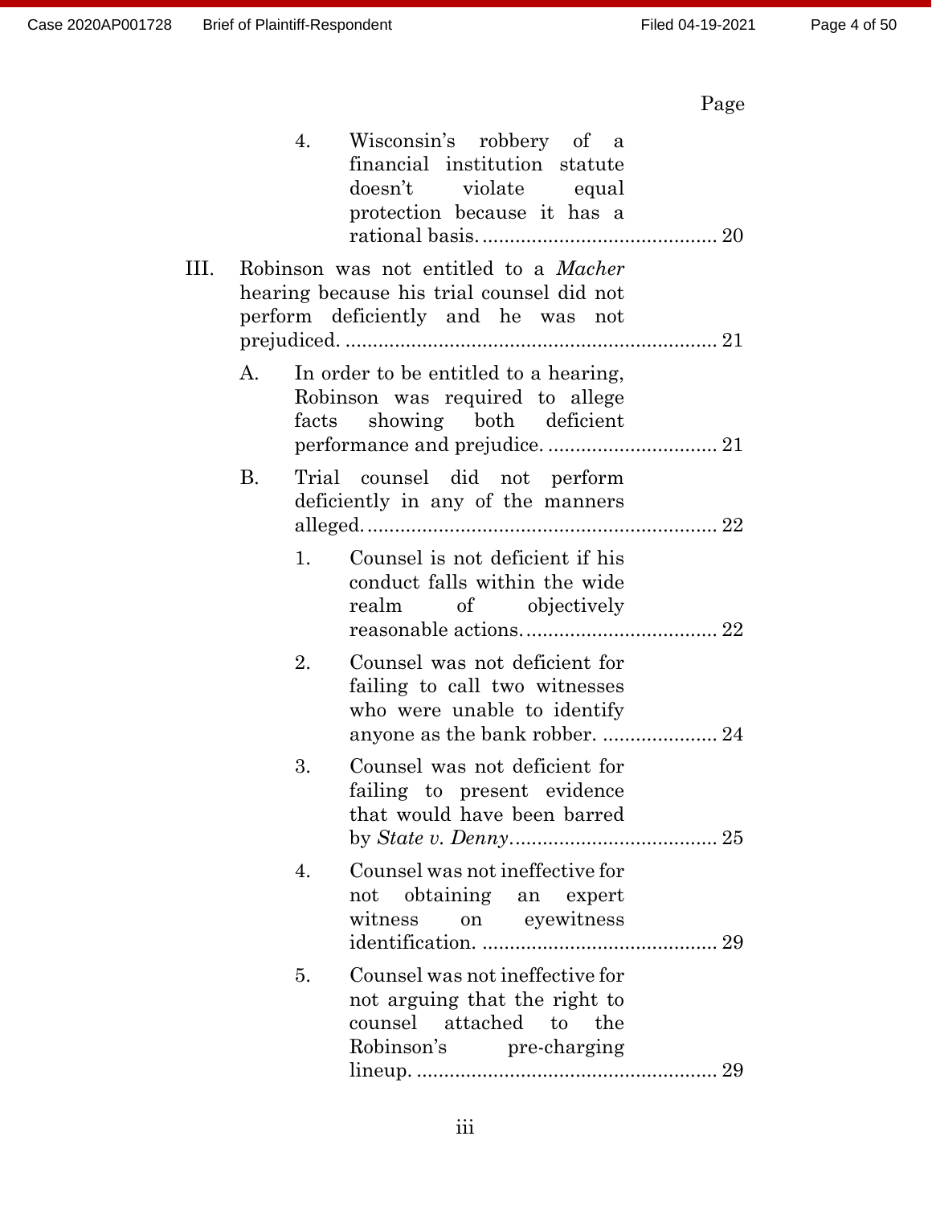Page

4. Wisconsin's robbery of a financial institution statute doesn't violate equal protection because it has a rational basis. .......... 20

III. Robinson was not entitled to a *Macher* hearing because his trial counsel did not perform deficiently and he was not prejudiced. .......... 21

A. In order to be entitled to a hearing, Robinson was required to allege facts showing both deficient performance and prejudice. .......... 21

B. Trial counsel did not perform deficiently in any of the manners alleged. .......... 22

1. Counsel is not deficient if his conduct falls within the wide realm of objectively reasonable actions. .......... 22

2. Counsel was not deficient for failing to call two witnesses who were unable to identify anyone as the bank robber. .......... 24

3. Counsel was not deficient for failing to present evidence that would have been barred by *State v. Denny*. .......... 25

4. Counsel was not ineffective for not obtaining an expert witness on eyewitness identification. .......... 29

5. Counsel was not ineffective for not arguing that the right to counsel attached to the Robinson's pre-charging lineup. .......... 29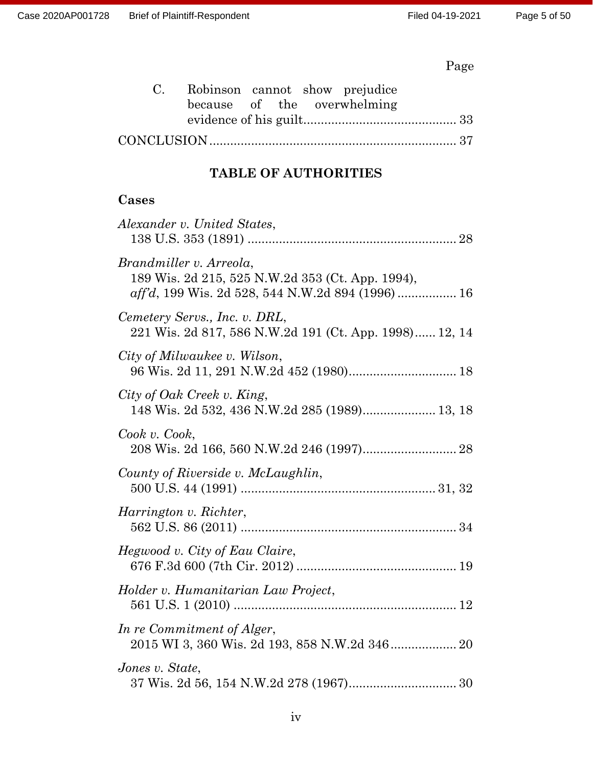Page

C. Robinson cannot show prejudice because of the overwhelming evidence of his guilt ........................................... 33

CONCLUSION ...................................................................... 37

## TABLE OF AUTHORITIES

### Cases

*Alexander v. United States*,
138 U.S. 353 (1891) ........................................................... 28

*Brandmiller v. Arreola*,
189 Wis. 2d 215, 525 N.W.2d 353 (Ct. App. 1994), *aff'd*, 199 Wis. 2d 528, 544 N.W.2d 894 (1996) ................. 16

*Cemetery Servs., Inc. v. DRL*,
221 Wis. 2d 817, 586 N.W.2d 191 (Ct. App. 1998) ...... 12, 14

*City of Milwaukee v. Wilson*,
96 Wis. 2d 11, 291 N.W.2d 452 (1980) .............................. 18

*City of Oak Creek v. King*,
148 Wis. 2d 532, 436 N.W.2d 285 (1989) .................... 13, 18

*Cook v. Cook*,
208 Wis. 2d 166, 560 N.W.2d 246 (1997) .......................... 28

*County of Riverside v. McLaughlin*,
500 U.S. 44 (1991) ....................................................... 31, 32

*Harrington v. Richter*,
562 U.S. 86 (2011) ............................................................. 34

*Hegwood v. City of Eau Claire*,
676 F.3d 600 (7th Cir. 2012) .............................................. 19

*Holder v. Humanitarian Law Project*,
561 U.S. 1 (2010) ............................................................... 12

*In re Commitment of Alger*,
2015 WI 3, 360 Wis. 2d 193, 858 N.W.2d 346 ................... 20

*Jones v. State*,
37 Wis. 2d 56, 154 N.W.2d 278 (1967) .............................. 30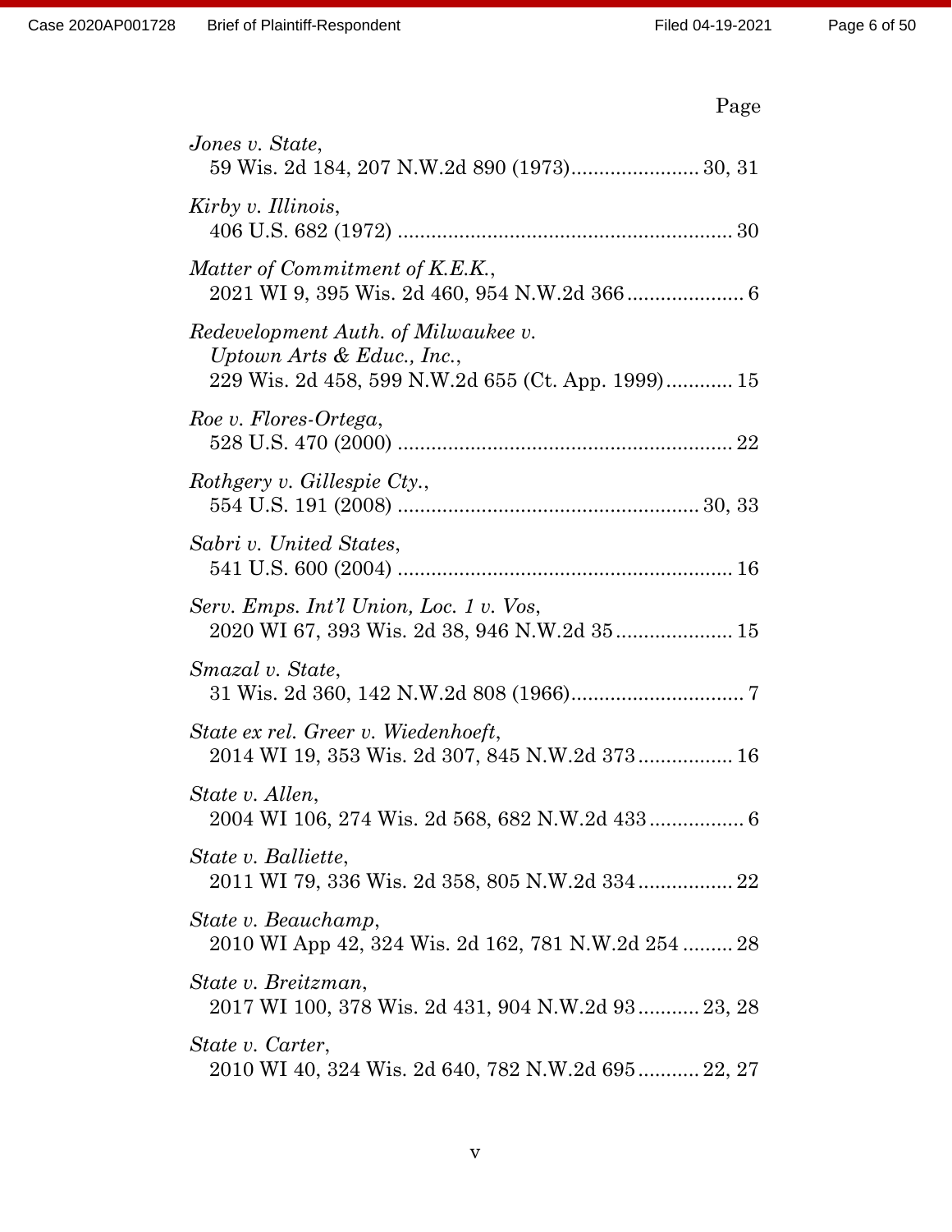Page

*Jones v. State*,
59 Wis. 2d 184, 207 N.W.2d 890 (1973)....................... 30, 31

*Kirby v. Illinois*,
406 U.S. 682 (1972) ............................................................ 30

*Matter of Commitment of K.E.K.*,
2021 WI 9, 395 Wis. 2d 460, 954 N.W.2d 366 ..................... 6

*Redevelopment Auth. of Milwaukee v. Uptown Arts & Educ., Inc.*,
229 Wis. 2d 458, 599 N.W.2d 655 (Ct. App. 1999)............ 15

*Roe v. Flores-Ortega*,
528 U.S. 470 (2000) ............................................................ 22

*Rothgery v. Gillespie Cty.*,
554 U.S. 191 (2008) ...................................................... 30, 33

*Sabri v. United States*,
541 U.S. 600 (2004) ............................................................ 16

*Serv. Emps. Int'l Union, Loc. 1 v. Vos*,
2020 WI 67, 393 Wis. 2d 38, 946 N.W.2d 35 ..................... 15

*Smazal v. State*,
31 Wis. 2d 360, 142 N.W.2d 808 (1966)............................... 7

*State ex rel. Greer v. Wiedenhoeft*,
2014 WI 19, 353 Wis. 2d 307, 845 N.W.2d 373 ................. 16

*State v. Allen*,
2004 WI 106, 274 Wis. 2d 568, 682 N.W.2d 433 ................. 6

*State v. Balliette*,
2011 WI 79, 336 Wis. 2d 358, 805 N.W.2d 334 ................. 22

*State v. Beauchamp*,
2010 WI App 42, 324 Wis. 2d 162, 781 N.W.2d 254 ......... 28

*State v. Breitzman*,
2017 WI 100, 378 Wis. 2d 431, 904 N.W.2d 93 ........... 23, 28

*State v. Carter*,
2010 WI 40, 324 Wis. 2d 640, 782 N.W.2d 695 ........... 22, 27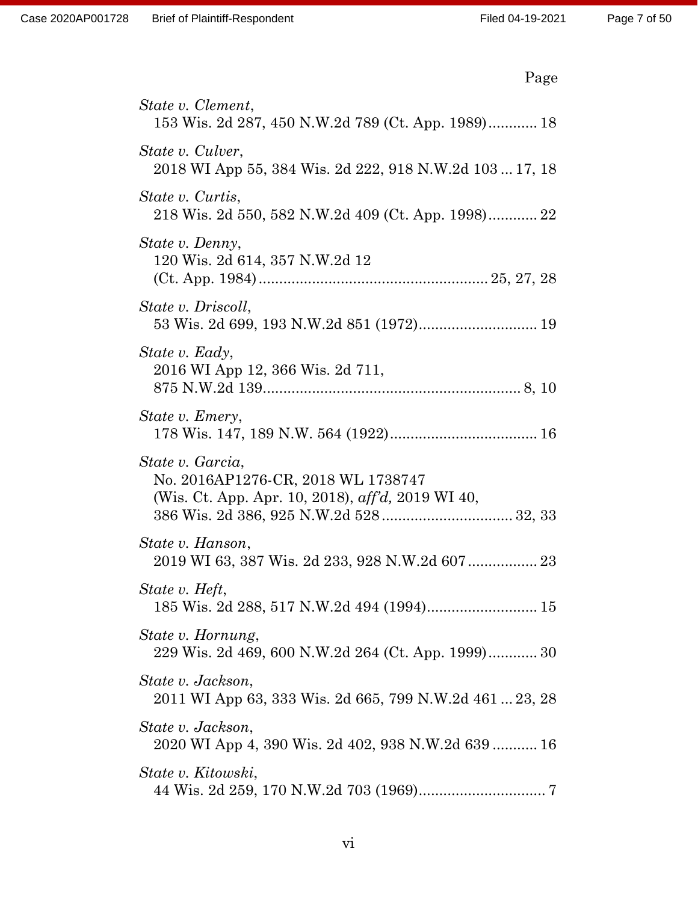Page

*State v. Clement*,
153 Wis. 2d 287, 450 N.W.2d 789 (Ct. App. 1989)............ 18

*State v. Culver*,
2018 WI App 55, 384 Wis. 2d 222, 918 N.W.2d 103 ... 17, 18

*State v. Curtis*,
218 Wis. 2d 550, 582 N.W.2d 409 (Ct. App. 1998)............ 22

*State v. Denny*,
120 Wis. 2d 614, 357 N.W.2d 12
(Ct. App. 1984)........................................................ 25, 27, 28

*State v. Driscoll*,
53 Wis. 2d 699, 193 N.W.2d 851 (1972)............................. 19

*State v. Eady*,
2016 WI App 12, 366 Wis. 2d 711,
875 N.W.2d 139............................................................... 8, 10

*State v. Emery*,
178 Wis. 147, 189 N.W. 564 (1922).................................... 16

*State v. Garcia*,
No. 2016AP1276-CR, 2018 WL 1738747
(Wis. Ct. App. Apr. 10, 2018), *aff'd,* 2019 WI 40,
386 Wis. 2d 386, 925 N.W.2d 528................................ 32, 33

*State v. Hanson*,
2019 WI 63, 387 Wis. 2d 233, 928 N.W.2d 607................. 23

*State v. Heft*,
185 Wis. 2d 288, 517 N.W.2d 494 (1994)........................... 15

*State v. Hornung*,
229 Wis. 2d 469, 600 N.W.2d 264 (Ct. App. 1999)............ 30

*State v. Jackson*,
2011 WI App 63, 333 Wis. 2d 665, 799 N.W.2d 461 ... 23, 28

*State v. Jackson*,
2020 WI App 4, 390 Wis. 2d 402, 938 N.W.2d 639 ........... 16

*State v. Kitowski*,
44 Wis. 2d 259, 170 N.W.2d 703 (1969)............................... 7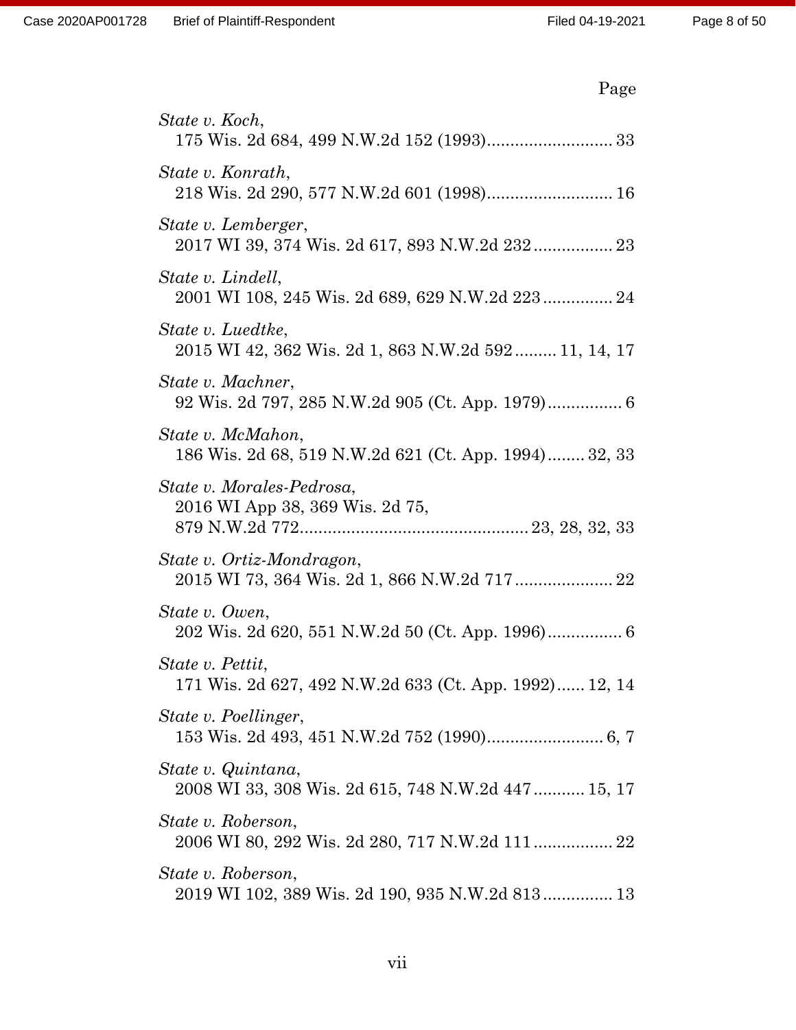Page

*State v. Koch*,
175 Wis. 2d 684, 499 N.W.2d 152 (1993)........................... 33

*State v. Konrath*,
218 Wis. 2d 290, 577 N.W.2d 601 (1998)........................... 16

*State v. Lemberger*,
2017 WI 39, 374 Wis. 2d 617, 893 N.W.2d 232................. 23

*State v. Lindell*,
2001 WI 108, 245 Wis. 2d 689, 629 N.W.2d 223............... 24

*State v. Luedtke*,
2015 WI 42, 362 Wis. 2d 1, 863 N.W.2d 592......... 11, 14, 17

*State v. Machner*,
92 Wis. 2d 797, 285 N.W.2d 905 (Ct. App. 1979)................ 6

*State v. McMahon*,
186 Wis. 2d 68, 519 N.W.2d 621 (Ct. App. 1994)........ 32, 33

*State v. Morales-Pedrosa*,
2016 WI App 38, 369 Wis. 2d 75,
879 N.W.2d 772................................................ 23, 28, 32, 33

*State v. Ortiz-Mondragon*,
2015 WI 73, 364 Wis. 2d 1, 866 N.W.2d 717..................... 22

*State v. Owen*,
202 Wis. 2d 620, 551 N.W.2d 50 (Ct. App. 1996)................ 6

*State v. Pettit*,
171 Wis. 2d 627, 492 N.W.2d 633 (Ct. App. 1992)...... 12, 14

*State v. Poellinger*,
153 Wis. 2d 493, 451 N.W.2d 752 (1990)......................... 6, 7

*State v. Quintana*,
2008 WI 33, 308 Wis. 2d 615, 748 N.W.2d 447........... 15, 17

*State v. Roberson*,
2006 WI 80, 292 Wis. 2d 280, 717 N.W.2d 111................. 22

*State v. Roberson*,
2019 WI 102, 389 Wis. 2d 190, 935 N.W.2d 813............... 13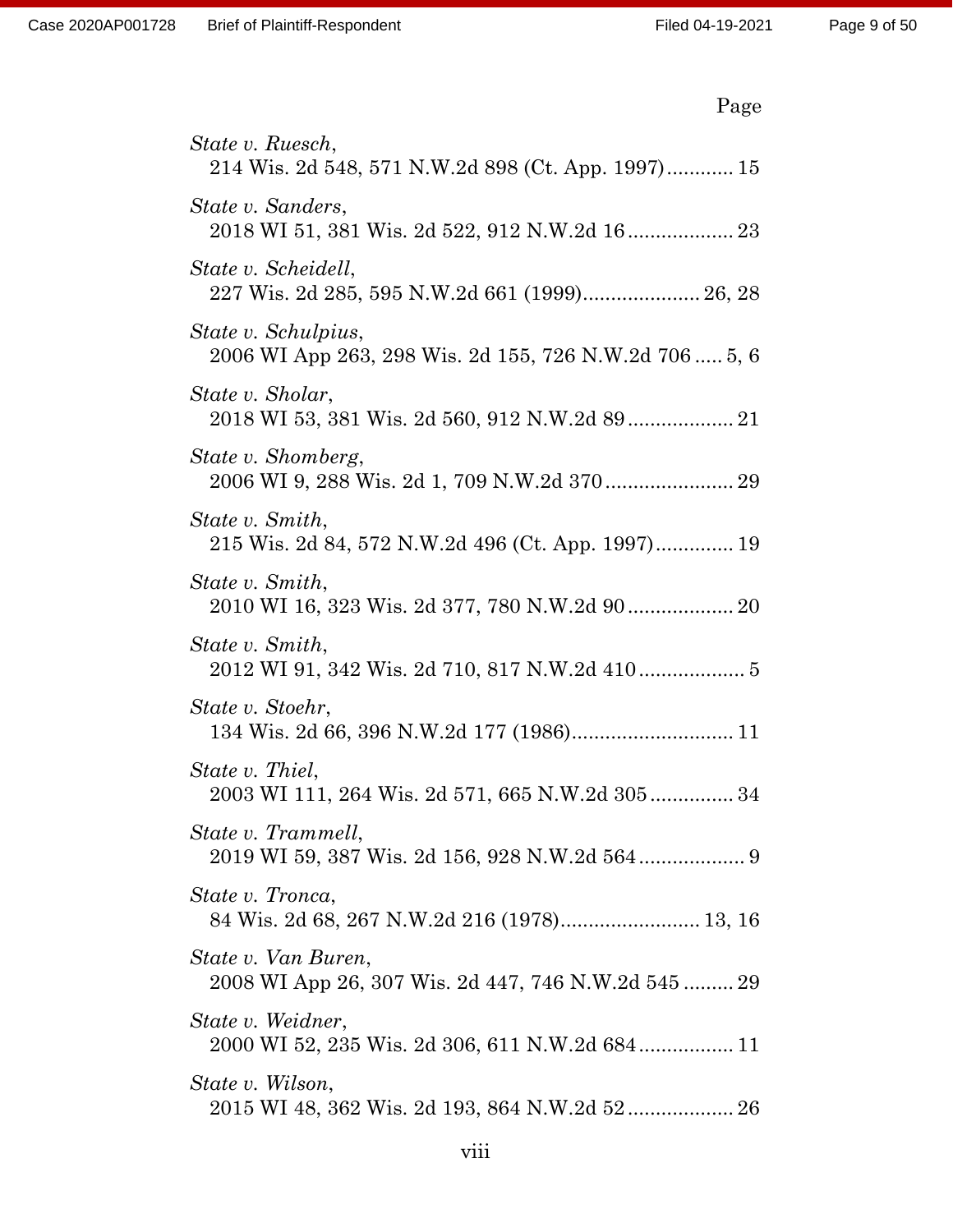Page

*State v. Ruesch*,
214 Wis. 2d 548, 571 N.W.2d 898 (Ct. App. 1997)............ 15

*State v. Sanders*,
2018 WI 51, 381 Wis. 2d 522, 912 N.W.2d 16................... 23

*State v. Scheidell*,
227 Wis. 2d 285, 595 N.W.2d 661 (1999)..................... 26, 28

*State v. Schulpius*,
2006 WI App 263, 298 Wis. 2d 155, 726 N.W.2d 706..... 5, 6

*State v. Sholar*,
2018 WI 53, 381 Wis. 2d 560, 912 N.W.2d 89................... 21

*State v. Shomberg*,
2006 WI 9, 288 Wis. 2d 1, 709 N.W.2d 370....................... 29

*State v. Smith*,
215 Wis. 2d 84, 572 N.W.2d 496 (Ct. App. 1997).............. 19

*State v. Smith*,
2010 WI 16, 323 Wis. 2d 377, 780 N.W.2d 90................... 20

*State v. Smith*,
2012 WI 91, 342 Wis. 2d 710, 817 N.W.2d 410................... 5

*State v. Stoehr*,
134 Wis. 2d 66, 396 N.W.2d 177 (1986)............................. 11

*State v. Thiel*,
2003 WI 111, 264 Wis. 2d 571, 665 N.W.2d 305............... 34

*State v. Trammell*,
2019 WI 59, 387 Wis. 2d 156, 928 N.W.2d 564................... 9

*State v. Tronca*,
84 Wis. 2d 68, 267 N.W.2d 216 (1978)......................... 13, 16

*State v. Van Buren*,
2008 WI App 26, 307 Wis. 2d 447, 746 N.W.2d 545......... 29

*State v. Weidner*,
2000 WI 52, 235 Wis. 2d 306, 611 N.W.2d 684................. 11

*State v. Wilson*,
2015 WI 48, 362 Wis. 2d 193, 864 N.W.2d 52................... 26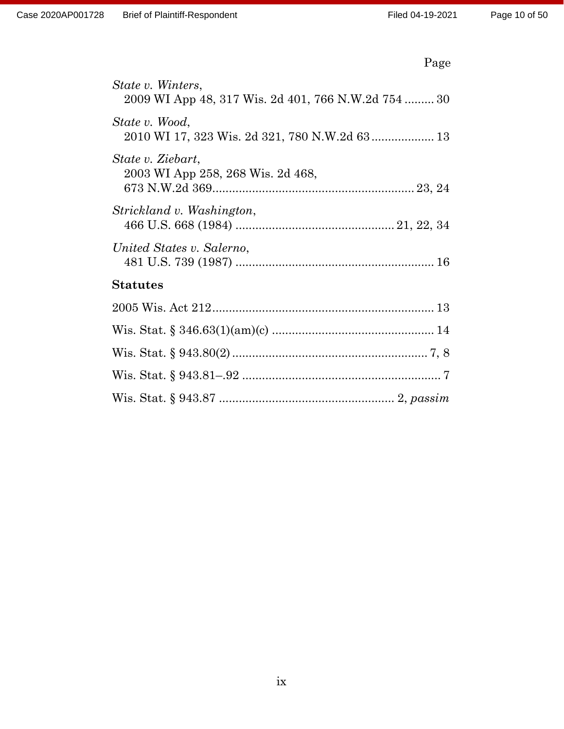Page

*State v. Winters*,
2009 WI App 48, 317 Wis. 2d 401, 766 N.W.2d 754 ......... 30

*State v. Wood*,
2010 WI 17, 323 Wis. 2d 321, 780 N.W.2d 63 ................... 13

*State v. Ziebart*,
2003 WI App 258, 268 Wis. 2d 468,
673 N.W.2d 369 ............................................................ 23, 24

*Strickland v. Washington*,
466 U.S. 668 (1984) ............................................... 21, 22, 34

*United States v. Salerno*,
481 U.S. 739 (1987) ............................................................ 16

**Statutes**

2005 Wis. Act 212 .................................................................. 13

Wis. Stat. § 346.63(1)(am)(c) ................................................. 14

Wis. Stat. § 943.80(2) ........................................................... 7, 8

Wis. Stat. § 943.81–.92 ............................................................ 7

Wis. Stat. § 943.87 ..................................................... 2, *passim*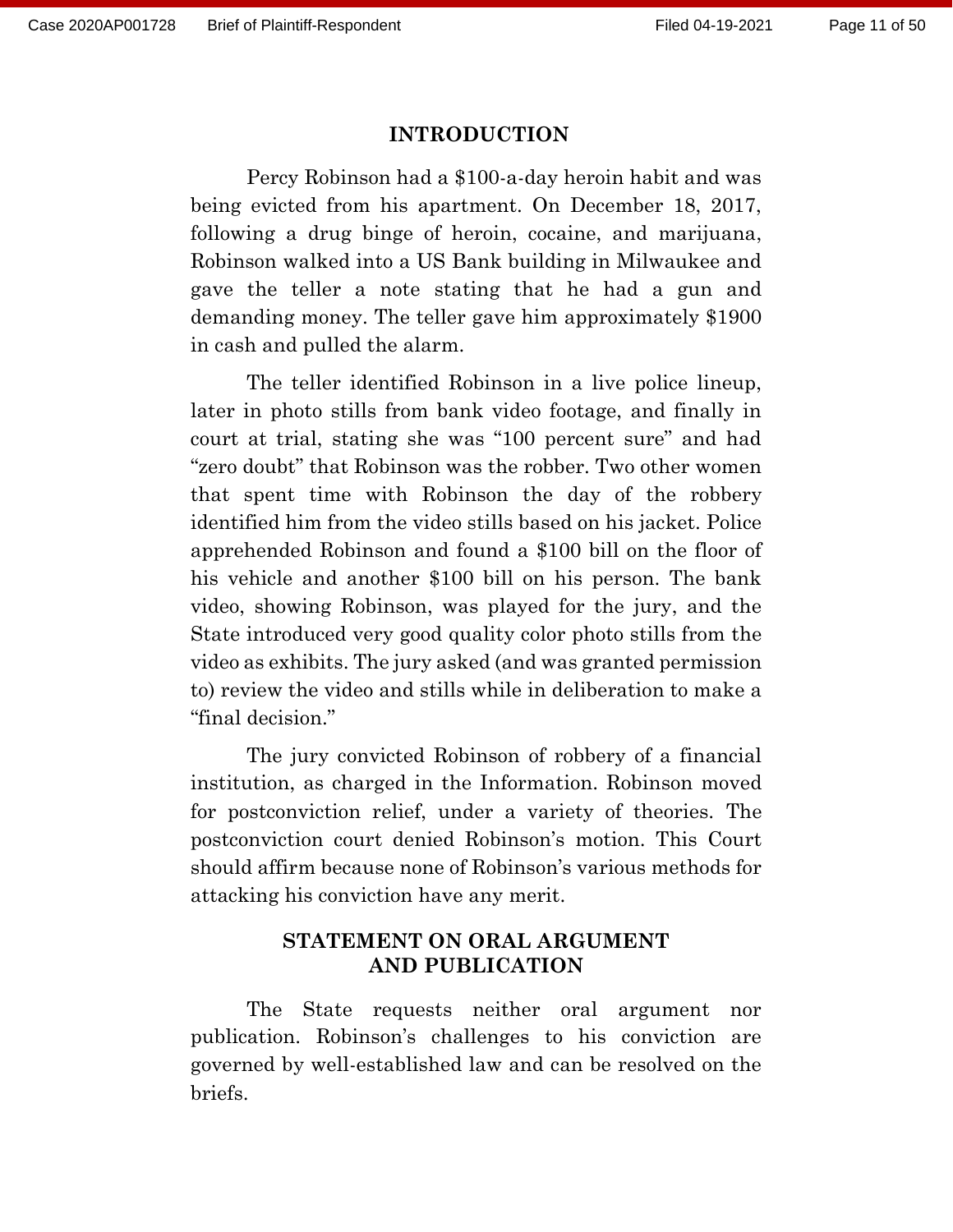## INTRODUCTION

Percy Robinson had a $100-a-day heroin habit and was being evicted from his apartment. On December 18, 2017, following a drug binge of heroin, cocaine, and marijuana, Robinson walked into a US Bank building in Milwaukee and gave the teller a note stating that he had a gun and demanding money. The teller gave him approximately $1900 in cash and pulled the alarm.

The teller identified Robinson in a live police lineup, later in photo stills from bank video footage, and finally in court at trial, stating she was "100 percent sure" and had "zero doubt" that Robinson was the robber. Two other women that spent time with Robinson the day of the robbery identified him from the video stills based on his jacket. Police apprehended Robinson and found a $100 bill on the floor of his vehicle and another $100 bill on his person. The bank video, showing Robinson, was played for the jury, and the State introduced very good quality color photo stills from the video as exhibits. The jury asked (and was granted permission to) review the video and stills while in deliberation to make a "final decision."

The jury convicted Robinson of robbery of a financial institution, as charged in the Information. Robinson moved for postconviction relief, under a variety of theories. The postconviction court denied Robinson's motion. This Court should affirm because none of Robinson's various methods for attacking his conviction have any merit.

## STATEMENT ON ORAL ARGUMENT AND PUBLICATION

The State requests neither oral argument nor publication. Robinson's challenges to his conviction are governed by well-established law and can be resolved on the briefs.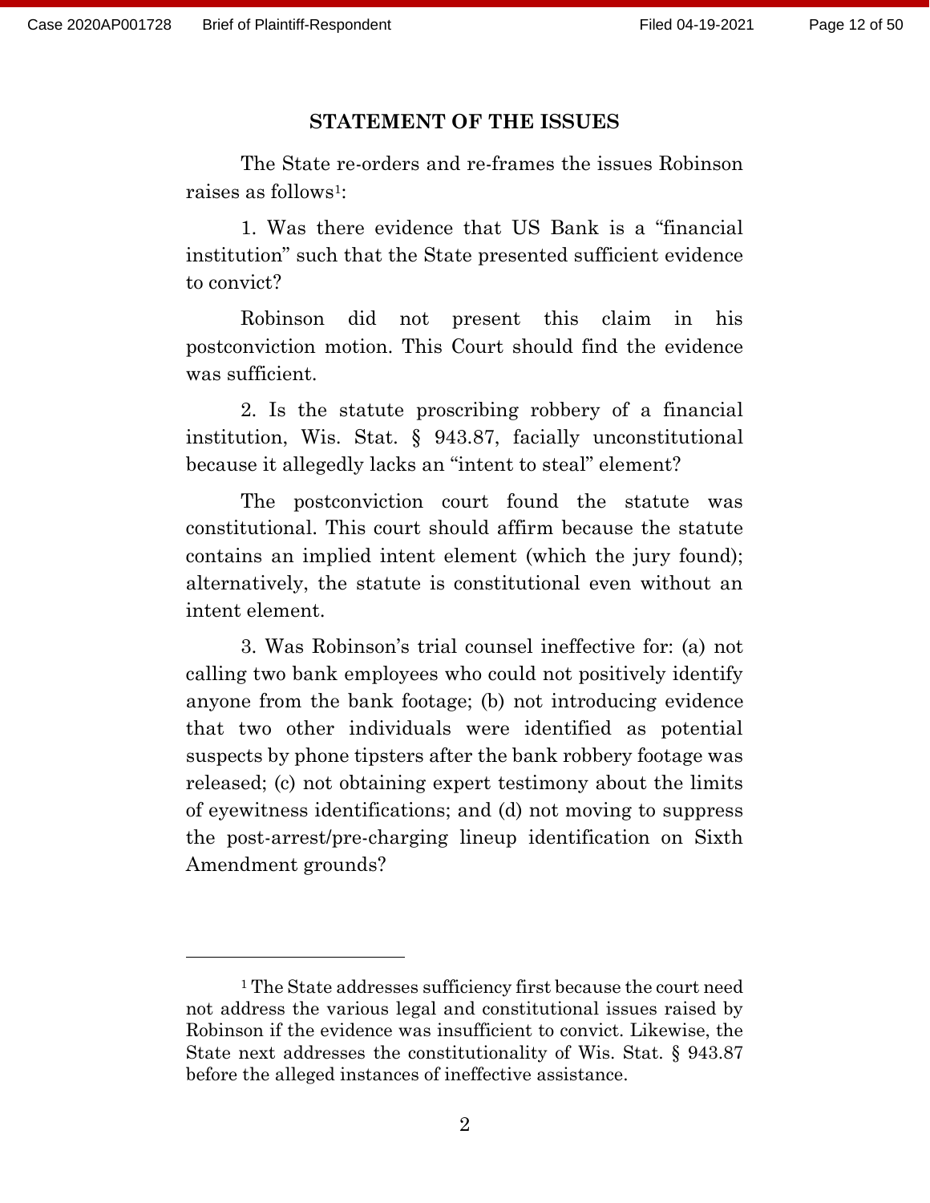## STATEMENT OF THE ISSUES

The State re-orders and re-frames the issues Robinson raises as follows[1]:

1. Was there evidence that US Bank is a "financial institution" such that the State presented sufficient evidence to convict?

Robinson did not present this claim in his postconviction motion. This Court should find the evidence was sufficient.

2. Is the statute proscribing robbery of a financial institution, Wis. Stat. § 943.87, facially unconstitutional because it allegedly lacks an "intent to steal" element?

The postconviction court found the statute was constitutional. This court should affirm because the statute contains an implied intent element (which the jury found); alternatively, the statute is constitutional even without an intent element.

3. Was Robinson's trial counsel ineffective for: (a) not calling two bank employees who could not positively identify anyone from the bank footage; (b) not introducing evidence that two other individuals were identified as potential suspects by phone tipsters after the bank robbery footage was released; (c) not obtaining expert testimony about the limits of eyewitness identifications; and (d) not moving to suppress the post-arrest/pre-charging lineup identification on Sixth Amendment grounds?

---

[1] The State addresses sufficiency first because the court need not address the various legal and constitutional issues raised by Robinson if the evidence was insufficient to convict. Likewise, the State next addresses the constitutionality of Wis. Stat. § 943.87 before the alleged instances of ineffective assistance.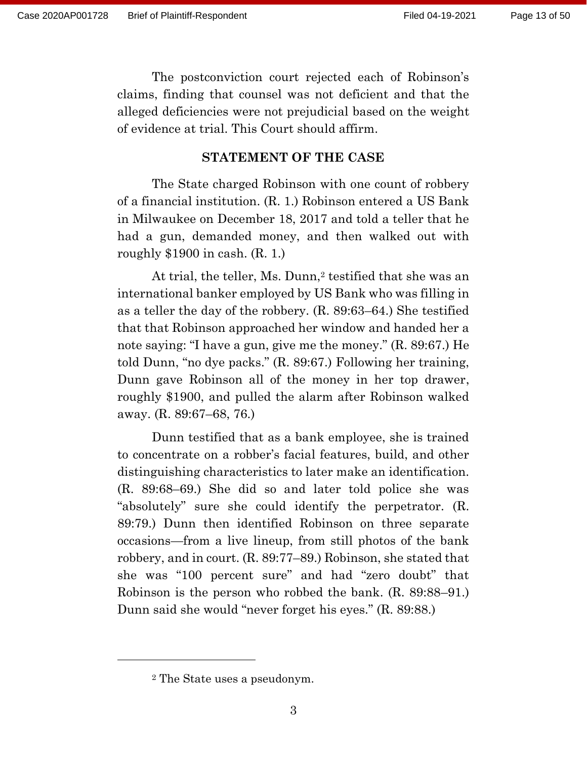The postconviction court rejected each of Robinson's claims, finding that counsel was not deficient and that the alleged deficiencies were not prejudicial based on the weight of evidence at trial. This Court should affirm.

## STATEMENT OF THE CASE

The State charged Robinson with one count of robbery of a financial institution. (R. 1.) Robinson entered a US Bank in Milwaukee on December 18, 2017 and told a teller that he had a gun, demanded money, and then walked out with roughly $1900 in cash. (R. 1.)

At trial, the teller, Ms. Dunn,[2] testified that she was an international banker employed by US Bank who was filling in as a teller the day of the robbery. (R. 89:63–64.) She testified that that Robinson approached her window and handed her a note saying: "I have a gun, give me the money." (R. 89:67.) He told Dunn, "no dye packs." (R. 89:67.) Following her training, Dunn gave Robinson all of the money in her top drawer, roughly $1900, and pulled the alarm after Robinson walked away. (R. 89:67–68, 76.)

Dunn testified that as a bank employee, she is trained to concentrate on a robber's facial features, build, and other distinguishing characteristics to later make an identification. (R. 89:68–69.) She did so and later told police she was "absolutely" sure she could identify the perpetrator. (R. 89:79.) Dunn then identified Robinson on three separate occasions—from a live lineup, from still photos of the bank robbery, and in court. (R. 89:77–89.) Robinson, she stated that she was "100 percent sure" and had "zero doubt" that Robinson is the person who robbed the bank. (R. 89:88–91.) Dunn said she would "never forget his eyes." (R. 89:88.)

[2] The State uses a pseudonym.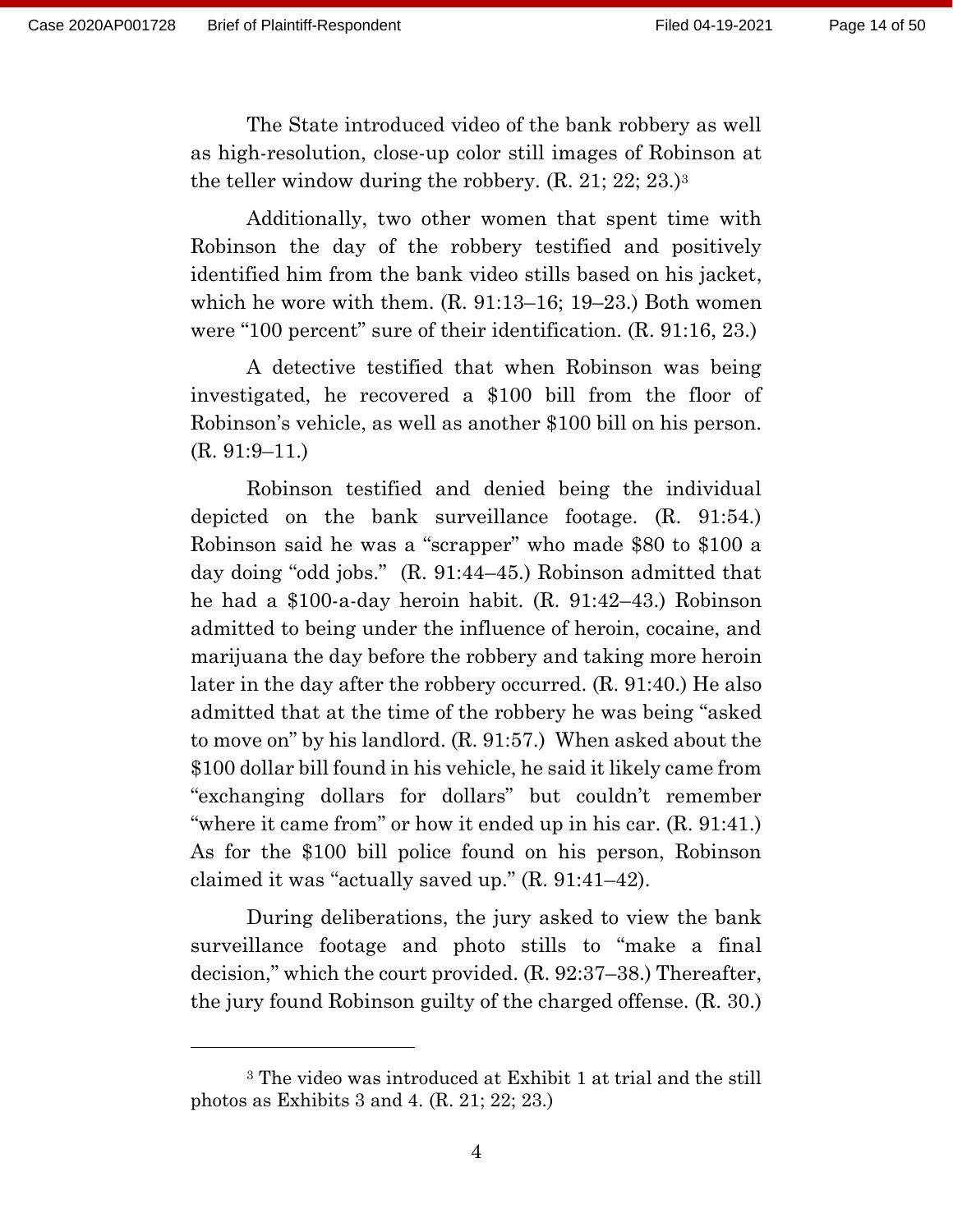The State introduced video of the bank robbery as well as high-resolution, close-up color still images of Robinson at the teller window during the robbery. (R. 21; 22; 23.)[3]

Additionally, two other women that spent time with Robinson the day of the robbery testified and positively identified him from the bank video stills based on his jacket, which he wore with them. (R. 91:13–16; 19–23.) Both women were "100 percent" sure of their identification. (R. 91:16, 23.)

A detective testified that when Robinson was being investigated, he recovered a $100 bill from the floor of Robinson's vehicle, as well as another $100 bill on his person. (R. 91:9–11.)

Robinson testified and denied being the individual depicted on the bank surveillance footage. (R. 91:54.) Robinson said he was a "scrapper" who made $80 to $100 a day doing "odd jobs." (R. 91:44–45.) Robinson admitted that he had a $100-a-day heroin habit. (R. 91:42–43.) Robinson admitted to being under the influence of heroin, cocaine, and marijuana the day before the robbery and taking more heroin later in the day after the robbery occurred. (R. 91:40.) He also admitted that at the time of the robbery he was being "asked to move on" by his landlord. (R. 91:57.) When asked about the $100 dollar bill found in his vehicle, he said it likely came from "exchanging dollars for dollars" but couldn't remember "where it came from" or how it ended up in his car. (R. 91:41.) As for the $100 bill police found on his person, Robinson claimed it was "actually saved up." (R. 91:41–42).

During deliberations, the jury asked to view the bank surveillance footage and photo stills to "make a final decision," which the court provided. (R. 92:37–38.) Thereafter, the jury found Robinson guilty of the charged offense. (R. 30.)

---

[3] The video was introduced at Exhibit 1 at trial and the still photos as Exhibits 3 and 4. (R. 21; 22; 23.)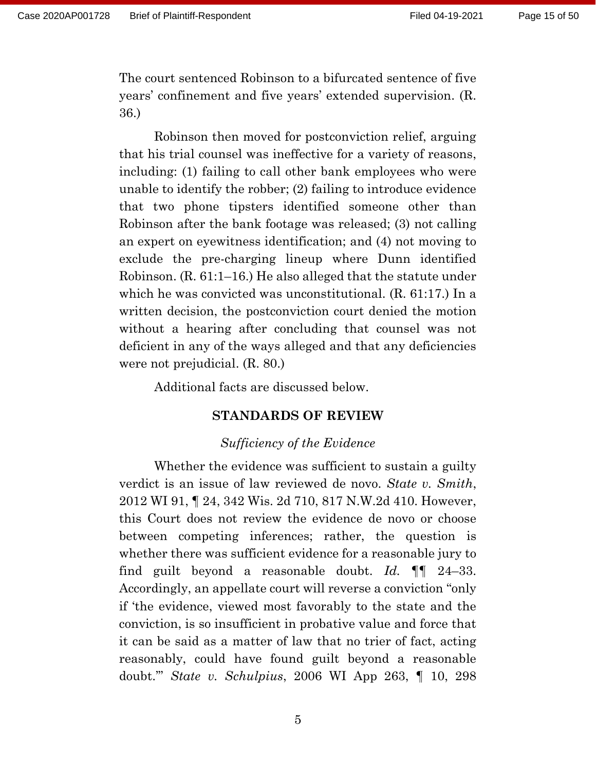The court sentenced Robinson to a bifurcated sentence of five years' confinement and five years' extended supervision. (R. 36.)

Robinson then moved for postconviction relief, arguing that his trial counsel was ineffective for a variety of reasons, including: (1) failing to call other bank employees who were unable to identify the robber; (2) failing to introduce evidence that two phone tipsters identified someone other than Robinson after the bank footage was released; (3) not calling an expert on eyewitness identification; and (4) not moving to exclude the pre-charging lineup where Dunn identified Robinson. (R. 61:1–16.) He also alleged that the statute under which he was convicted was unconstitutional. (R. 61:17.) In a written decision, the postconviction court denied the motion without a hearing after concluding that counsel was not deficient in any of the ways alleged and that any deficiencies were not prejudicial. (R. 80.)

Additional facts are discussed below.

## STANDARDS OF REVIEW

### *Sufficiency of the Evidence*

Whether the evidence was sufficient to sustain a guilty verdict is an issue of law reviewed de novo. *State v. Smith*, 2012 WI 91, ¶ 24, 342 Wis. 2d 710, 817 N.W.2d 410. However, this Court does not review the evidence de novo or choose between competing inferences; rather, the question is whether there was sufficient evidence for a reasonable jury to find guilt beyond a reasonable doubt. *Id.* ¶¶ 24–33. Accordingly, an appellate court will reverse a conviction "only if 'the evidence, viewed most favorably to the state and the conviction, is so insufficient in probative value and force that it can be said as a matter of law that no trier of fact, acting reasonably, could have found guilt beyond a reasonable doubt.'" *State v. Schulpius*, 2006 WI App 263, ¶ 10, 298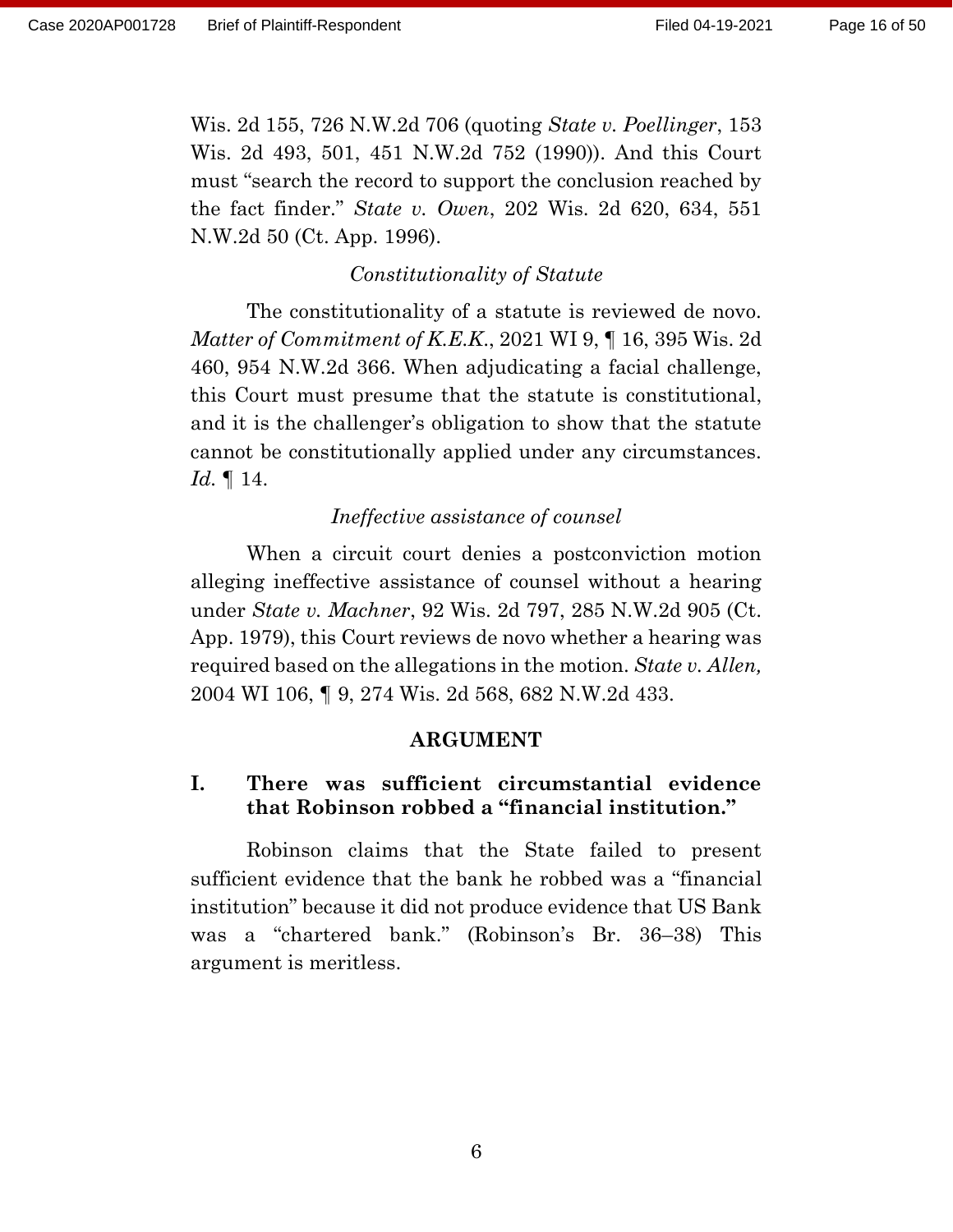Wis. 2d 155, 726 N.W.2d 706 (quoting *State v. Poellinger*, 153 Wis. 2d 493, 501, 451 N.W.2d 752 (1990)). And this Court must "search the record to support the conclusion reached by the fact finder." *State v. Owen*, 202 Wis. 2d 620, 634, 551 N.W.2d 50 (Ct. App. 1996).

*Constitutionality of Statute*

The constitutionality of a statute is reviewed de novo. *Matter of Commitment of K.E.K.*, 2021 WI 9, ¶ 16, 395 Wis. 2d 460, 954 N.W.2d 366. When adjudicating a facial challenge, this Court must presume that the statute is constitutional, and it is the challenger's obligation to show that the statute cannot be constitutionally applied under any circumstances. *Id.* ¶ 14.

*Ineffective assistance of counsel*

When a circuit court denies a postconviction motion alleging ineffective assistance of counsel without a hearing under *State v. Machner*, 92 Wis. 2d 797, 285 N.W.2d 905 (Ct. App. 1979), this Court reviews de novo whether a hearing was required based on the allegations in the motion. *State v. Allen,* 2004 WI 106, ¶ 9, 274 Wis. 2d 568, 682 N.W.2d 433.

## ARGUMENT

### I. There was sufficient circumstantial evidence that Robinson robbed a "financial institution."

Robinson claims that the State failed to present sufficient evidence that the bank he robbed was a "financial institution" because it did not produce evidence that US Bank was a "chartered bank." (Robinson's Br. 36–38) This argument is meritless.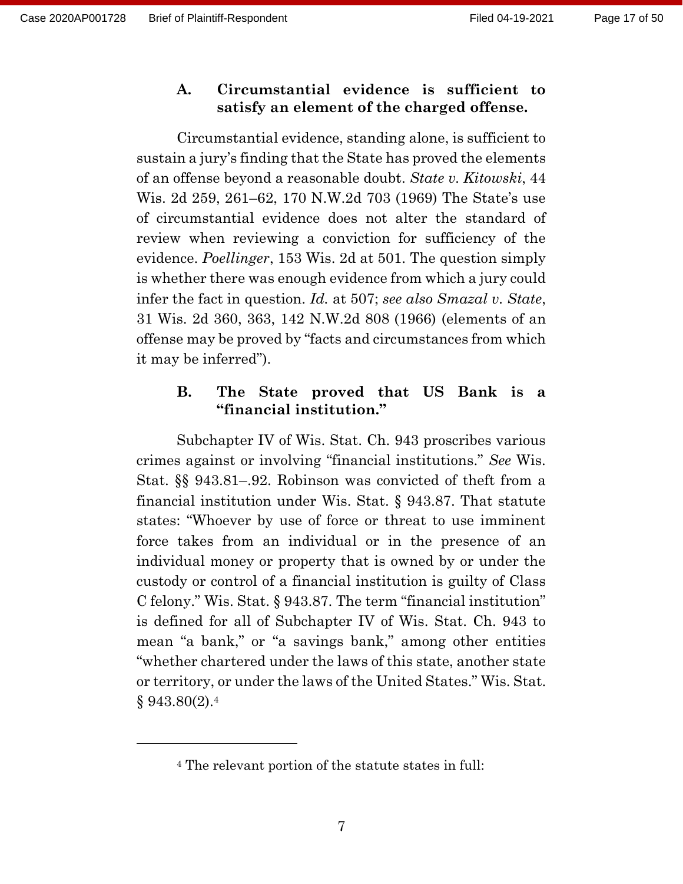### A. Circumstantial evidence is sufficient to satisfy an element of the charged offense.

Circumstantial evidence, standing alone, is sufficient to sustain a jury's finding that the State has proved the elements of an offense beyond a reasonable doubt. *State v. Kitowski*, 44 Wis. 2d 259, 261–62, 170 N.W.2d 703 (1969) The State's use of circumstantial evidence does not alter the standard of review when reviewing a conviction for sufficiency of the evidence. *Poellinger*, 153 Wis. 2d at 501. The question simply is whether there was enough evidence from which a jury could infer the fact in question. *Id.* at 507; *see also Smazal v. State*, 31 Wis. 2d 360, 363, 142 N.W.2d 808 (1966) (elements of an offense may be proved by "facts and circumstances from which it may be inferred").

### B. The State proved that US Bank is a "financial institution."

Subchapter IV of Wis. Stat. Ch. 943 proscribes various crimes against or involving "financial institutions." *See* Wis. Stat. §§ 943.81–.92. Robinson was convicted of theft from a financial institution under Wis. Stat. § 943.87. That statute states: "Whoever by use of force or threat to use imminent force takes from an individual or in the presence of an individual money or property that is owned by or under the custody or control of a financial institution is guilty of Class C felony." Wis. Stat. § 943.87. The term "financial institution" is defined for all of Subchapter IV of Wis. Stat. Ch. 943 to mean "a bank," or "a savings bank," among other entities "whether chartered under the laws of this state, another state or territory, or under the laws of the United States." Wis. Stat. § 943.80(2).[4]

---

[4] The relevant portion of the statute states in full: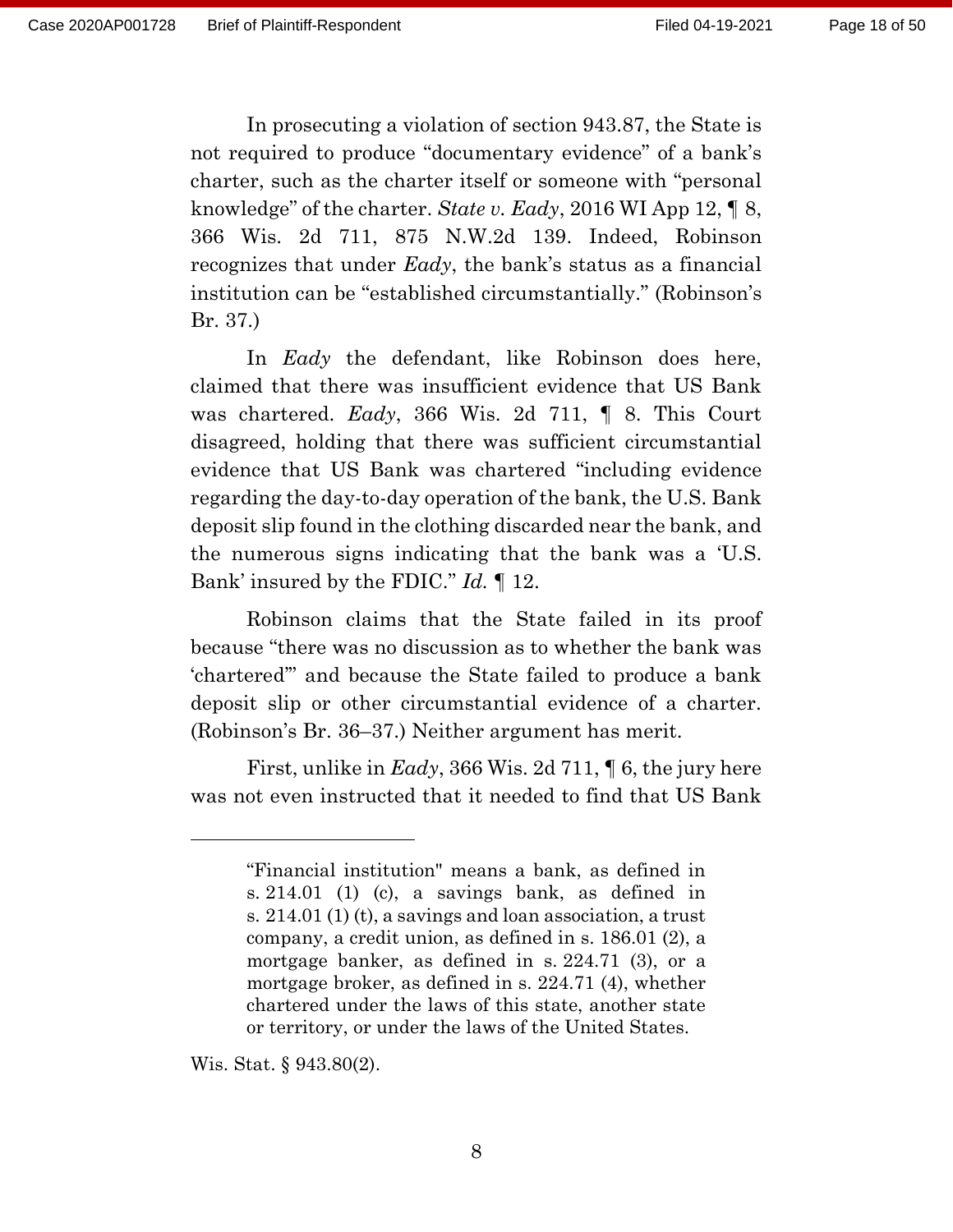In prosecuting a violation of section 943.87, the State is not required to produce "documentary evidence" of a bank's charter, such as the charter itself or someone with "personal knowledge" of the charter. *State v. Eady*, 2016 WI App 12, ¶ 8, 366 Wis. 2d 711, 875 N.W.2d 139. Indeed, Robinson recognizes that under *Eady*, the bank's status as a financial institution can be "established circumstantially." (Robinson's Br. 37.)

In *Eady* the defendant, like Robinson does here, claimed that there was insufficient evidence that US Bank was chartered. *Eady*, 366 Wis. 2d 711, ¶ 8. This Court disagreed, holding that there was sufficient circumstantial evidence that US Bank was chartered "including evidence regarding the day-to-day operation of the bank, the U.S. Bank deposit slip found in the clothing discarded near the bank, and the numerous signs indicating that the bank was a 'U.S. Bank' insured by the FDIC." *Id.* ¶ 12.

Robinson claims that the State failed in its proof because "there was no discussion as to whether the bank was 'chartered'" and because the State failed to produce a bank deposit slip or other circumstantial evidence of a charter. (Robinson's Br. 36–37.) Neither argument has merit.

First, unlike in *Eady*, 366 Wis. 2d 711, ¶ 6, the jury here was not even instructed that it needed to find that US Bank

---

> "Financial institution" means a bank, as defined in s. 214.01 (1) (c), a savings bank, as defined in s. 214.01 (1) (t), a savings and loan association, a trust company, a credit union, as defined in s. 186.01 (2), a mortgage banker, as defined in s. 224.71 (3), or a mortgage broker, as defined in s. 224.71 (4), whether chartered under the laws of this state, another state or territory, or under the laws of the United States.

Wis. Stat. § 943.80(2).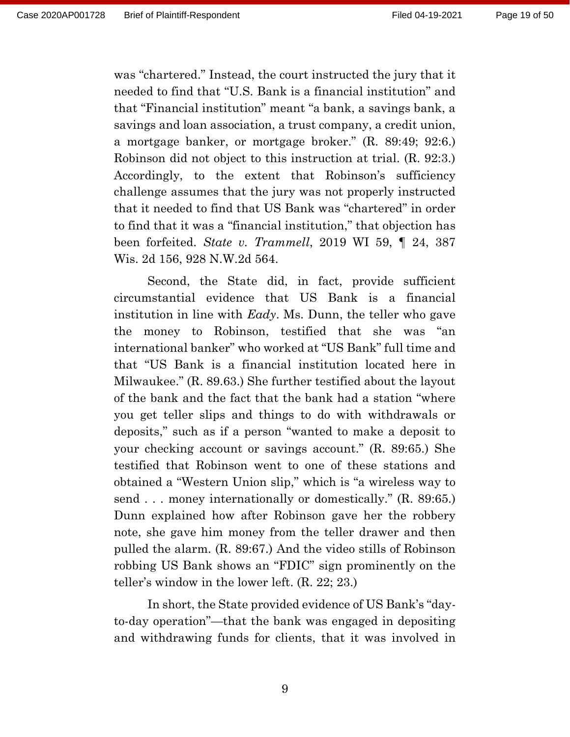was "chartered." Instead, the court instructed the jury that it needed to find that "U.S. Bank is a financial institution" and that "Financial institution" meant "a bank, a savings bank, a savings and loan association, a trust company, a credit union, a mortgage banker, or mortgage broker." (R. 89:49; 92:6.) Robinson did not object to this instruction at trial. (R. 92:3.) Accordingly, to the extent that Robinson's sufficiency challenge assumes that the jury was not properly instructed that it needed to find that US Bank was "chartered" in order to find that it was a "financial institution," that objection has been forfeited. *State v. Trammell*, 2019 WI 59, ¶ 24, 387 Wis. 2d 156, 928 N.W.2d 564.

Second, the State did, in fact, provide sufficient circumstantial evidence that US Bank is a financial institution in line with *Eady*. Ms. Dunn, the teller who gave the money to Robinson, testified that she was "an international banker" who worked at "US Bank" full time and that "US Bank is a financial institution located here in Milwaukee." (R. 89.63.) She further testified about the layout of the bank and the fact that the bank had a station "where you get teller slips and things to do with withdrawals or deposits," such as if a person "wanted to make a deposit to your checking account or savings account." (R. 89:65.) She testified that Robinson went to one of these stations and obtained a "Western Union slip," which is "a wireless way to send . . . money internationally or domestically." (R. 89:65.) Dunn explained how after Robinson gave her the robbery note, she gave him money from the teller drawer and then pulled the alarm. (R. 89:67.) And the video stills of Robinson robbing US Bank shows an "FDIC" sign prominently on the teller's window in the lower left. (R. 22; 23.)

In short, the State provided evidence of US Bank's "day-to-day operation"—that the bank was engaged in depositing and withdrawing funds for clients, that it was involved in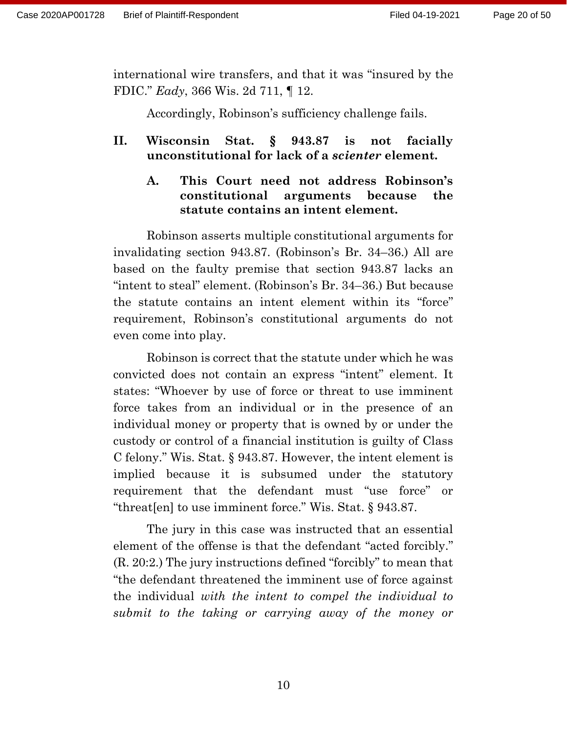international wire transfers, and that it was "insured by the FDIC." *Eady*, 366 Wis. 2d 711, ¶ 12.

Accordingly, Robinson's sufficiency challenge fails.

## II. Wisconsin Stat. § 943.87 is not facially unconstitutional for lack of a *scienter* element.

### A. This Court need not address Robinson's constitutional arguments because the statute contains an intent element.

Robinson asserts multiple constitutional arguments for invalidating section 943.87. (Robinson's Br. 34–36.) All are based on the faulty premise that section 943.87 lacks an "intent to steal" element. (Robinson's Br. 34–36.) But because the statute contains an intent element within its "force" requirement, Robinson's constitutional arguments do not even come into play.

Robinson is correct that the statute under which he was convicted does not contain an express "intent" element. It states: "Whoever by use of force or threat to use imminent force takes from an individual or in the presence of an individual money or property that is owned by or under the custody or control of a financial institution is guilty of Class C felony." Wis. Stat. § 943.87. However, the intent element is implied because it is subsumed under the statutory requirement that the defendant must "use force" or "threat[en] to use imminent force." Wis. Stat. § 943.87.

The jury in this case was instructed that an essential element of the offense is that the defendant "acted forcibly." (R. 20:2.) The jury instructions defined "forcibly" to mean that "the defendant threatened the imminent use of force against the individual *with the intent to compel the individual to submit to the taking or carrying away of the money or*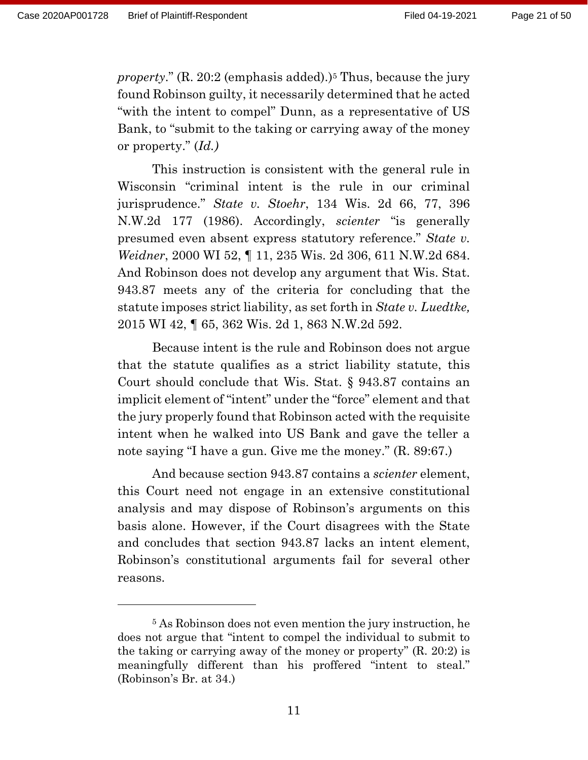*property*." (R. 20:2 (emphasis added).)[5] Thus, because the jury found Robinson guilty, it necessarily determined that he acted "with the intent to compel" Dunn, as a representative of US Bank, to "submit to the taking or carrying away of the money or property." (*Id.)*

This instruction is consistent with the general rule in Wisconsin "criminal intent is the rule in our criminal jurisprudence." *State v. Stoehr*, 134 Wis. 2d 66, 77, 396 N.W.2d 177 (1986). Accordingly, *scienter* "is generally presumed even absent express statutory reference." *State v. Weidner*, 2000 WI 52, ¶ 11, 235 Wis. 2d 306, 611 N.W.2d 684. And Robinson does not develop any argument that Wis. Stat. 943.87 meets any of the criteria for concluding that the statute imposes strict liability, as set forth in *State v. Luedtke,* 2015 WI 42, ¶ 65, 362 Wis. 2d 1, 863 N.W.2d 592.

Because intent is the rule and Robinson does not argue that the statute qualifies as a strict liability statute, this Court should conclude that Wis. Stat. § 943.87 contains an implicit element of "intent" under the "force" element and that the jury properly found that Robinson acted with the requisite intent when he walked into US Bank and gave the teller a note saying "I have a gun. Give me the money." (R. 89:67.)

And because section 943.87 contains a *scienter* element, this Court need not engage in an extensive constitutional analysis and may dispose of Robinson's arguments on this basis alone. However, if the Court disagrees with the State and concludes that section 943.87 lacks an intent element, Robinson's constitutional arguments fail for several other reasons.

---

[5] As Robinson does not even mention the jury instruction, he does not argue that "intent to compel the individual to submit to the taking or carrying away of the money or property" (R. 20:2) is meaningfully different than his proffered "intent to steal." (Robinson's Br. at 34.)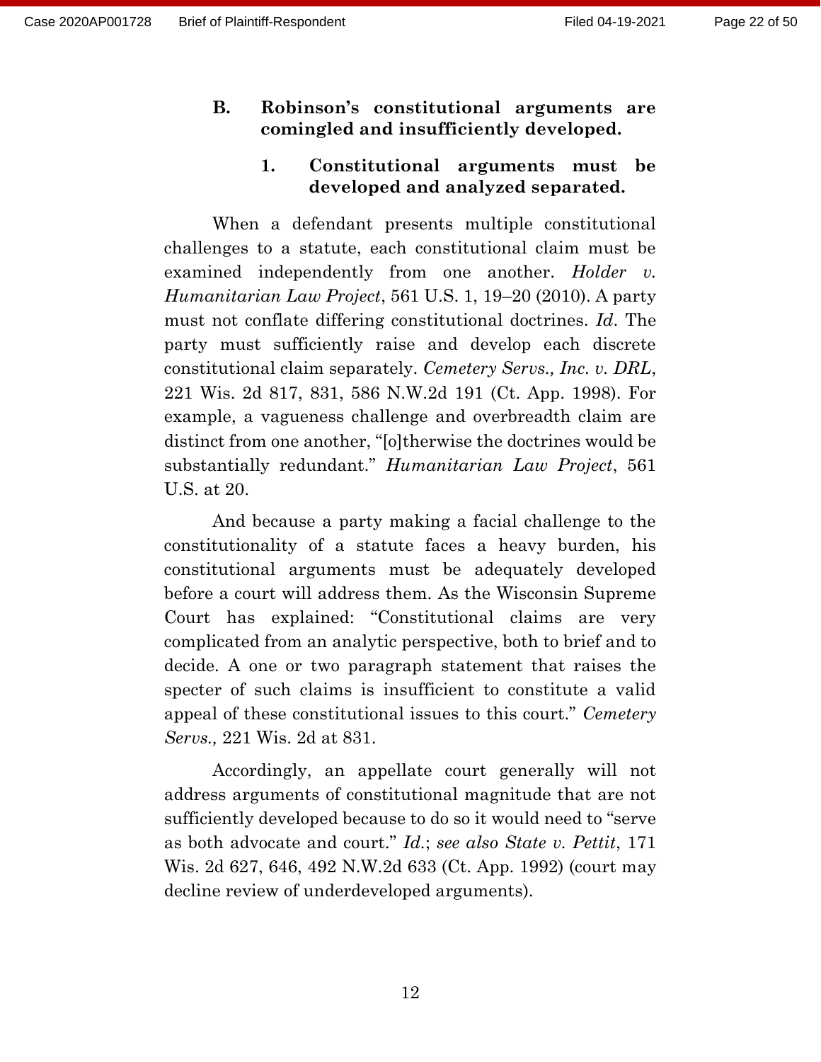### B. Robinson's constitutional arguments are comingled and insufficiently developed.

#### 1. Constitutional arguments must be developed and analyzed separated.

When a defendant presents multiple constitutional challenges to a statute, each constitutional claim must be examined independently from one another. *Holder v. Humanitarian Law Project*, 561 U.S. 1, 19–20 (2010). A party must not conflate differing constitutional doctrines. *Id.* The party must sufficiently raise and develop each discrete constitutional claim separately. *Cemetery Servs., Inc. v. DRL*, 221 Wis. 2d 817, 831, 586 N.W.2d 191 (Ct. App. 1998). For example, a vagueness challenge and overbreadth claim are distinct from one another, "[o]therwise the doctrines would be substantially redundant." *Humanitarian Law Project*, 561 U.S. at 20.

And because a party making a facial challenge to the constitutionality of a statute faces a heavy burden, his constitutional arguments must be adequately developed before a court will address them. As the Wisconsin Supreme Court has explained: "Constitutional claims are very complicated from an analytic perspective, both to brief and to decide. A one or two paragraph statement that raises the specter of such claims is insufficient to constitute a valid appeal of these constitutional issues to this court." *Cemetery Servs.,* 221 Wis. 2d at 831.

Accordingly, an appellate court generally will not address arguments of constitutional magnitude that are not sufficiently developed because to do so it would need to "serve as both advocate and court." *Id.*; *see also State v. Pettit*, 171 Wis. 2d 627, 646, 492 N.W.2d 633 (Ct. App. 1992) (court may decline review of underdeveloped arguments).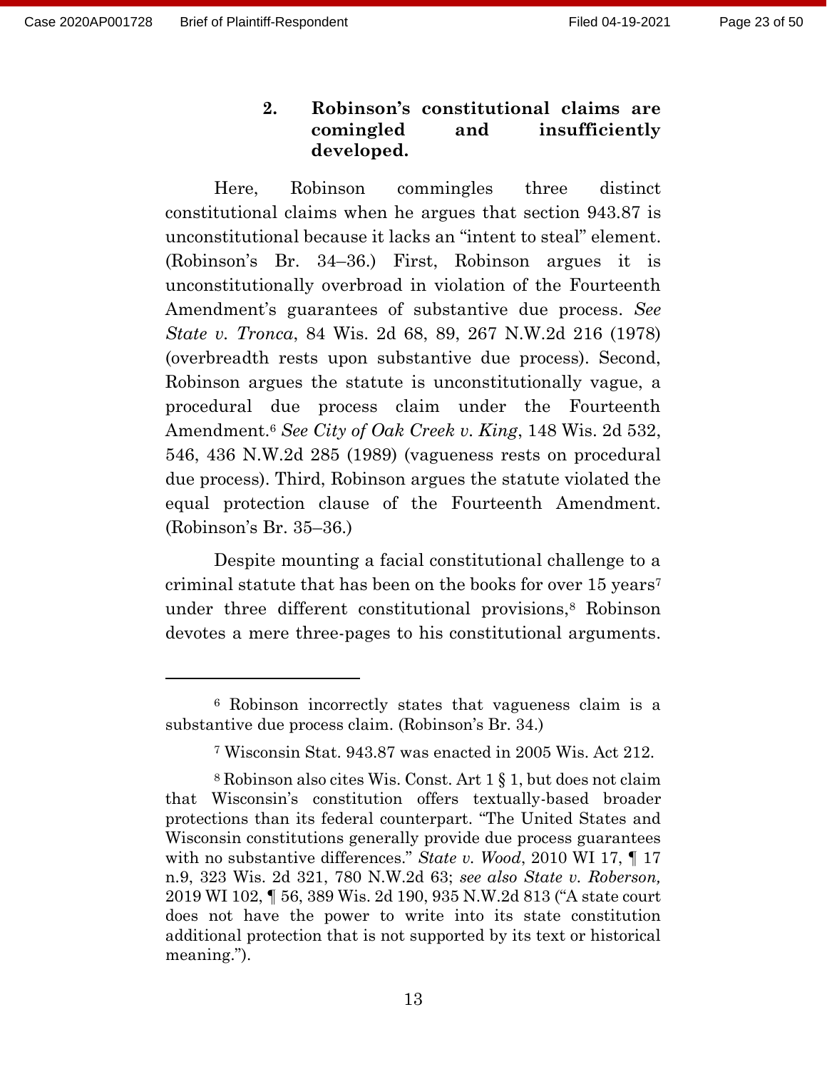### 2. Robinson's constitutional claims are comingled and insufficiently developed.

Here, Robinson commingles three distinct constitutional claims when he argues that section 943.87 is unconstitutional because it lacks an "intent to steal" element. (Robinson's Br. 34–36.) First, Robinson argues it is unconstitutionally overbroad in violation of the Fourteenth Amendment's guarantees of substantive due process. *See State v. Tronca*, 84 Wis. 2d 68, 89, 267 N.W.2d 216 (1978) (overbreadth rests upon substantive due process). Second, Robinson argues the statute is unconstitutionally vague, a procedural due process claim under the Fourteenth Amendment.[6] *See City of Oak Creek v. King*, 148 Wis. 2d 532, 546, 436 N.W.2d 285 (1989) (vagueness rests on procedural due process). Third, Robinson argues the statute violated the equal protection clause of the Fourteenth Amendment. (Robinson's Br. 35–36.)

Despite mounting a facial constitutional challenge to a criminal statute that has been on the books for over 15 years[7] under three different constitutional provisions,[8] Robinson devotes a mere three-pages to his constitutional arguments.

---

[6] Robinson incorrectly states that vagueness claim is a substantive due process claim. (Robinson's Br. 34.)

[7] Wisconsin Stat. 943.87 was enacted in 2005 Wis. Act 212.

[8] Robinson also cites Wis. Const. Art 1 § 1, but does not claim that Wisconsin's constitution offers textually-based broader protections than its federal counterpart. "The United States and Wisconsin constitutions generally provide due process guarantees with no substantive differences." *State v. Wood*, 2010 WI 17, ¶ 17 n.9, 323 Wis. 2d 321, 780 N.W.2d 63; *see also State v. Roberson,* 2019 WI 102, ¶ 56, 389 Wis. 2d 190, 935 N.W.2d 813 ("A state court does not have the power to write into its state constitution additional protection that is not supported by its text or historical meaning.").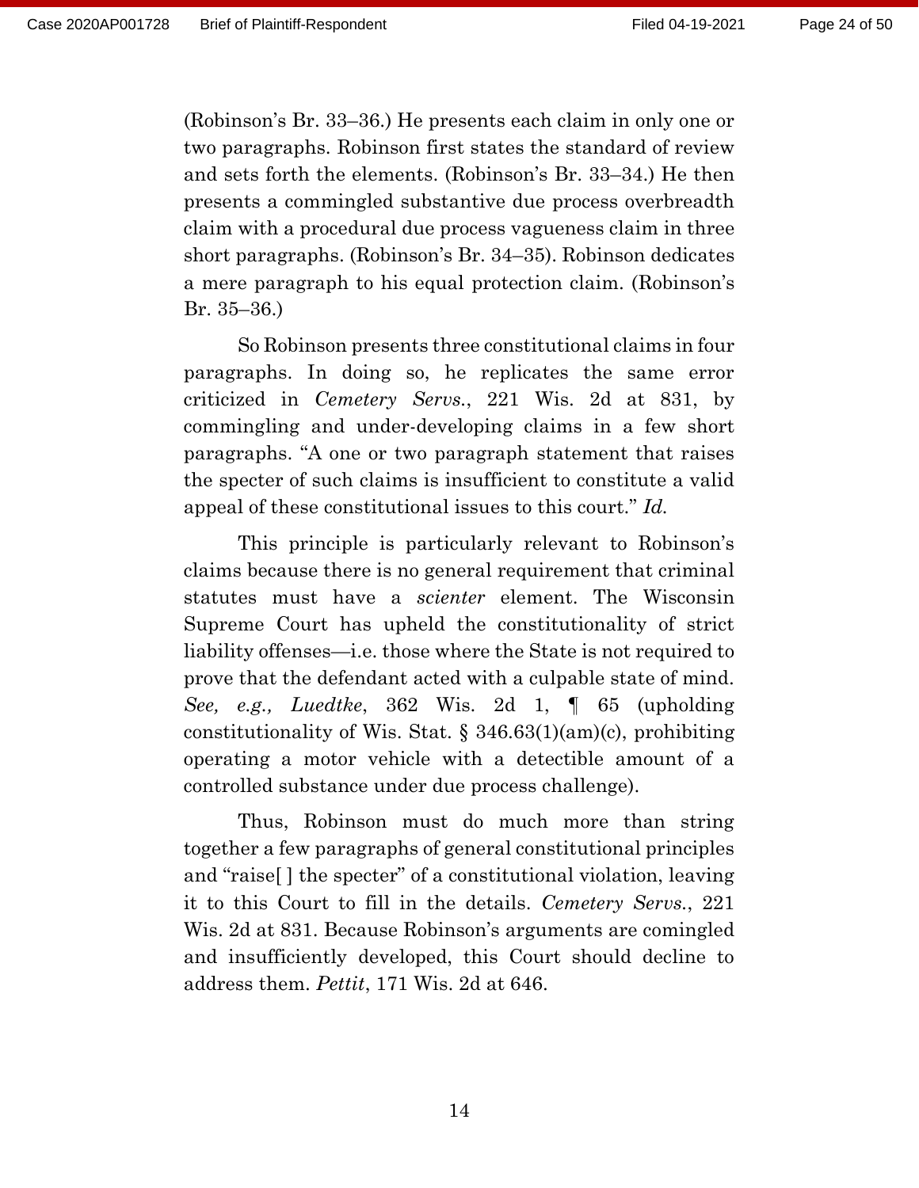(Robinson's Br. 33–36.) He presents each claim in only one or two paragraphs. Robinson first states the standard of review and sets forth the elements. (Robinson's Br. 33–34.) He then presents a commingled substantive due process overbreadth claim with a procedural due process vagueness claim in three short paragraphs. (Robinson's Br. 34–35). Robinson dedicates a mere paragraph to his equal protection claim. (Robinson's Br. 35–36.)

So Robinson presents three constitutional claims in four paragraphs. In doing so, he replicates the same error criticized in *Cemetery Servs.*, 221 Wis. 2d at 831, by commingling and under-developing claims in a few short paragraphs. "A one or two paragraph statement that raises the specter of such claims is insufficient to constitute a valid appeal of these constitutional issues to this court." *Id.*

This principle is particularly relevant to Robinson's claims because there is no general requirement that criminal statutes must have a *scienter* element. The Wisconsin Supreme Court has upheld the constitutionality of strict liability offenses—i.e. those where the State is not required to prove that the defendant acted with a culpable state of mind. *See, e.g., Luedtke*, 362 Wis. 2d 1, ¶ 65 (upholding constitutionality of Wis. Stat. § 346.63(1)(am)(c), prohibiting operating a motor vehicle with a detectible amount of a controlled substance under due process challenge).

Thus, Robinson must do much more than string together a few paragraphs of general constitutional principles and "raise[ ] the specter" of a constitutional violation, leaving it to this Court to fill in the details. *Cemetery Servs.*, 221 Wis. 2d at 831. Because Robinson's arguments are comingled and insufficiently developed, this Court should decline to address them. *Pettit*, 171 Wis. 2d at 646.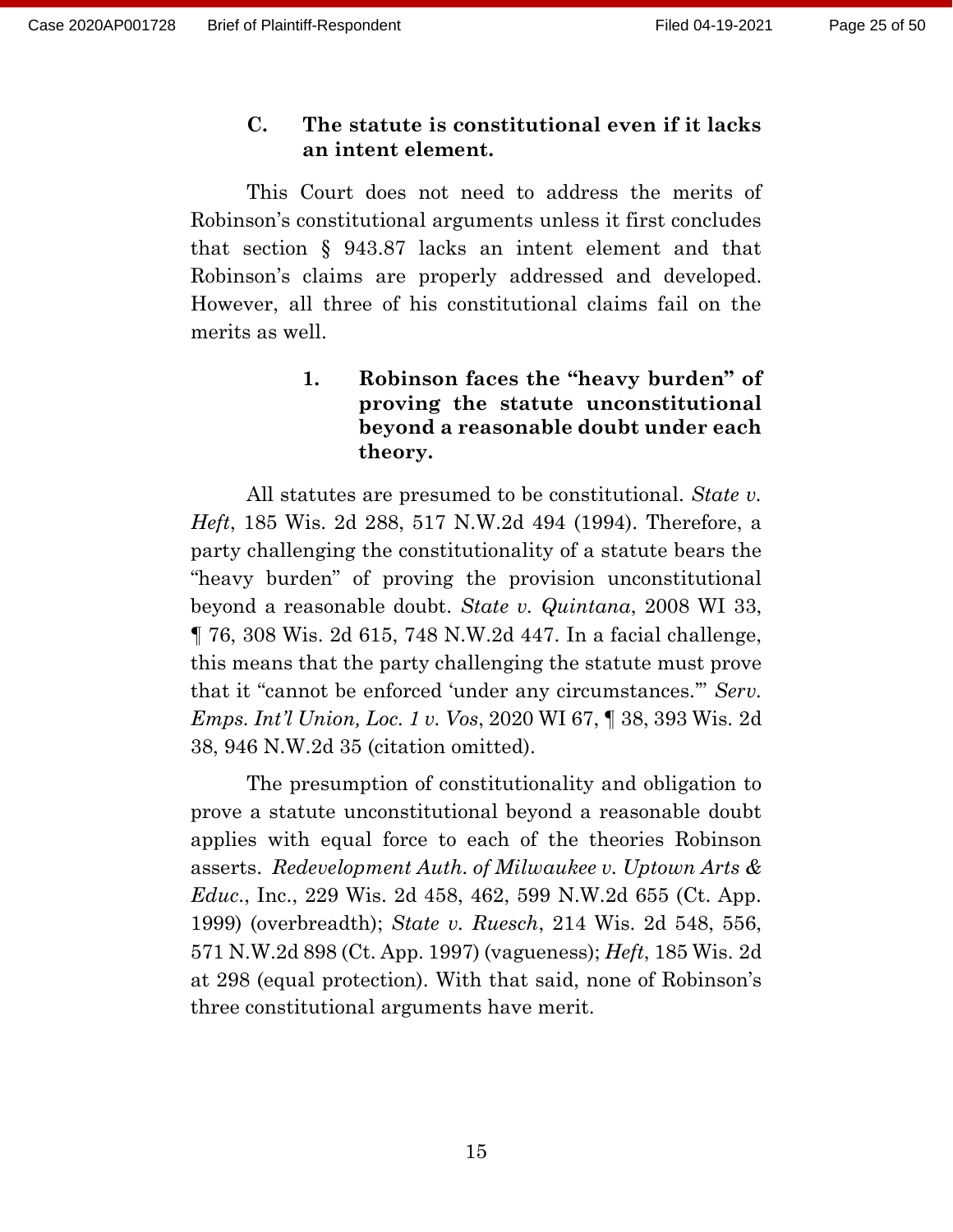### C. The statute is constitutional even if it lacks an intent element.

This Court does not need to address the merits of Robinson's constitutional arguments unless it first concludes that section § 943.87 lacks an intent element and that Robinson's claims are properly addressed and developed. However, all three of his constitutional claims fail on the merits as well.

#### 1. Robinson faces the "heavy burden" of proving the statute unconstitutional beyond a reasonable doubt under each theory.

All statutes are presumed to be constitutional. *State v. Heft*, 185 Wis. 2d 288, 517 N.W.2d 494 (1994). Therefore, a party challenging the constitutionality of a statute bears the "heavy burden" of proving the provision unconstitutional beyond a reasonable doubt. *State v. Quintana*, 2008 WI 33, ¶ 76, 308 Wis. 2d 615, 748 N.W.2d 447. In a facial challenge, this means that the party challenging the statute must prove that it "cannot be enforced 'under any circumstances.'" *Serv. Emps. Int'l Union, Loc. 1 v. Vos*, 2020 WI 67, ¶ 38, 393 Wis. 2d 38, 946 N.W.2d 35 (citation omitted).

The presumption of constitutionality and obligation to prove a statute unconstitutional beyond a reasonable doubt applies with equal force to each of the theories Robinson asserts. *Redevelopment Auth. of Milwaukee v. Uptown Arts & Educ.*, Inc., 229 Wis. 2d 458, 462, 599 N.W.2d 655 (Ct. App. 1999) (overbreadth); *State v. Ruesch*, 214 Wis. 2d 548, 556, 571 N.W.2d 898 (Ct. App. 1997) (vagueness); *Heft*, 185 Wis. 2d at 298 (equal protection). With that said, none of Robinson's three constitutional arguments have merit.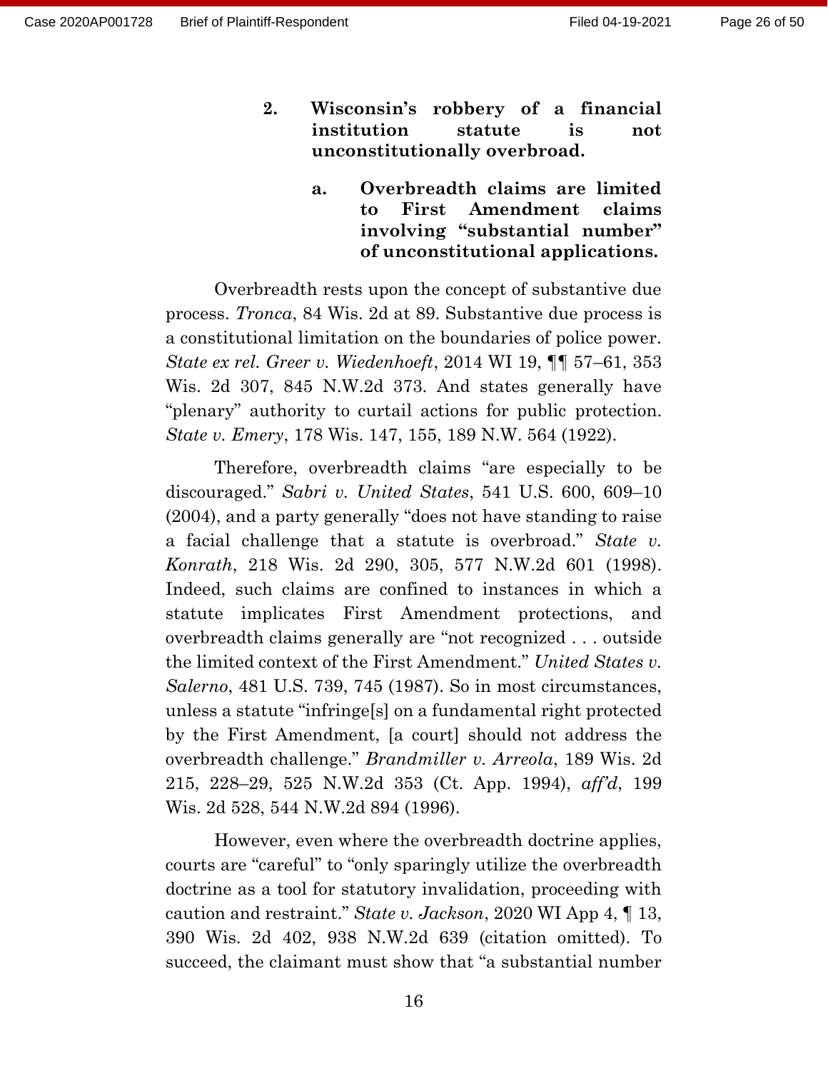### 2. Wisconsin's robbery of a financial institution statute is not unconstitutionally overbroad.

#### a. Overbreadth claims are limited to First Amendment claims involving "substantial number" of unconstitutional applications.

Overbreadth rests upon the concept of substantive due process. *Tronca*, 84 Wis. 2d at 89. Substantive due process is a constitutional limitation on the boundaries of police power. *State ex rel. Greer v. Wiedenhoeft*, 2014 WI 19, ¶¶ 57–61, 353 Wis. 2d 307, 845 N.W.2d 373. And states generally have "plenary" authority to curtail actions for public protection. *State v. Emery*, 178 Wis. 147, 155, 189 N.W. 564 (1922).

Therefore, overbreadth claims "are especially to be discouraged." *Sabri v. United States*, 541 U.S. 600, 609–10 (2004), and a party generally "does not have standing to raise a facial challenge that a statute is overbroad." *State v. Konrath*, 218 Wis. 2d 290, 305, 577 N.W.2d 601 (1998). Indeed, such claims are confined to instances in which a statute implicates First Amendment protections, and overbreadth claims generally are "not recognized . . . outside the limited context of the First Amendment." *United States v. Salerno*, 481 U.S. 739, 745 (1987). So in most circumstances, unless a statute "infringe[s] on a fundamental right protected by the First Amendment, [a court] should not address the overbreadth challenge." *Brandmiller v. Arreola*, 189 Wis. 2d 215, 228–29, 525 N.W.2d 353 (Ct. App. 1994), *aff'd*, 199 Wis. 2d 528, 544 N.W.2d 894 (1996).

However, even where the overbreadth doctrine applies, courts are "careful" to "only sparingly utilize the overbreadth doctrine as a tool for statutory invalidation, proceeding with caution and restraint." *State v. Jackson*, 2020 WI App 4, ¶ 13, 390 Wis. 2d 402, 938 N.W.2d 639 (citation omitted). To succeed, the claimant must show that "a substantial number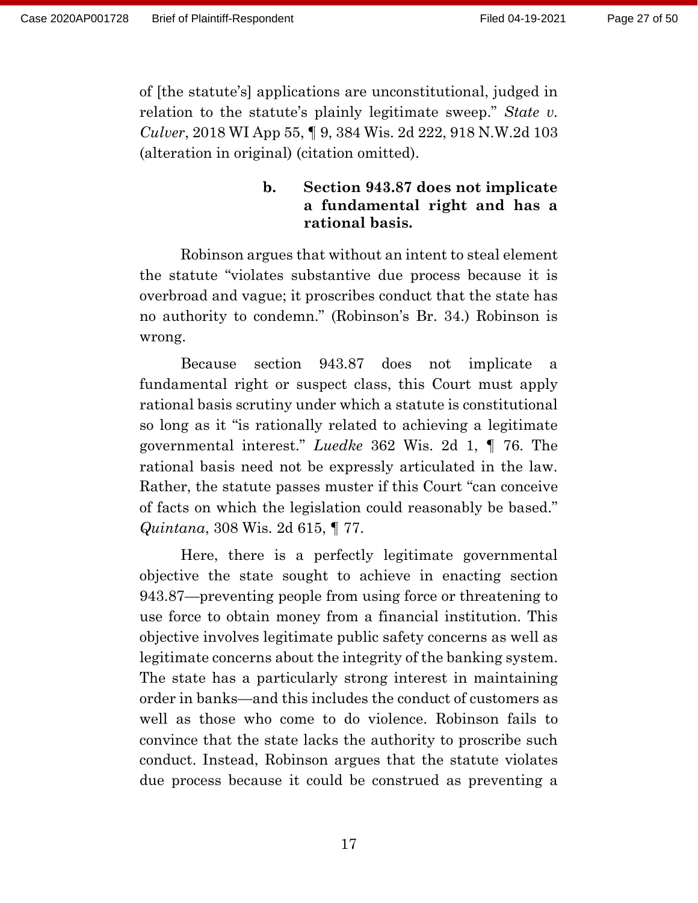of [the statute's] applications are unconstitutional, judged in relation to the statute's plainly legitimate sweep." *State v. Culver*, 2018 WI App 55, ¶ 9, 384 Wis. 2d 222, 918 N.W.2d 103 (alteration in original) (citation omitted).

**b. Section 943.87 does not implicate a fundamental right and has a rational basis.**

Robinson argues that without an intent to steal element the statute "violates substantive due process because it is overbroad and vague; it proscribes conduct that the state has no authority to condemn." (Robinson's Br. 34.) Robinson is wrong.

Because section 943.87 does not implicate a fundamental right or suspect class, this Court must apply rational basis scrutiny under which a statute is constitutional so long as it "is rationally related to achieving a legitimate governmental interest." *Luedke* 362 Wis. 2d 1, ¶ 76. The rational basis need not be expressly articulated in the law. Rather, the statute passes muster if this Court "can conceive of facts on which the legislation could reasonably be based." *Quintana*, 308 Wis. 2d 615, ¶ 77.

Here, there is a perfectly legitimate governmental objective the state sought to achieve in enacting section 943.87—preventing people from using force or threatening to use force to obtain money from a financial institution. This objective involves legitimate public safety concerns as well as legitimate concerns about the integrity of the banking system. The state has a particularly strong interest in maintaining order in banks—and this includes the conduct of customers as well as those who come to do violence. Robinson fails to convince that the state lacks the authority to proscribe such conduct. Instead, Robinson argues that the statute violates due process because it could be construed as preventing a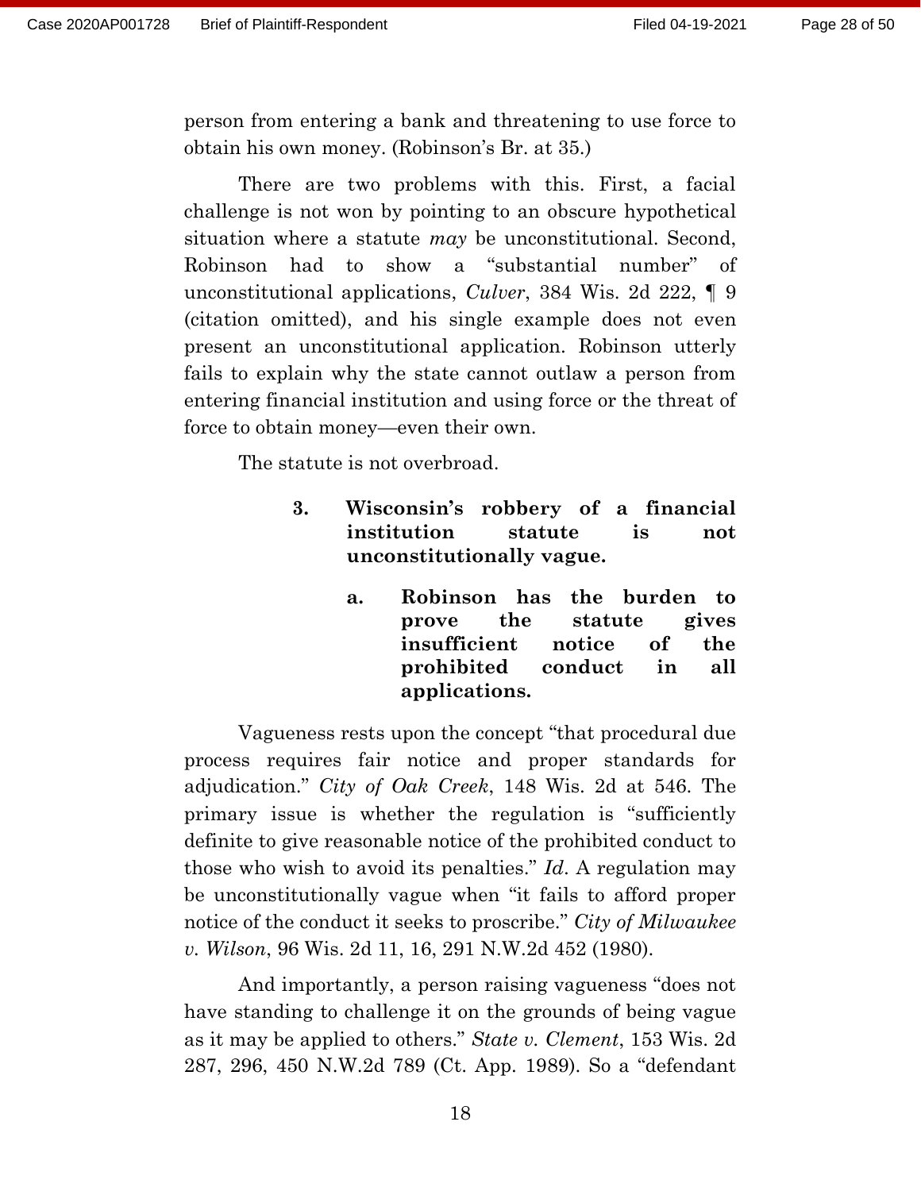person from entering a bank and threatening to use force to obtain his own money. (Robinson's Br. at 35.)

There are two problems with this. First, a facial challenge is not won by pointing to an obscure hypothetical situation where a statute *may* be unconstitutional. Second, Robinson had to show a "substantial number" of unconstitutional applications, *Culver*, 384 Wis. 2d 222, ¶ 9 (citation omitted), and his single example does not even present an unconstitutional application. Robinson utterly fails to explain why the state cannot outlaw a person from entering financial institution and using force or the threat of force to obtain money—even their own.

The statute is not overbroad.

### 3. Wisconsin's robbery of a financial institution statute is not unconstitutionally vague.

#### a. Robinson has the burden to prove the statute gives insufficient notice of the prohibited conduct in all applications.

Vagueness rests upon the concept "that procedural due process requires fair notice and proper standards for adjudication." *City of Oak Creek*, 148 Wis. 2d at 546. The primary issue is whether the regulation is "sufficiently definite to give reasonable notice of the prohibited conduct to those who wish to avoid its penalties." *Id*. A regulation may be unconstitutionally vague when "it fails to afford proper notice of the conduct it seeks to proscribe." *City of Milwaukee v. Wilson*, 96 Wis. 2d 11, 16, 291 N.W.2d 452 (1980).

And importantly, a person raising vagueness "does not have standing to challenge it on the grounds of being vague as it may be applied to others." *State v. Clement*, 153 Wis. 2d 287, 296, 450 N.W.2d 789 (Ct. App. 1989). So a "defendant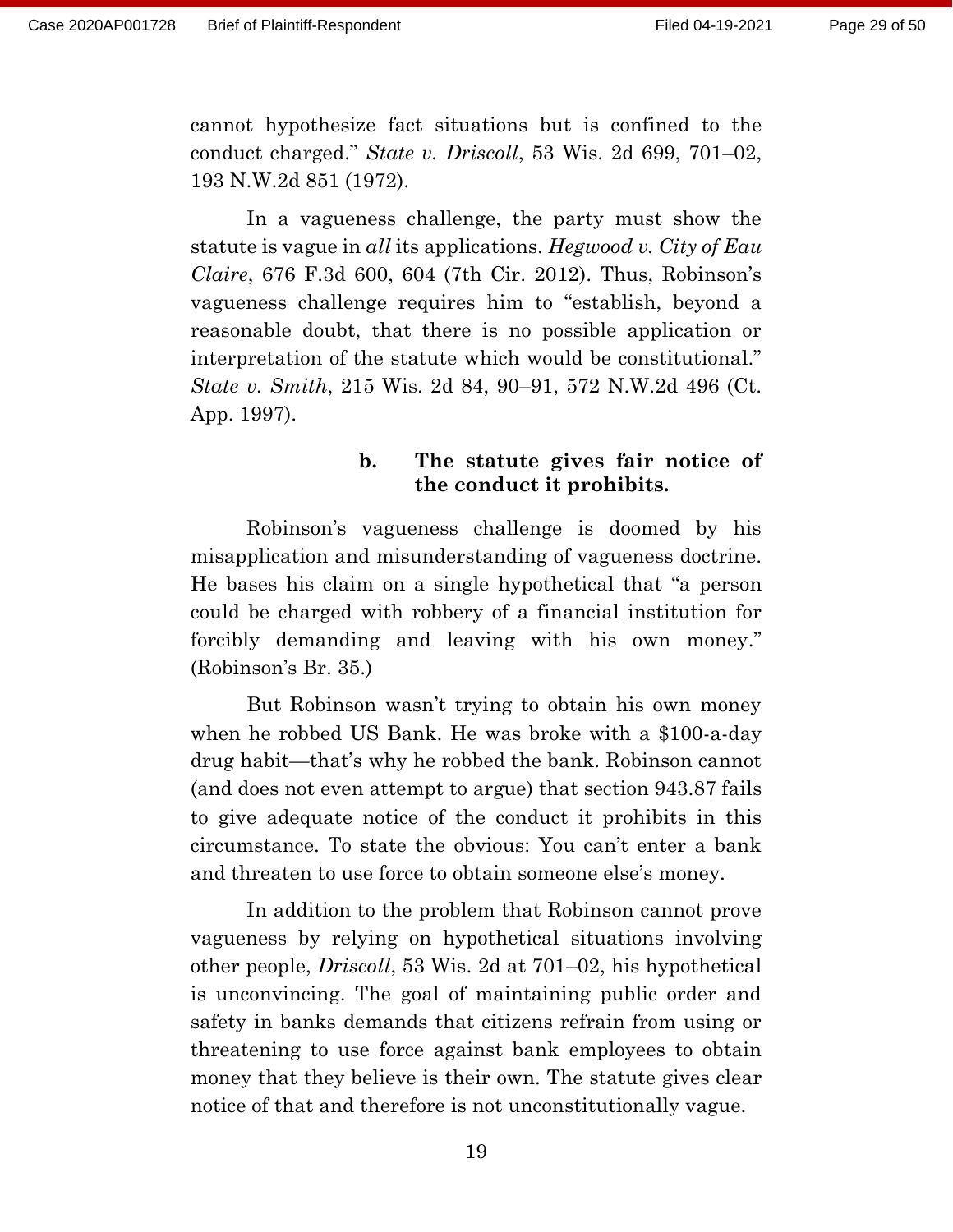cannot hypothesize fact situations but is confined to the conduct charged." *State v. Driscoll*, 53 Wis. 2d 699, 701–02, 193 N.W.2d 851 (1972).

In a vagueness challenge, the party must show the statute is vague in *all* its applications. *Hegwood v. City of Eau Claire*, 676 F.3d 600, 604 (7th Cir. 2012). Thus, Robinson's vagueness challenge requires him to "establish, beyond a reasonable doubt, that there is no possible application or interpretation of the statute which would be constitutional." *State v. Smith*, 215 Wis. 2d 84, 90–91, 572 N.W.2d 496 (Ct. App. 1997).

#### b. The statute gives fair notice of the conduct it prohibits.

Robinson's vagueness challenge is doomed by his misapplication and misunderstanding of vagueness doctrine. He bases his claim on a single hypothetical that "a person could be charged with robbery of a financial institution for forcibly demanding and leaving with his own money." (Robinson's Br. 35.)

But Robinson wasn't trying to obtain his own money when he robbed US Bank. He was broke with a $100-a-day drug habit—that's why he robbed the bank. Robinson cannot (and does not even attempt to argue) that section 943.87 fails to give adequate notice of the conduct it prohibits in this circumstance. To state the obvious: You can't enter a bank and threaten to use force to obtain someone else's money.

In addition to the problem that Robinson cannot prove vagueness by relying on hypothetical situations involving other people, *Driscoll*, 53 Wis. 2d at 701–02, his hypothetical is unconvincing. The goal of maintaining public order and safety in banks demands that citizens refrain from using or threatening to use force against bank employees to obtain money that they believe is their own. The statute gives clear notice of that and therefore is not unconstitutionally vague.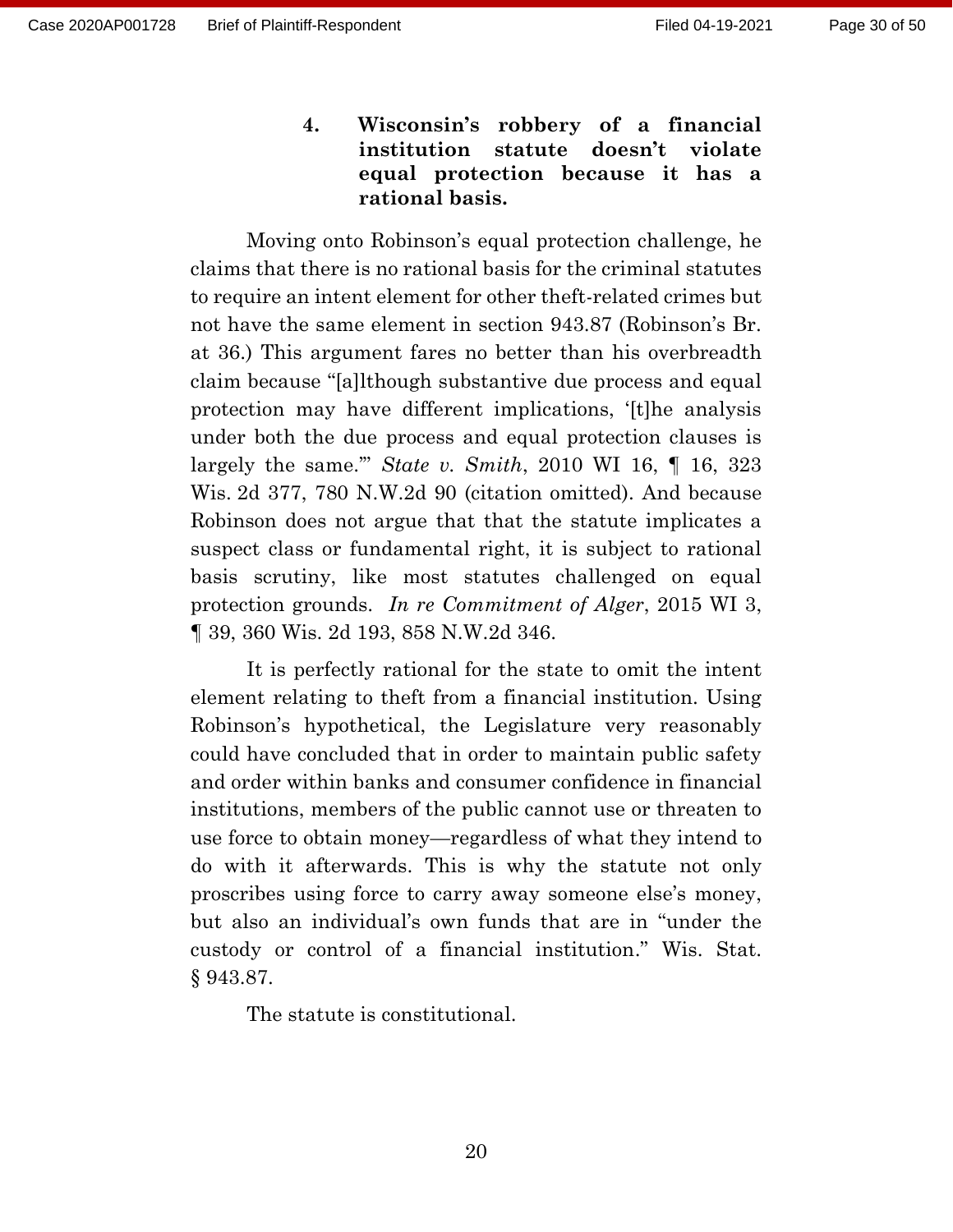### 4. Wisconsin's robbery of a financial institution statute doesn't violate equal protection because it has a rational basis.

Moving onto Robinson's equal protection challenge, he claims that there is no rational basis for the criminal statutes to require an intent element for other theft-related crimes but not have the same element in section 943.87 (Robinson's Br. at 36.) This argument fares no better than his overbreadth claim because "[a]lthough substantive due process and equal protection may have different implications, '[t]he analysis under both the due process and equal protection clauses is largely the same.'" *State v. Smith*, 2010 WI 16, ¶ 16, 323 Wis. 2d 377, 780 N.W.2d 90 (citation omitted). And because Robinson does not argue that that the statute implicates a suspect class or fundamental right, it is subject to rational basis scrutiny, like most statutes challenged on equal protection grounds. *In re Commitment of Alger*, 2015 WI 3, ¶ 39, 360 Wis. 2d 193, 858 N.W.2d 346.

It is perfectly rational for the state to omit the intent element relating to theft from a financial institution. Using Robinson's hypothetical, the Legislature very reasonably could have concluded that in order to maintain public safety and order within banks and consumer confidence in financial institutions, members of the public cannot use or threaten to use force to obtain money—regardless of what they intend to do with it afterwards. This is why the statute not only proscribes using force to carry away someone else's money, but also an individual's own funds that are in "under the custody or control of a financial institution." Wis. Stat. § 943.87.

The statute is constitutional.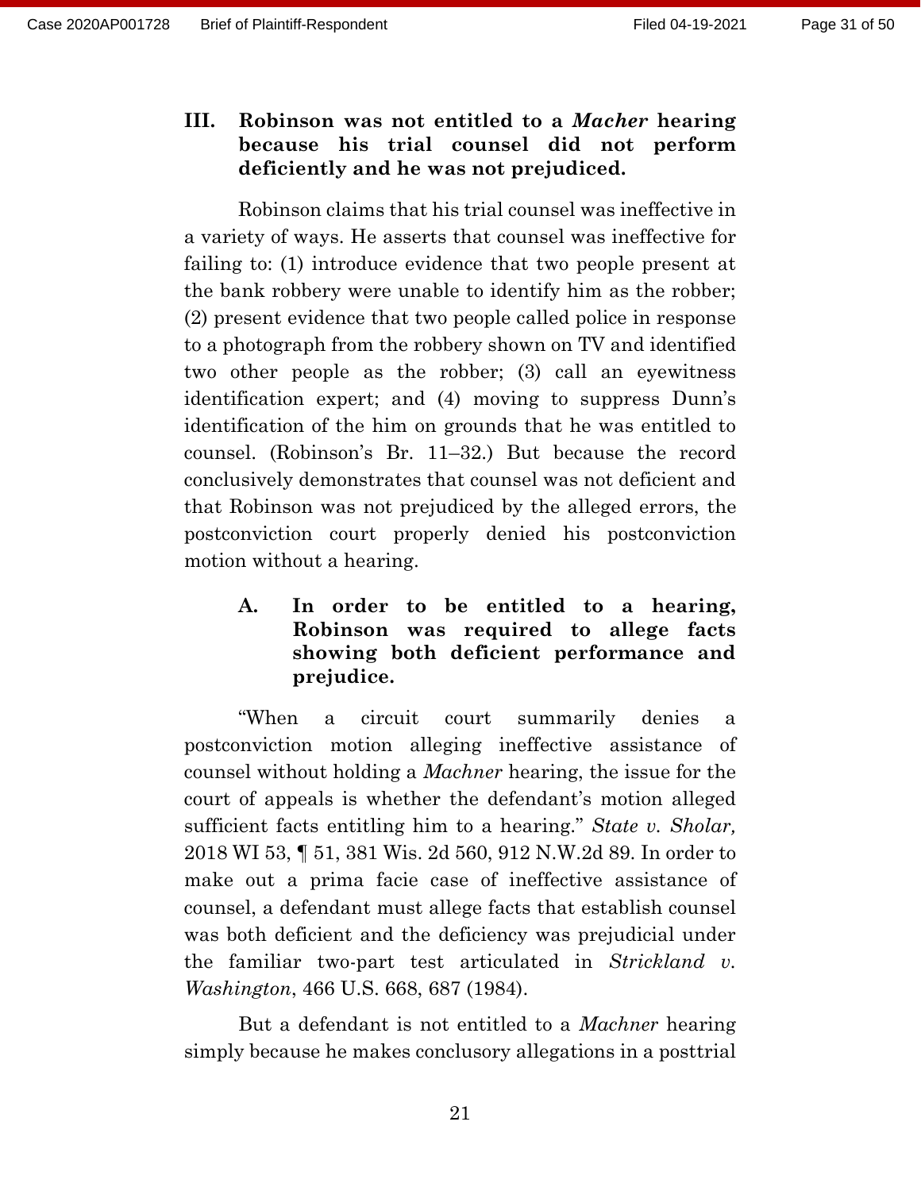### III. Robinson was not entitled to a *Macher* hearing because his trial counsel did not perform deficiently and he was not prejudiced.

Robinson claims that his trial counsel was ineffective in a variety of ways. He asserts that counsel was ineffective for failing to: (1) introduce evidence that two people present at the bank robbery were unable to identify him as the robber; (2) present evidence that two people called police in response to a photograph from the robbery shown on TV and identified two other people as the robber; (3) call an eyewitness identification expert; and (4) moving to suppress Dunn's identification of the him on grounds that he was entitled to counsel. (Robinson's Br. 11–32.) But because the record conclusively demonstrates that counsel was not deficient and that Robinson was not prejudiced by the alleged errors, the postconviction court properly denied his postconviction motion without a hearing.

#### A. In order to be entitled to a hearing, Robinson was required to allege facts showing both deficient performance and prejudice.

"When a circuit court summarily denies a postconviction motion alleging ineffective assistance of counsel without holding a *Machner* hearing, the issue for the court of appeals is whether the defendant's motion alleged sufficient facts entitling him to a hearing." *State v. Sholar,* 2018 WI 53, ¶ 51, 381 Wis. 2d 560, 912 N.W.2d 89. In order to make out a prima facie case of ineffective assistance of counsel, a defendant must allege facts that establish counsel was both deficient and the deficiency was prejudicial under the familiar two-part test articulated in *Strickland v. Washington*, 466 U.S. 668, 687 (1984).

But a defendant is not entitled to a *Machner* hearing simply because he makes conclusory allegations in a posttrial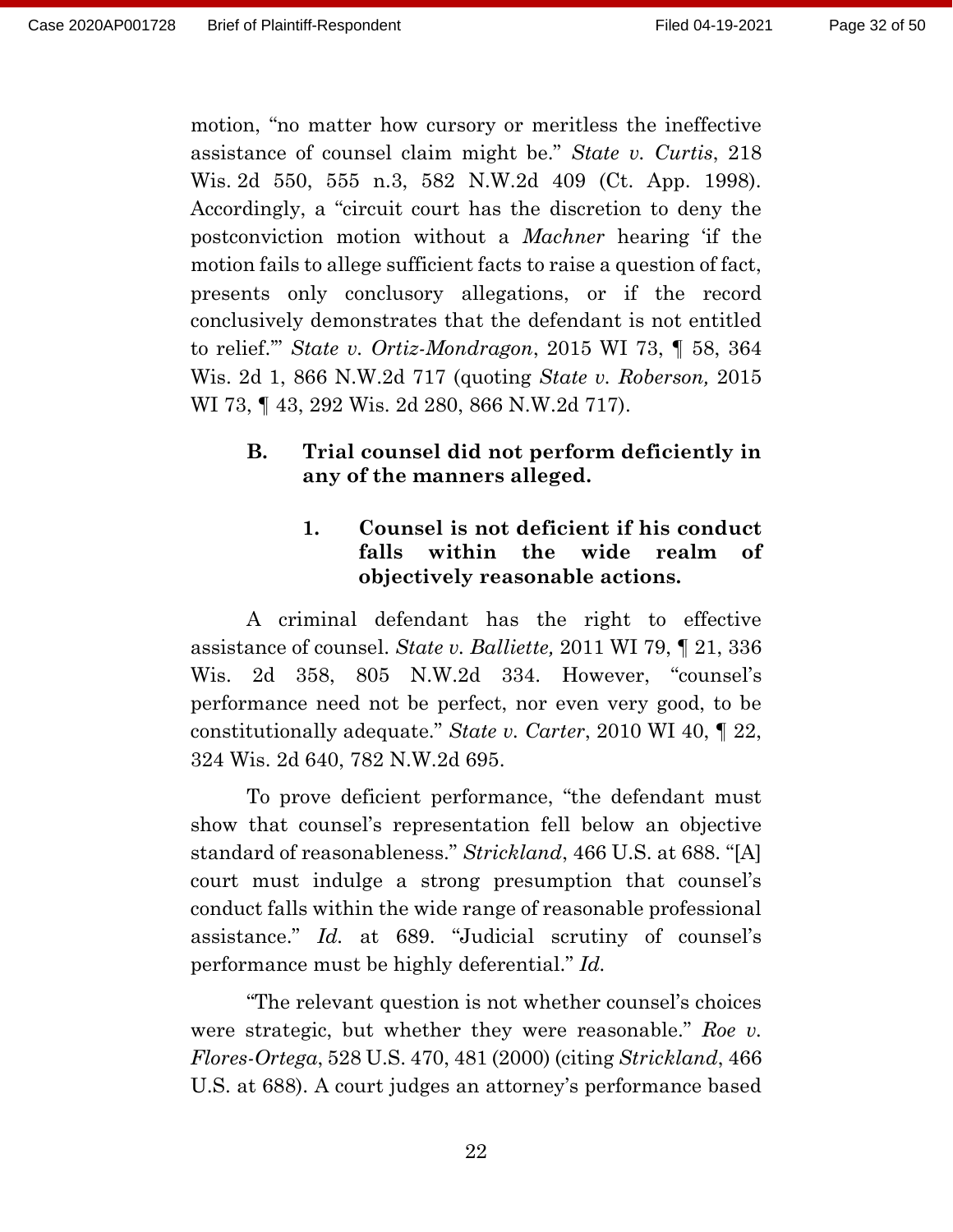motion, "no matter how cursory or meritless the ineffective assistance of counsel claim might be." *State v. Curtis*, 218 Wis. 2d 550, 555 n.3, 582 N.W.2d 409 (Ct. App. 1998). Accordingly, a "circuit court has the discretion to deny the postconviction motion without a *Machner* hearing 'if the motion fails to allege sufficient facts to raise a question of fact, presents only conclusory allegations, or if the record conclusively demonstrates that the defendant is not entitled to relief.'" *State v. Ortiz-Mondragon*, 2015 WI 73, ¶ 58, 364 Wis. 2d 1, 866 N.W.2d 717 (quoting *State v. Roberson,* 2015 WI 73, ¶ 43, 292 Wis. 2d 280, 866 N.W.2d 717).

### B. Trial counsel did not perform deficiently in any of the manners alleged.

#### 1. Counsel is not deficient if his conduct falls within the wide realm of objectively reasonable actions.

A criminal defendant has the right to effective assistance of counsel. *State v. Balliette,* 2011 WI 79, ¶ 21, 336 Wis. 2d 358, 805 N.W.2d 334. However, "counsel's performance need not be perfect, nor even very good, to be constitutionally adequate." *State v. Carter*, 2010 WI 40, ¶ 22, 324 Wis. 2d 640, 782 N.W.2d 695.

To prove deficient performance, "the defendant must show that counsel's representation fell below an objective standard of reasonableness." *Strickland*, 466 U.S. at 688. "[A] court must indulge a strong presumption that counsel's conduct falls within the wide range of reasonable professional assistance." *Id.* at 689. "Judicial scrutiny of counsel's performance must be highly deferential." *Id.*

"The relevant question is not whether counsel's choices were strategic, but whether they were reasonable." *Roe v. Flores-Ortega*, 528 U.S. 470, 481 (2000) (citing *Strickland*, 466 U.S. at 688). A court judges an attorney's performance based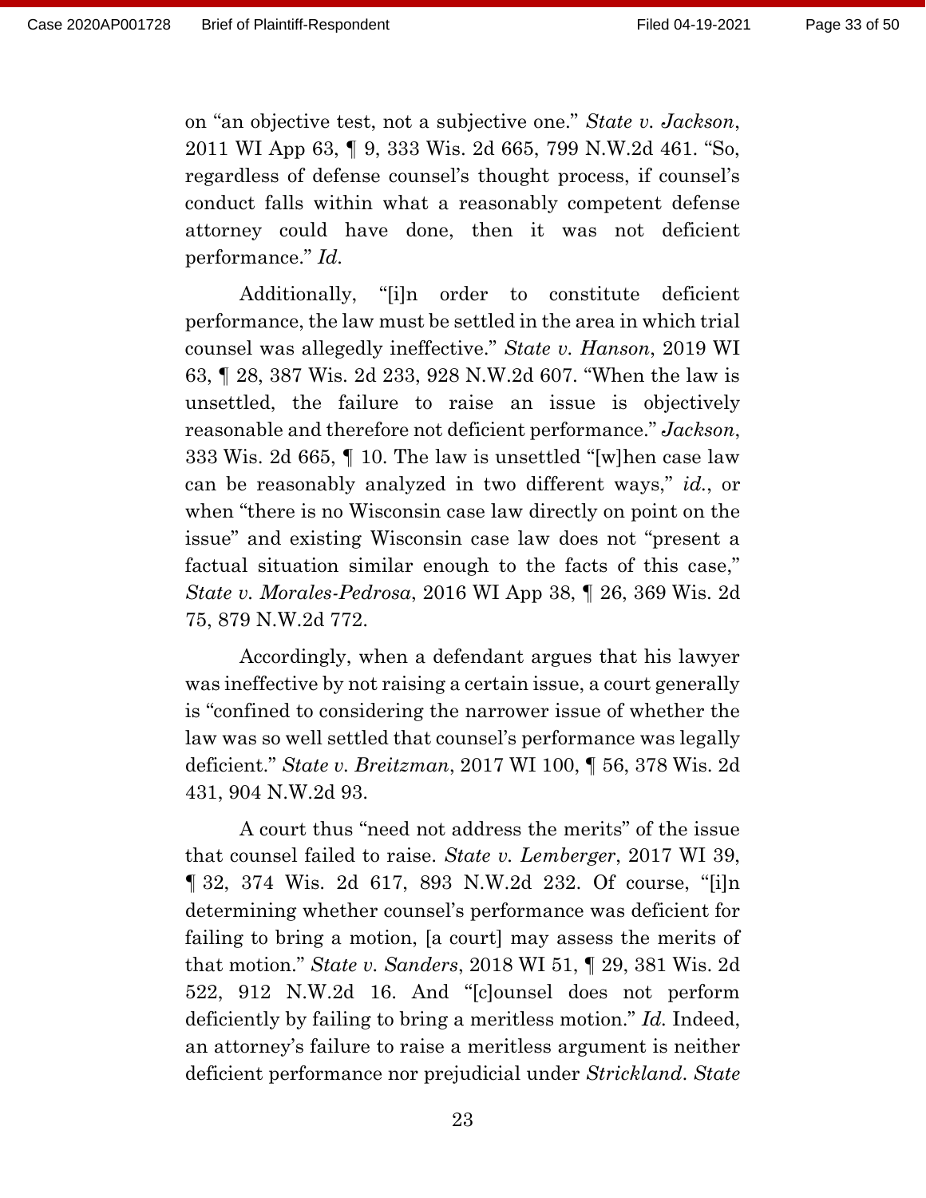on "an objective test, not a subjective one." *State v. Jackson*, 2011 WI App 63, ¶ 9, 333 Wis. 2d 665, 799 N.W.2d 461. "So, regardless of defense counsel's thought process, if counsel's conduct falls within what a reasonably competent defense attorney could have done, then it was not deficient performance." *Id.*

Additionally, "[i]n order to constitute deficient performance, the law must be settled in the area in which trial counsel was allegedly ineffective." *State v. Hanson*, 2019 WI 63, ¶ 28, 387 Wis. 2d 233, 928 N.W.2d 607. "When the law is unsettled, the failure to raise an issue is objectively reasonable and therefore not deficient performance." *Jackson*, 333 Wis. 2d 665, ¶ 10. The law is unsettled "[w]hen case law can be reasonably analyzed in two different ways," *id.*, or when "there is no Wisconsin case law directly on point on the issue" and existing Wisconsin case law does not "present a factual situation similar enough to the facts of this case," *State v. Morales-Pedrosa*, 2016 WI App 38, ¶ 26, 369 Wis. 2d 75, 879 N.W.2d 772.

Accordingly, when a defendant argues that his lawyer was ineffective by not raising a certain issue, a court generally is "confined to considering the narrower issue of whether the law was so well settled that counsel's performance was legally deficient." *State v. Breitzman*, 2017 WI 100, ¶ 56, 378 Wis. 2d 431, 904 N.W.2d 93.

A court thus "need not address the merits" of the issue that counsel failed to raise. *State v. Lemberger*, 2017 WI 39, ¶ 32, 374 Wis. 2d 617, 893 N.W.2d 232. Of course, "[i]n determining whether counsel's performance was deficient for failing to bring a motion, [a court] may assess the merits of that motion." *State v. Sanders*, 2018 WI 51, ¶ 29, 381 Wis. 2d 522, 912 N.W.2d 16. And "[c]ounsel does not perform deficiently by failing to bring a meritless motion." *Id.* Indeed, an attorney's failure to raise a meritless argument is neither deficient performance nor prejudicial under *Strickland*. *State*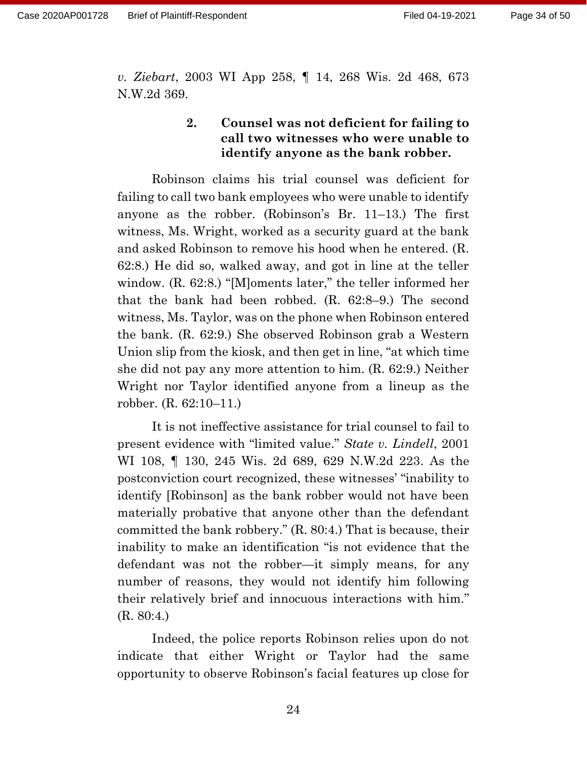*v. Ziebart*, 2003 WI App 258, ¶ 14, 268 Wis. 2d 468, 673 N.W.2d 369.

#### 2. Counsel was not deficient for failing to call two witnesses who were unable to identify anyone as the bank robber.

Robinson claims his trial counsel was deficient for failing to call two bank employees who were unable to identify anyone as the robber. (Robinson's Br. 11–13.) The first witness, Ms. Wright, worked as a security guard at the bank and asked Robinson to remove his hood when he entered. (R. 62:8.) He did so, walked away, and got in line at the teller window. (R. 62:8.) "[M]oments later," the teller informed her that the bank had been robbed. (R. 62:8–9.) The second witness, Ms. Taylor, was on the phone when Robinson entered the bank. (R. 62:9.) She observed Robinson grab a Western Union slip from the kiosk, and then get in line, "at which time she did not pay any more attention to him. (R. 62:9.) Neither Wright nor Taylor identified anyone from a lineup as the robber. (R. 62:10–11.)

It is not ineffective assistance for trial counsel to fail to present evidence with "limited value." *State v. Lindell*, 2001 WI 108, ¶ 130, 245 Wis. 2d 689, 629 N.W.2d 223. As the postconviction court recognized, these witnesses' "inability to identify [Robinson] as the bank robber would not have been materially probative that anyone other than the defendant committed the bank robbery." (R. 80:4.) That is because, their inability to make an identification "is not evidence that the defendant was not the robber—it simply means, for any number of reasons, they would not identify him following their relatively brief and innocuous interactions with him." (R. 80:4.)

Indeed, the police reports Robinson relies upon do not indicate that either Wright or Taylor had the same opportunity to observe Robinson's facial features up close for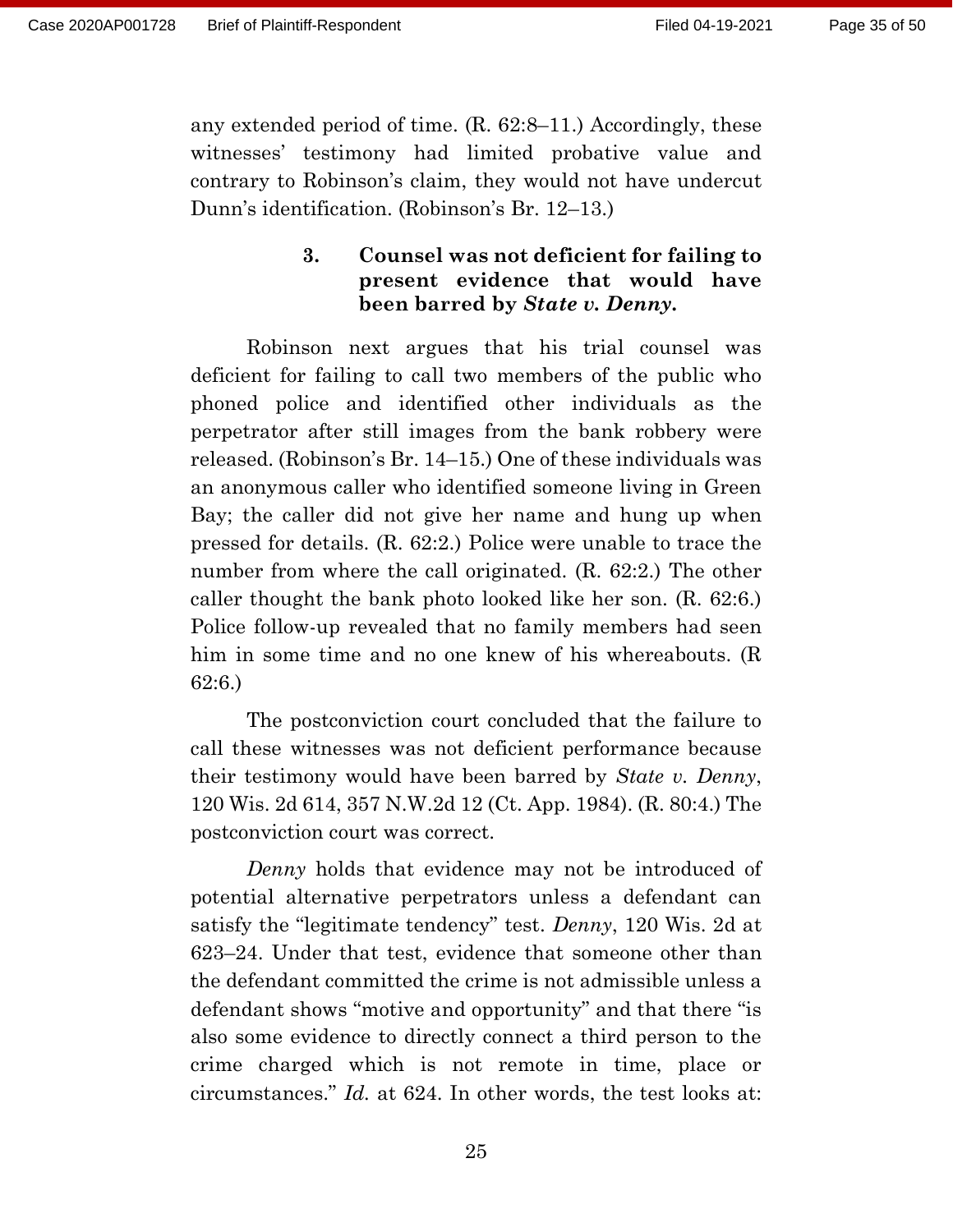any extended period of time. (R. 62:8–11.) Accordingly, these witnesses' testimony had limited probative value and contrary to Robinson's claim, they would not have undercut Dunn's identification. (Robinson's Br. 12–13.)

### 3. Counsel was not deficient for failing to present evidence that would have been barred by *State v. Denny*.

Robinson next argues that his trial counsel was deficient for failing to call two members of the public who phoned police and identified other individuals as the perpetrator after still images from the bank robbery were released. (Robinson's Br. 14–15.) One of these individuals was an anonymous caller who identified someone living in Green Bay; the caller did not give her name and hung up when pressed for details. (R. 62:2.) Police were unable to trace the number from where the call originated. (R. 62:2.) The other caller thought the bank photo looked like her son. (R. 62:6.) Police follow-up revealed that no family members had seen him in some time and no one knew of his whereabouts. (R 62:6.)

The postconviction court concluded that the failure to call these witnesses was not deficient performance because their testimony would have been barred by *State v. Denny*, 120 Wis. 2d 614, 357 N.W.2d 12 (Ct. App. 1984). (R. 80:4.) The postconviction court was correct.

*Denny* holds that evidence may not be introduced of potential alternative perpetrators unless a defendant can satisfy the "legitimate tendency" test. *Denny*, 120 Wis. 2d at 623–24. Under that test, evidence that someone other than the defendant committed the crime is not admissible unless a defendant shows "motive and opportunity" and that there "is also some evidence to directly connect a third person to the crime charged which is not remote in time, place or circumstances." *Id.* at 624. In other words, the test looks at: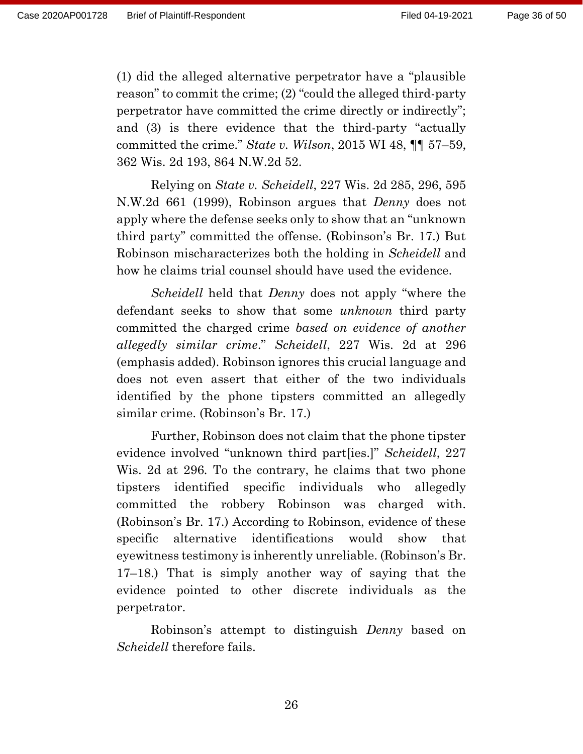(1) did the alleged alternative perpetrator have a "plausible reason" to commit the crime; (2) "could the alleged third-party perpetrator have committed the crime directly or indirectly"; and (3) is there evidence that the third-party "actually committed the crime." *State v. Wilson*, 2015 WI 48, ¶¶ 57–59, 362 Wis. 2d 193, 864 N.W.2d 52.

Relying on *State v. Scheidell*, 227 Wis. 2d 285, 296, 595 N.W.2d 661 (1999), Robinson argues that *Denny* does not apply where the defense seeks only to show that an "unknown third party" committed the offense. (Robinson's Br. 17.) But Robinson mischaracterizes both the holding in *Scheidell* and how he claims trial counsel should have used the evidence.

*Scheidell* held that *Denny* does not apply "where the defendant seeks to show that some *unknown* third party committed the charged crime *based on evidence of another allegedly similar crime*." *Scheidell*, 227 Wis. 2d at 296 (emphasis added). Robinson ignores this crucial language and does not even assert that either of the two individuals identified by the phone tipsters committed an allegedly similar crime. (Robinson's Br. 17.)

Further, Robinson does not claim that the phone tipster evidence involved "unknown third part[ies.]" *Scheidell*, 227 Wis. 2d at 296. To the contrary, he claims that two phone tipsters identified specific individuals who allegedly committed the robbery Robinson was charged with. (Robinson's Br. 17.) According to Robinson, evidence of these specific alternative identifications would show that eyewitness testimony is inherently unreliable. (Robinson's Br. 17–18.) That is simply another way of saying that the evidence pointed to other discrete individuals as the perpetrator.

Robinson's attempt to distinguish *Denny* based on *Scheidell* therefore fails.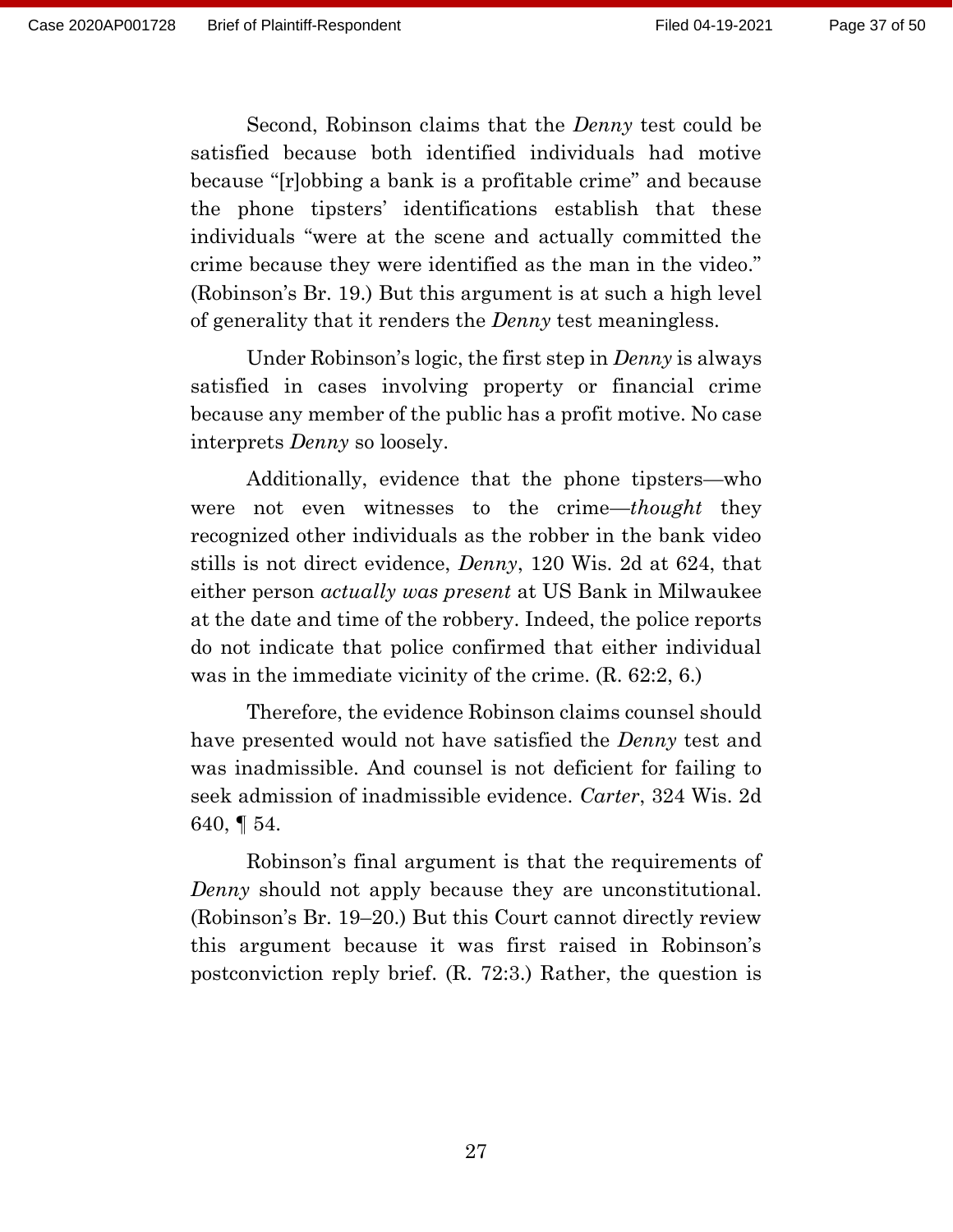Second, Robinson claims that the *Denny* test could be satisfied because both identified individuals had motive because "[r]obbing a bank is a profitable crime" and because the phone tipsters' identifications establish that these individuals "were at the scene and actually committed the crime because they were identified as the man in the video." (Robinson's Br. 19.) But this argument is at such a high level of generality that it renders the *Denny* test meaningless.

Under Robinson's logic, the first step in *Denny* is always satisfied in cases involving property or financial crime because any member of the public has a profit motive. No case interprets *Denny* so loosely.

Additionally, evidence that the phone tipsters—who were not even witnesses to the crime—*thought* they recognized other individuals as the robber in the bank video stills is not direct evidence, *Denny*, 120 Wis. 2d at 624, that either person *actually was present* at US Bank in Milwaukee at the date and time of the robbery. Indeed, the police reports do not indicate that police confirmed that either individual was in the immediate vicinity of the crime. (R. 62:2, 6.)

Therefore, the evidence Robinson claims counsel should have presented would not have satisfied the *Denny* test and was inadmissible. And counsel is not deficient for failing to seek admission of inadmissible evidence. *Carter*, 324 Wis. 2d 640, ¶ 54.

Robinson's final argument is that the requirements of *Denny* should not apply because they are unconstitutional. (Robinson's Br. 19–20.) But this Court cannot directly review this argument because it was first raised in Robinson's postconviction reply brief. (R. 72:3.) Rather, the question is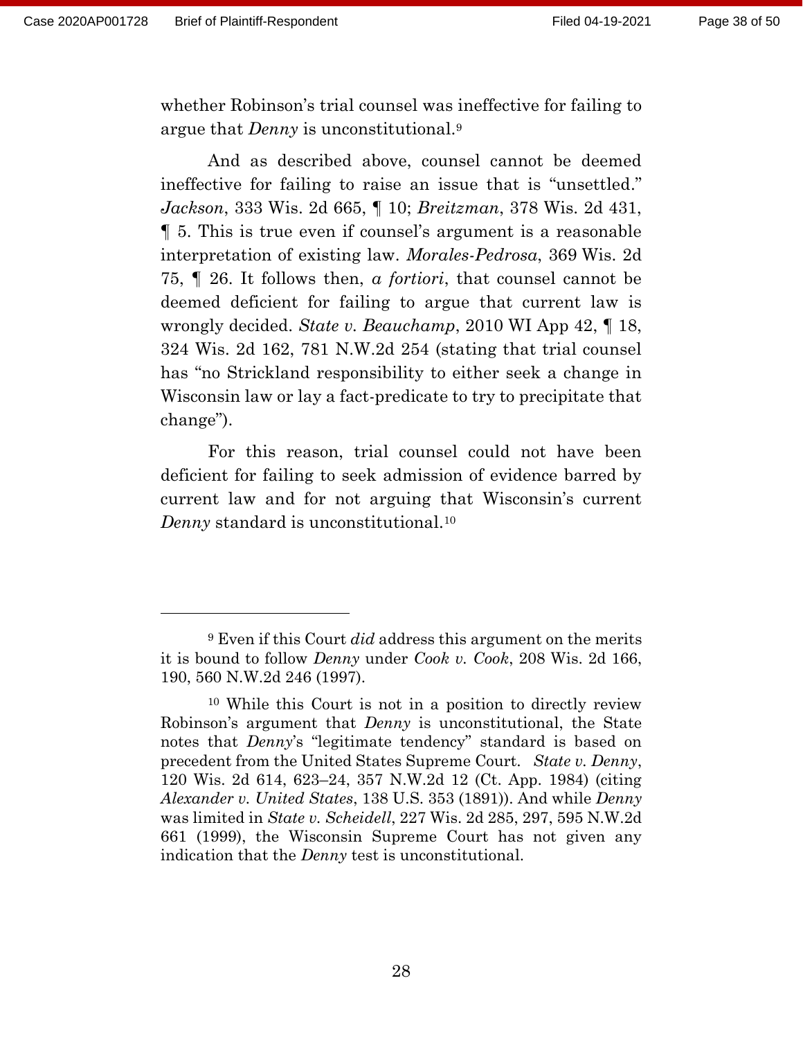whether Robinson's trial counsel was ineffective for failing to argue that *Denny* is unconstitutional.[9]

And as described above, counsel cannot be deemed ineffective for failing to raise an issue that is "unsettled." *Jackson*, 333 Wis. 2d 665, ¶ 10; *Breitzman*, 378 Wis. 2d 431, ¶ 5. This is true even if counsel's argument is a reasonable interpretation of existing law. *Morales-Pedrosa*, 369 Wis. 2d 75, ¶ 26. It follows then, *a fortiori*, that counsel cannot be deemed deficient for failing to argue that current law is wrongly decided. *State v. Beauchamp*, 2010 WI App 42, ¶ 18, 324 Wis. 2d 162, 781 N.W.2d 254 (stating that trial counsel has "no Strickland responsibility to either seek a change in Wisconsin law or lay a fact-predicate to try to precipitate that change").

For this reason, trial counsel could not have been deficient for failing to seek admission of evidence barred by current law and for not arguing that Wisconsin's current *Denny* standard is unconstitutional.[10]

---

[9] Even if this Court *did* address this argument on the merits it is bound to follow *Denny* under *Cook v. Cook*, 208 Wis. 2d 166, 190, 560 N.W.2d 246 (1997).

[10] While this Court is not in a position to directly review Robinson's argument that *Denny* is unconstitutional, the State notes that *Denny*'s "legitimate tendency" standard is based on precedent from the United States Supreme Court. *State v. Denny*, 120 Wis. 2d 614, 623–24, 357 N.W.2d 12 (Ct. App. 1984) (citing *Alexander v. United States*, 138 U.S. 353 (1891)). And while *Denny* was limited in *State v. Scheidell*, 227 Wis. 2d 285, 297, 595 N.W.2d 661 (1999), the Wisconsin Supreme Court has not given any indication that the *Denny* test is unconstitutional.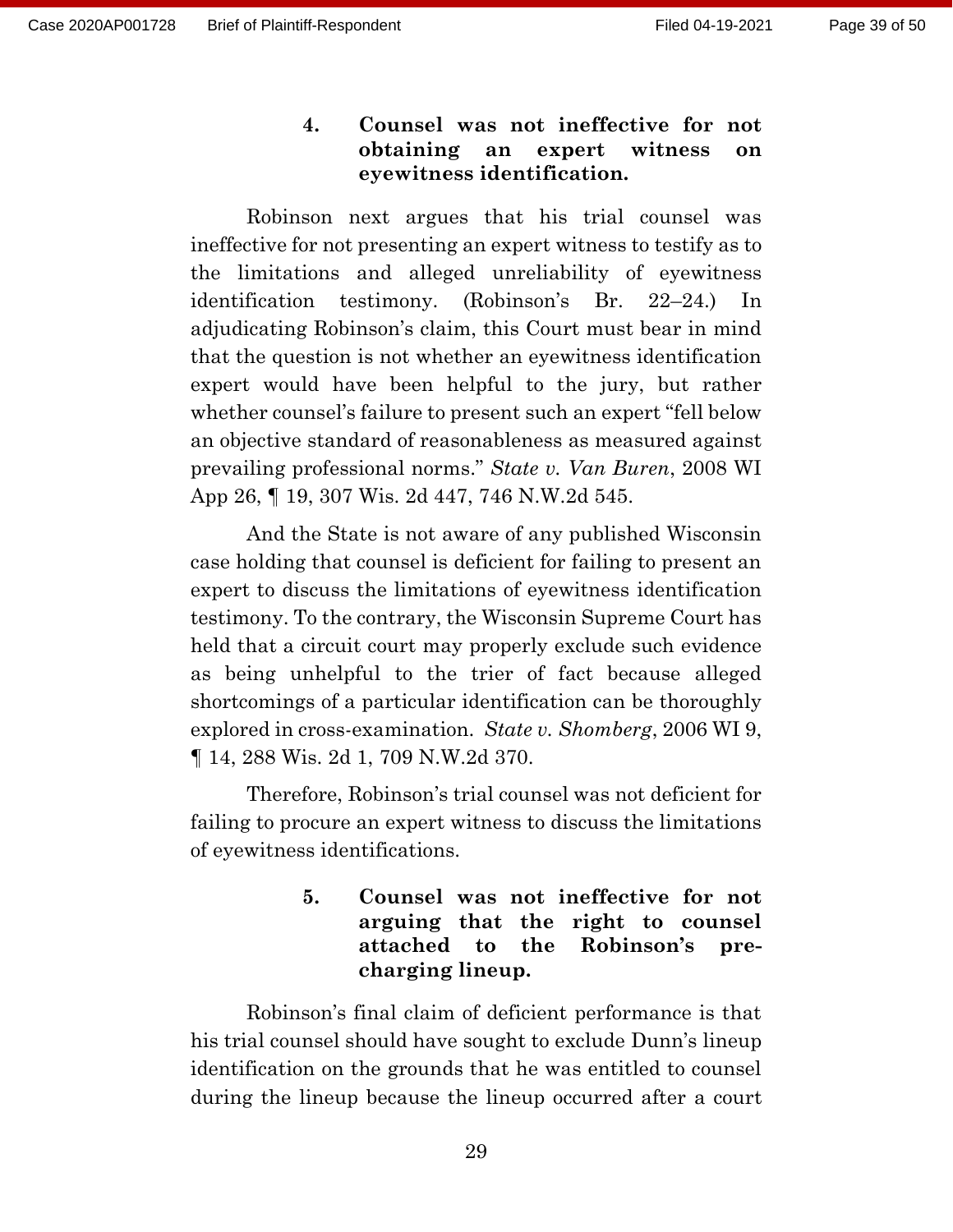#### 4. Counsel was not ineffective for not obtaining an expert witness on eyewitness identification.

Robinson next argues that his trial counsel was ineffective for not presenting an expert witness to testify as to the limitations and alleged unreliability of eyewitness identification testimony. (Robinson's Br. 22–24.) In adjudicating Robinson's claim, this Court must bear in mind that the question is not whether an eyewitness identification expert would have been helpful to the jury, but rather whether counsel's failure to present such an expert "fell below an objective standard of reasonableness as measured against prevailing professional norms." *State v. Van Buren*, 2008 WI App 26, ¶ 19, 307 Wis. 2d 447, 746 N.W.2d 545.

And the State is not aware of any published Wisconsin case holding that counsel is deficient for failing to present an expert to discuss the limitations of eyewitness identification testimony. To the contrary, the Wisconsin Supreme Court has held that a circuit court may properly exclude such evidence as being unhelpful to the trier of fact because alleged shortcomings of a particular identification can be thoroughly explored in cross-examination. *State v. Shomberg*, 2006 WI 9, ¶ 14, 288 Wis. 2d 1, 709 N.W.2d 370.

Therefore, Robinson's trial counsel was not deficient for failing to procure an expert witness to discuss the limitations of eyewitness identifications.

#### 5. Counsel was not ineffective for not arguing that the right to counsel attached to the Robinson's pre-charging lineup.

Robinson's final claim of deficient performance is that his trial counsel should have sought to exclude Dunn's lineup identification on the grounds that he was entitled to counsel during the lineup because the lineup occurred after a court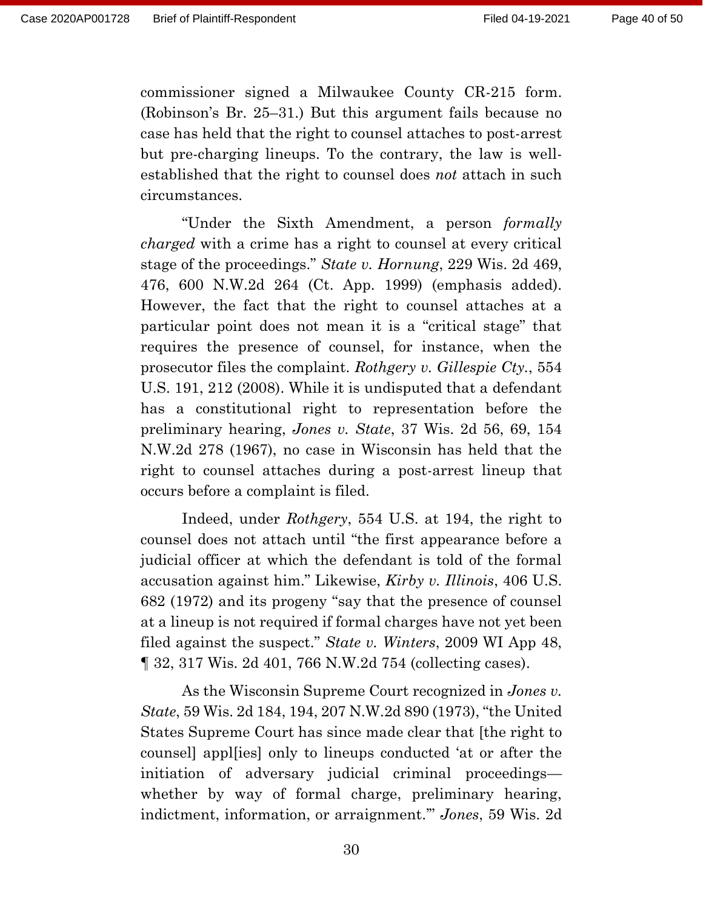commissioner signed a Milwaukee County CR-215 form. (Robinson's Br. 25–31.) But this argument fails because no case has held that the right to counsel attaches to post-arrest but pre-charging lineups. To the contrary, the law is well-established that the right to counsel does *not* attach in such circumstances.

"Under the Sixth Amendment, a person *formally charged* with a crime has a right to counsel at every critical stage of the proceedings." *State v. Hornung*, 229 Wis. 2d 469, 476, 600 N.W.2d 264 (Ct. App. 1999) (emphasis added). However, the fact that the right to counsel attaches at a particular point does not mean it is a "critical stage" that requires the presence of counsel, for instance, when the prosecutor files the complaint. *Rothgery v. Gillespie Cty.*, 554 U.S. 191, 212 (2008). While it is undisputed that a defendant has a constitutional right to representation before the preliminary hearing, *Jones v. State*, 37 Wis. 2d 56, 69, 154 N.W.2d 278 (1967), no case in Wisconsin has held that the right to counsel attaches during a post-arrest lineup that occurs before a complaint is filed.

Indeed, under *Rothgery*, 554 U.S. at 194, the right to counsel does not attach until "the first appearance before a judicial officer at which the defendant is told of the formal accusation against him." Likewise, *Kirby v. Illinois*, 406 U.S. 682 (1972) and its progeny "say that the presence of counsel at a lineup is not required if formal charges have not yet been filed against the suspect." *State v. Winters*, 2009 WI App 48, ¶ 32, 317 Wis. 2d 401, 766 N.W.2d 754 (collecting cases).

As the Wisconsin Supreme Court recognized in *Jones v. State*, 59 Wis. 2d 184, 194, 207 N.W.2d 890 (1973), "the United States Supreme Court has since made clear that [the right to counsel] appl[ies] only to lineups conducted 'at or after the initiation of adversary judicial criminal proceedings—whether by way of formal charge, preliminary hearing, indictment, information, or arraignment.'" *Jones*, 59 Wis. 2d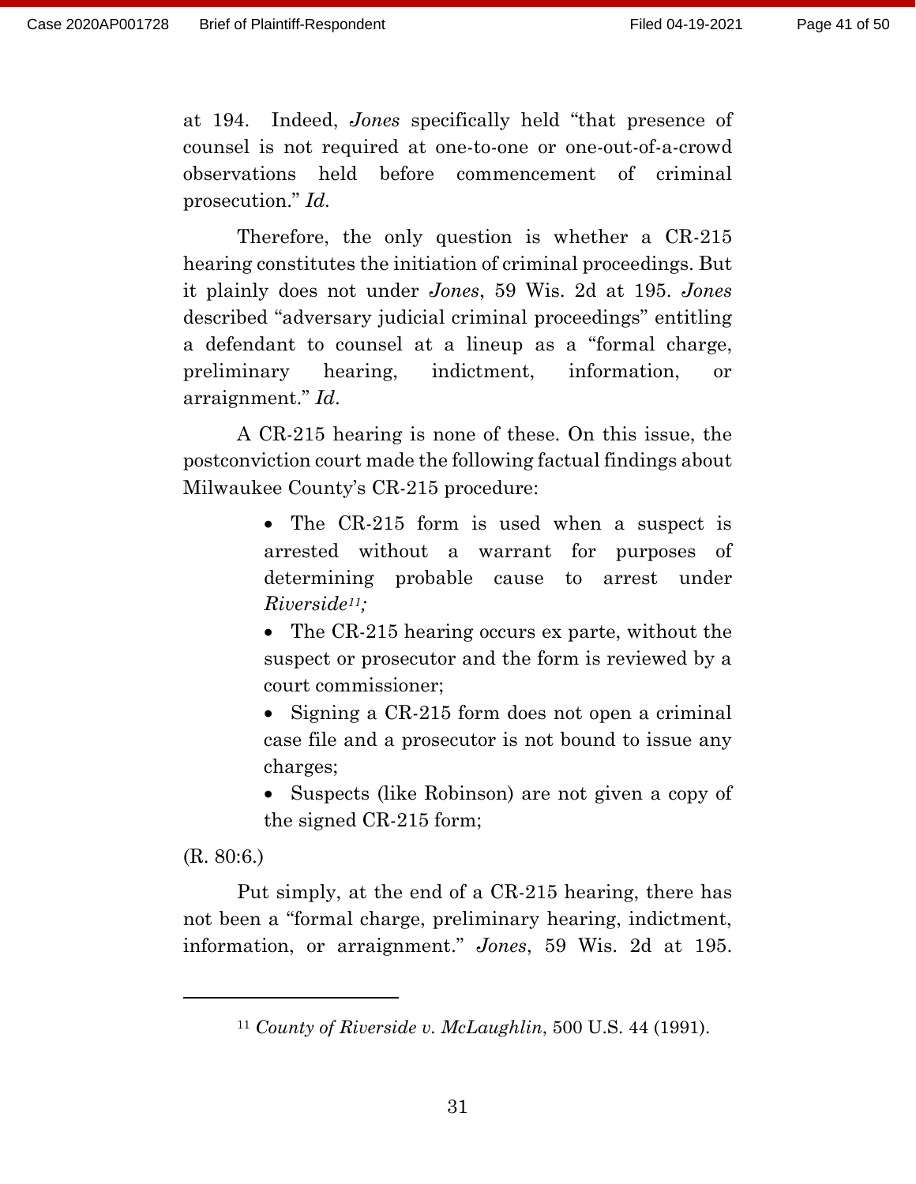at 194. Indeed, *Jones* specifically held "that presence of counsel is not required at one-to-one or one-out-of-a-crowd observations held before commencement of criminal prosecution." *Id.*

Therefore, the only question is whether a CR-215 hearing constitutes the initiation of criminal proceedings. But it plainly does not under *Jones*, 59 Wis. 2d at 195. *Jones* described "adversary judicial criminal proceedings" entitling a defendant to counsel at a lineup as a "formal charge, preliminary hearing, indictment, information, or arraignment." *Id*.

A CR-215 hearing is none of these. On this issue, the postconviction court made the following factual findings about Milwaukee County's CR-215 procedure:

- The CR-215 form is used when a suspect is arrested without a warrant for purposes of determining probable cause to arrest under *Riverside*[11];
- The CR-215 hearing occurs ex parte, without the suspect or prosecutor and the form is reviewed by a court commissioner;
- Signing a CR-215 form does not open a criminal case file and a prosecutor is not bound to issue any charges;
- Suspects (like Robinson) are not given a copy of the signed CR-215 form;

(R. 80:6.)

Put simply, at the end of a CR-215 hearing, there has not been a "formal charge, preliminary hearing, indictment, information, or arraignment." *Jones*, 59 Wis. 2d at 195.

---

[11] *County of Riverside v. McLaughlin*, 500 U.S. 44 (1991).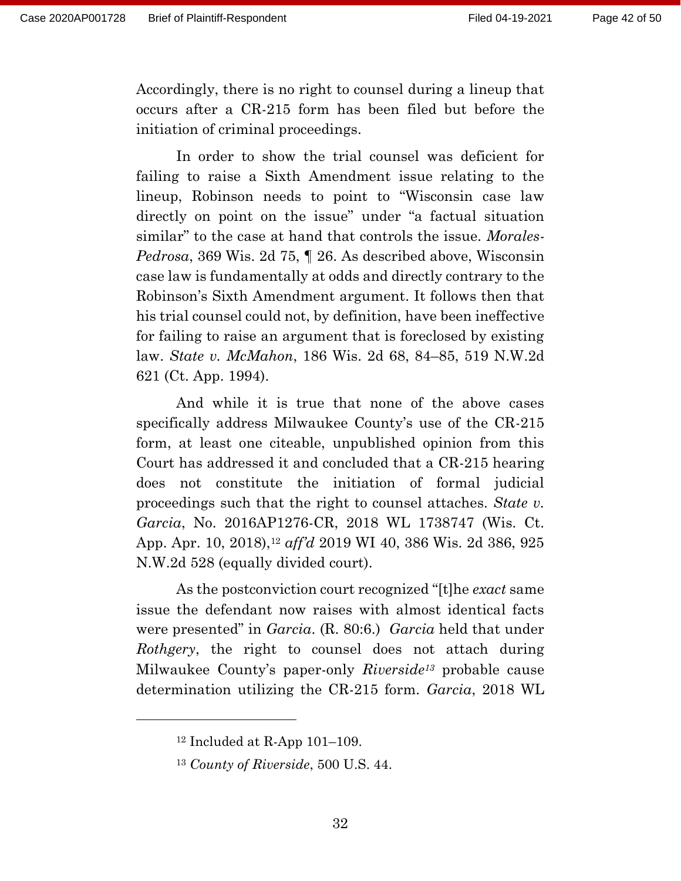Accordingly, there is no right to counsel during a lineup that occurs after a CR-215 form has been filed but before the initiation of criminal proceedings.

In order to show the trial counsel was deficient for failing to raise a Sixth Amendment issue relating to the lineup, Robinson needs to point to "Wisconsin case law directly on point on the issue" under "a factual situation similar" to the case at hand that controls the issue. *Morales-Pedrosa*, 369 Wis. 2d 75, ¶ 26. As described above, Wisconsin case law is fundamentally at odds and directly contrary to the Robinson's Sixth Amendment argument. It follows then that his trial counsel could not, by definition, have been ineffective for failing to raise an argument that is foreclosed by existing law. *State v. McMahon*, 186 Wis. 2d 68, 84–85, 519 N.W.2d 621 (Ct. App. 1994).

And while it is true that none of the above cases specifically address Milwaukee County's use of the CR-215 form, at least one citeable, unpublished opinion from this Court has addressed it and concluded that a CR-215 hearing does not constitute the initiation of formal judicial proceedings such that the right to counsel attaches. *State v. Garcia*, No. 2016AP1276-CR, 2018 WL 1738747 (Wis. Ct. App. Apr. 10, 2018),[12] *aff'd* 2019 WI 40, 386 Wis. 2d 386, 925 N.W.2d 528 (equally divided court).

As the postconviction court recognized "[t]he *exact* same issue the defendant now raises with almost identical facts were presented" in *Garcia*. (R. 80:6.) *Garcia* held that under *Rothgery*, the right to counsel does not attach during Milwaukee County's paper-only *Riverside*[13] probable cause determination utilizing the CR-215 form. *Garcia*, 2018 WL

---

[12] Included at R-App 101–109.

[13] *County of Riverside*, 500 U.S. 44.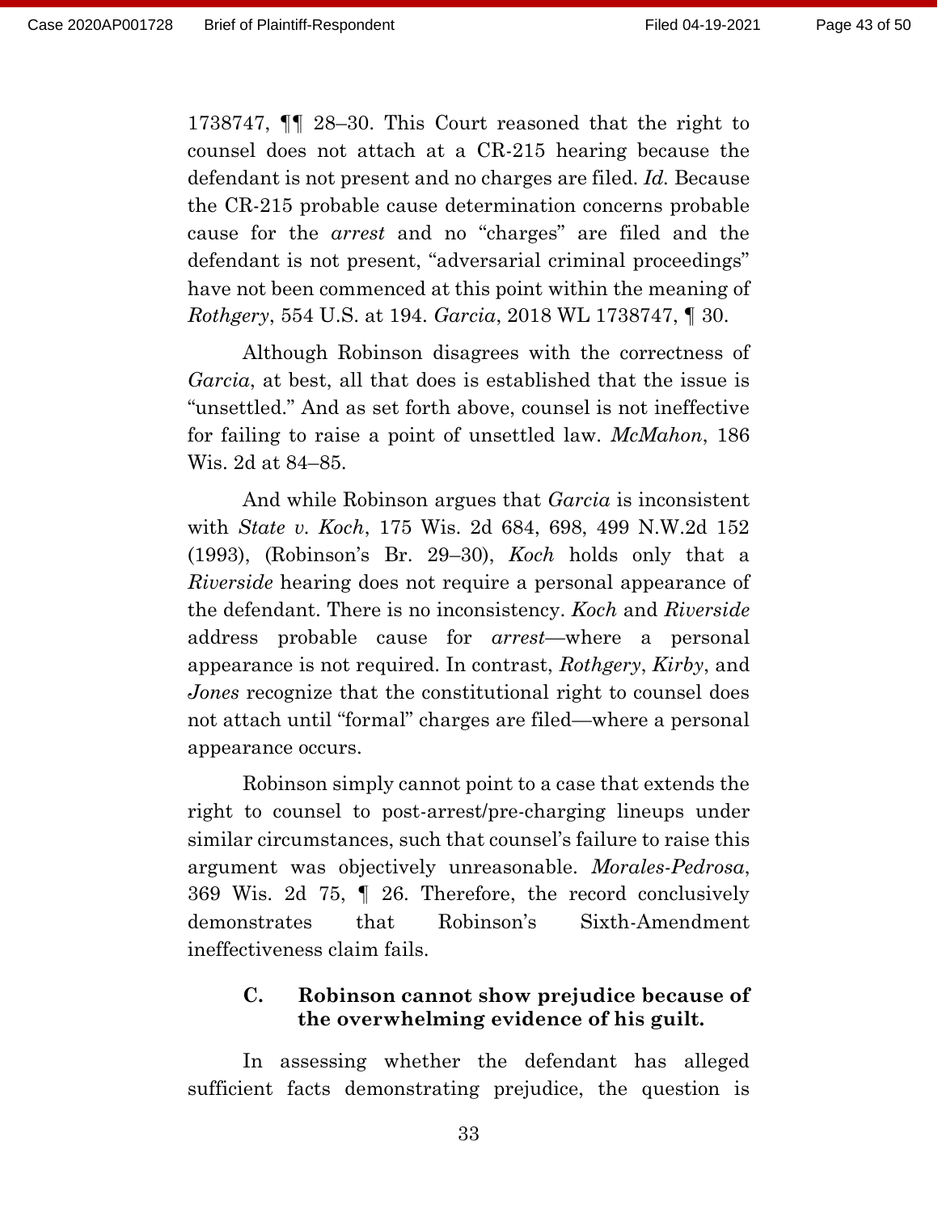1738747, ¶¶ 28–30. This Court reasoned that the right to counsel does not attach at a CR-215 hearing because the defendant is not present and no charges are filed. *Id.* Because the CR-215 probable cause determination concerns probable cause for the *arrest* and no "charges" are filed and the defendant is not present, "adversarial criminal proceedings" have not been commenced at this point within the meaning of *Rothgery*, 554 U.S. at 194. *Garcia*, 2018 WL 1738747, ¶ 30.

Although Robinson disagrees with the correctness of *Garcia*, at best, all that does is established that the issue is "unsettled." And as set forth above, counsel is not ineffective for failing to raise a point of unsettled law. *McMahon*, 186 Wis. 2d at 84–85.

And while Robinson argues that *Garcia* is inconsistent with *State v. Koch*, 175 Wis. 2d 684, 698, 499 N.W.2d 152 (1993), (Robinson's Br. 29–30), *Koch* holds only that a *Riverside* hearing does not require a personal appearance of the defendant. There is no inconsistency. *Koch* and *Riverside* address probable cause for *arrest*—where a personal appearance is not required. In contrast, *Rothgery*, *Kirby*, and *Jones* recognize that the constitutional right to counsel does not attach until "formal" charges are filed—where a personal appearance occurs.

Robinson simply cannot point to a case that extends the right to counsel to post-arrest/pre-charging lineups under similar circumstances, such that counsel's failure to raise this argument was objectively unreasonable. *Morales-Pedrosa*, 369 Wis. 2d 75, ¶ 26. Therefore, the record conclusively demonstrates that Robinson's Sixth-Amendment ineffectiveness claim fails.

### C. Robinson cannot show prejudice because of the overwhelming evidence of his guilt.

In assessing whether the defendant has alleged sufficient facts demonstrating prejudice, the question is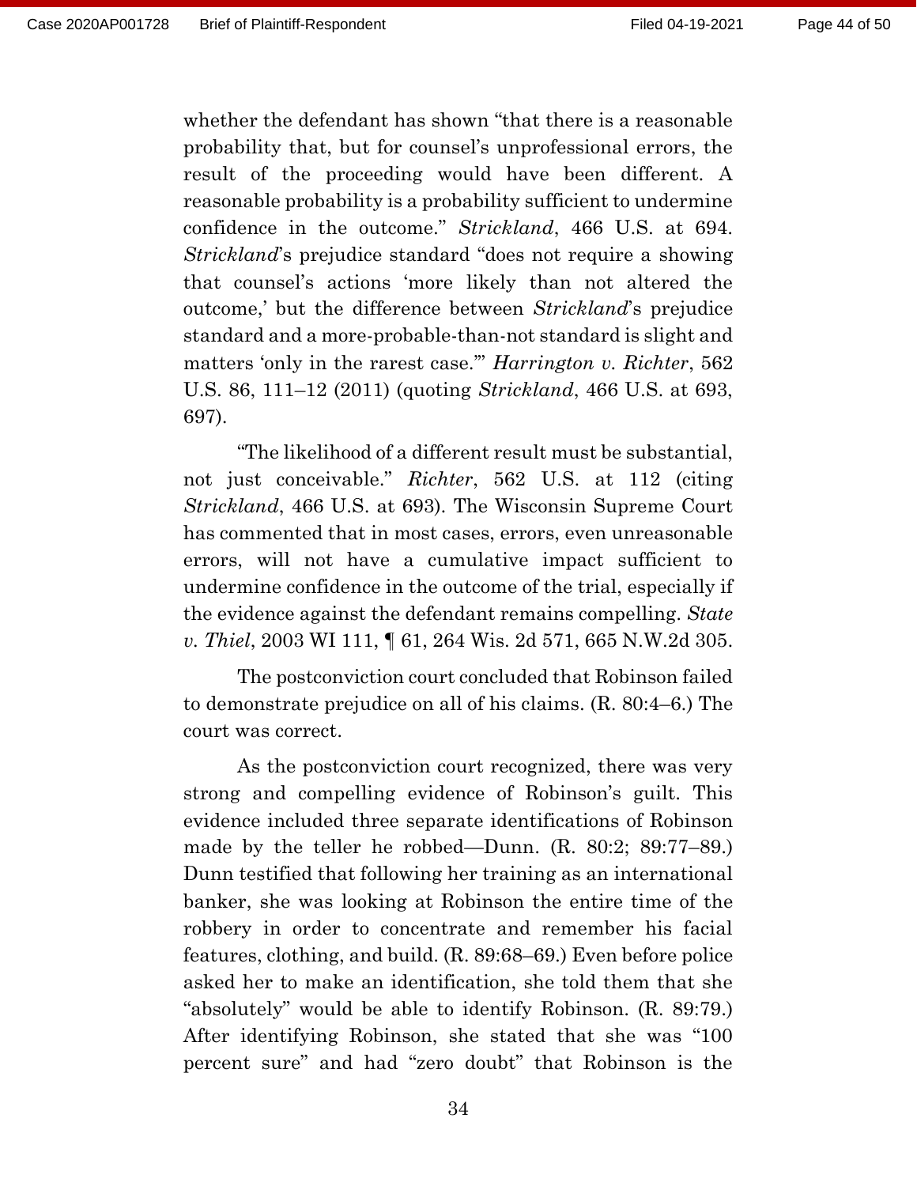whether the defendant has shown "that there is a reasonable probability that, but for counsel's unprofessional errors, the result of the proceeding would have been different. A reasonable probability is a probability sufficient to undermine confidence in the outcome." *Strickland*, 466 U.S. at 694. *Strickland*'s prejudice standard "does not require a showing that counsel's actions 'more likely than not altered the outcome,' but the difference between *Strickland*'s prejudice standard and a more-probable-than-not standard is slight and matters 'only in the rarest case.'" *Harrington v. Richter*, 562 U.S. 86, 111–12 (2011) (quoting *Strickland*, 466 U.S. at 693, 697).

"The likelihood of a different result must be substantial, not just conceivable." *Richter*, 562 U.S. at 112 (citing *Strickland*, 466 U.S. at 693). The Wisconsin Supreme Court has commented that in most cases, errors, even unreasonable errors, will not have a cumulative impact sufficient to undermine confidence in the outcome of the trial, especially if the evidence against the defendant remains compelling. *State v. Thiel*, 2003 WI 111, ¶ 61, 264 Wis. 2d 571, 665 N.W.2d 305.

The postconviction court concluded that Robinson failed to demonstrate prejudice on all of his claims. (R. 80:4–6.) The court was correct.

As the postconviction court recognized, there was very strong and compelling evidence of Robinson's guilt. This evidence included three separate identifications of Robinson made by the teller he robbed—Dunn. (R. 80:2; 89:77–89.) Dunn testified that following her training as an international banker, she was looking at Robinson the entire time of the robbery in order to concentrate and remember his facial features, clothing, and build. (R. 89:68–69.) Even before police asked her to make an identification, she told them that she "absolutely" would be able to identify Robinson. (R. 89:79.) After identifying Robinson, she stated that she was "100 percent sure" and had "zero doubt" that Robinson is the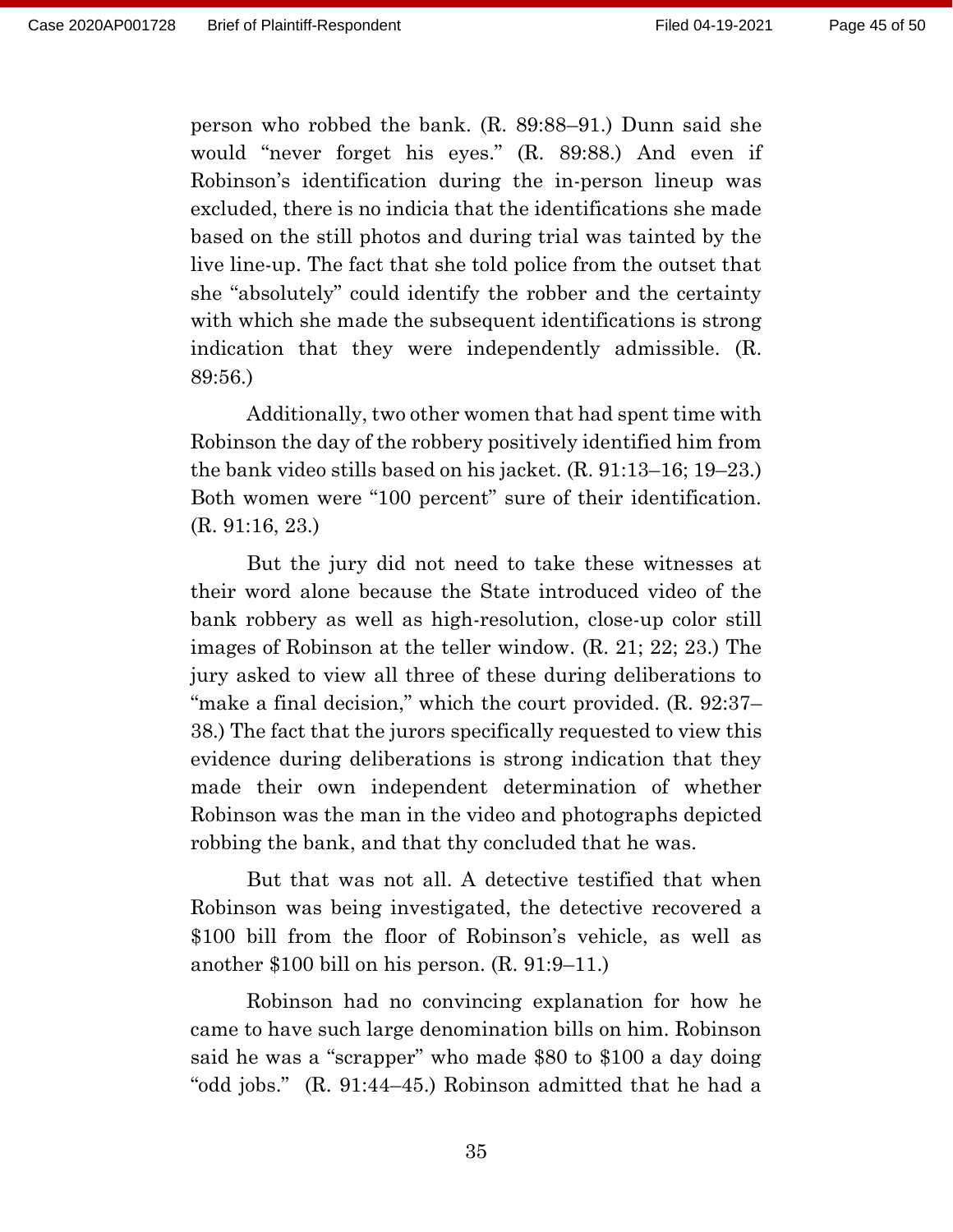person who robbed the bank. (R. 89:88–91.) Dunn said she would "never forget his eyes." (R. 89:88.) And even if Robinson's identification during the in-person lineup was excluded, there is no indicia that the identifications she made based on the still photos and during trial was tainted by the live line-up. The fact that she told police from the outset that she "absolutely" could identify the robber and the certainty with which she made the subsequent identifications is strong indication that they were independently admissible. (R. 89:56.)

Additionally, two other women that had spent time with Robinson the day of the robbery positively identified him from the bank video stills based on his jacket. (R. 91:13–16; 19–23.) Both women were "100 percent" sure of their identification. (R. 91:16, 23.)

But the jury did not need to take these witnesses at their word alone because the State introduced video of the bank robbery as well as high-resolution, close-up color still images of Robinson at the teller window. (R. 21; 22; 23.) The jury asked to view all three of these during deliberations to "make a final decision," which the court provided. (R. 92:37–38.) The fact that the jurors specifically requested to view this evidence during deliberations is strong indication that they made their own independent determination of whether Robinson was the man in the video and photographs depicted robbing the bank, and that thy concluded that he was.

But that was not all. A detective testified that when Robinson was being investigated, the detective recovered a $100 bill from the floor of Robinson's vehicle, as well as another $100 bill on his person. (R. 91:9–11.)

Robinson had no convincing explanation for how he came to have such large denomination bills on him. Robinson said he was a "scrapper" who made $80 to $100 a day doing "odd jobs." (R. 91:44–45.) Robinson admitted that he had a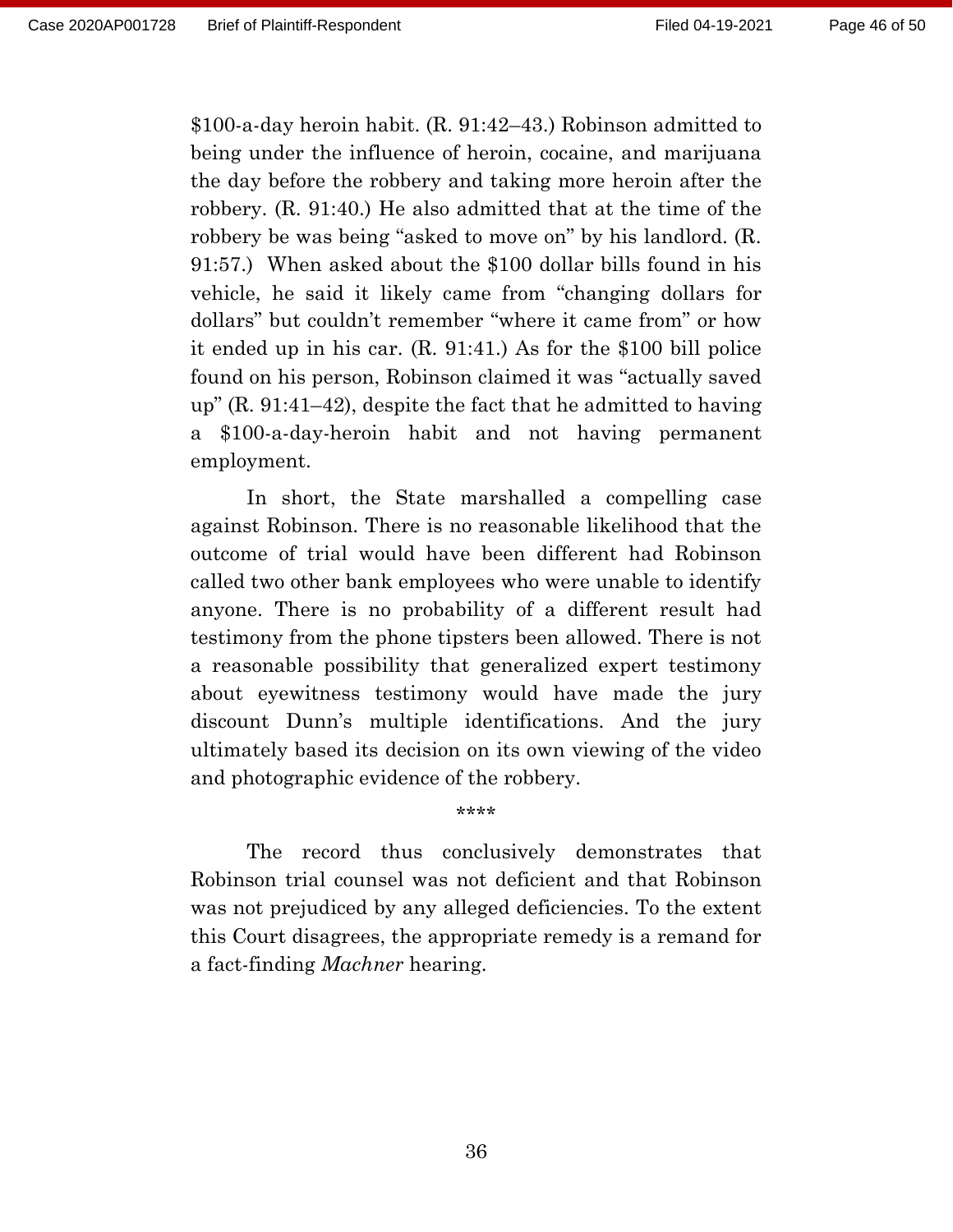$100-a-day heroin habit. (R. 91:42–43.) Robinson admitted to being under the influence of heroin, cocaine, and marijuana the day before the robbery and taking more heroin after the robbery. (R. 91:40.) He also admitted that at the time of the robbery be was being "asked to move on" by his landlord. (R. 91:57.) When asked about the $100 dollar bills found in his vehicle, he said it likely came from "changing dollars for dollars" but couldn't remember "where it came from" or how it ended up in his car. (R. 91:41.) As for the $100 bill police found on his person, Robinson claimed it was "actually saved up" (R. 91:41–42), despite the fact that he admitted to having a $100-a-day-heroin habit and not having permanent employment.

In short, the State marshalled a compelling case against Robinson. There is no reasonable likelihood that the outcome of trial would have been different had Robinson called two other bank employees who were unable to identify anyone. There is no probability of a different result had testimony from the phone tipsters been allowed. There is not a reasonable possibility that generalized expert testimony about eyewitness testimony would have made the jury discount Dunn's multiple identifications. And the jury ultimately based its decision on its own viewing of the video and photographic evidence of the robbery.

\*\*\*\*

The record thus conclusively demonstrates that Robinson trial counsel was not deficient and that Robinson was not prejudiced by any alleged deficiencies. To the extent this Court disagrees, the appropriate remedy is a remand for a fact-finding *Machner* hearing.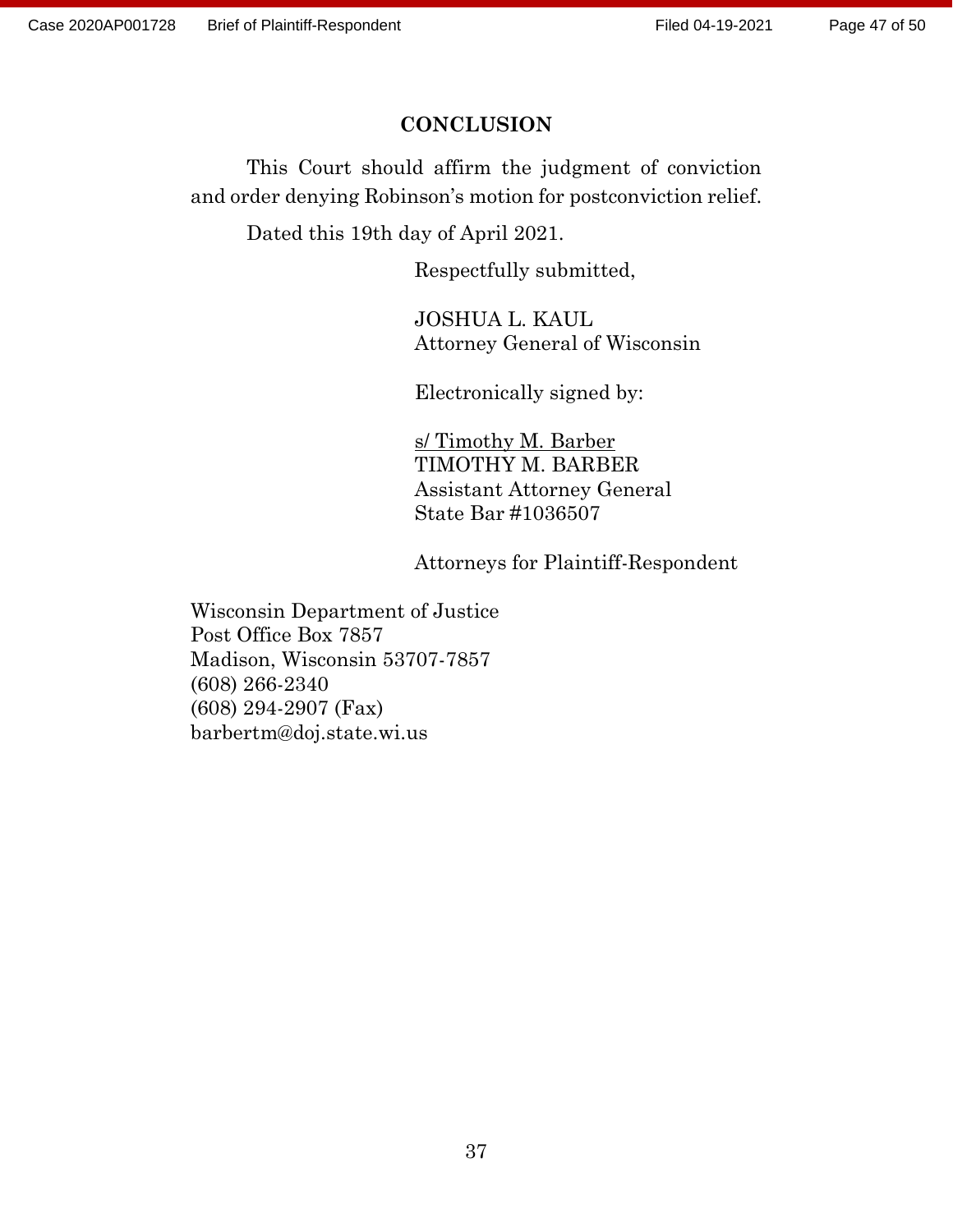## CONCLUSION

This Court should affirm the judgment of conviction and order denying Robinson's motion for postconviction relief.

Dated this 19th day of April 2021.

Respectfully submitted,

JOSHUA L. KAUL  
Attorney General of Wisconsin

Electronically signed by:

s/ Timothy M. Barber  
TIMOTHY M. BARBER  
Assistant Attorney General  
State Bar #1036507

Attorneys for Plaintiff-Respondent

Wisconsin Department of Justice  
Post Office Box 7857  
Madison, Wisconsin 53707-7857  
(608) 266-2340  
(608) 294-2907 (Fax)  
barbertm@doj.state.wi.us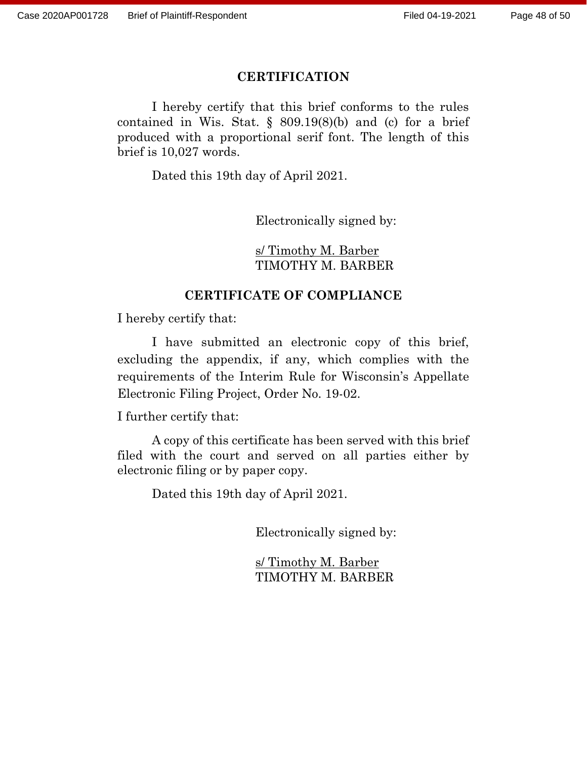## CERTIFICATION

I hereby certify that this brief conforms to the rules contained in Wis. Stat. § 809.19(8)(b) and (c) for a brief produced with a proportional serif font. The length of this brief is 10,027 words.

Dated this 19th day of April 2021.

Electronically signed by:

s/ Timothy M. Barber
TIMOTHY M. BARBER

## CERTIFICATE OF COMPLIANCE

I hereby certify that:

I have submitted an electronic copy of this brief, excluding the appendix, if any, which complies with the requirements of the Interim Rule for Wisconsin's Appellate Electronic Filing Project, Order No. 19-02.

I further certify that:

A copy of this certificate has been served with this brief filed with the court and served on all parties either by electronic filing or by paper copy.

Dated this 19th day of April 2021.

Electronically signed by:

s/ Timothy M. Barber
TIMOTHY M. BARBER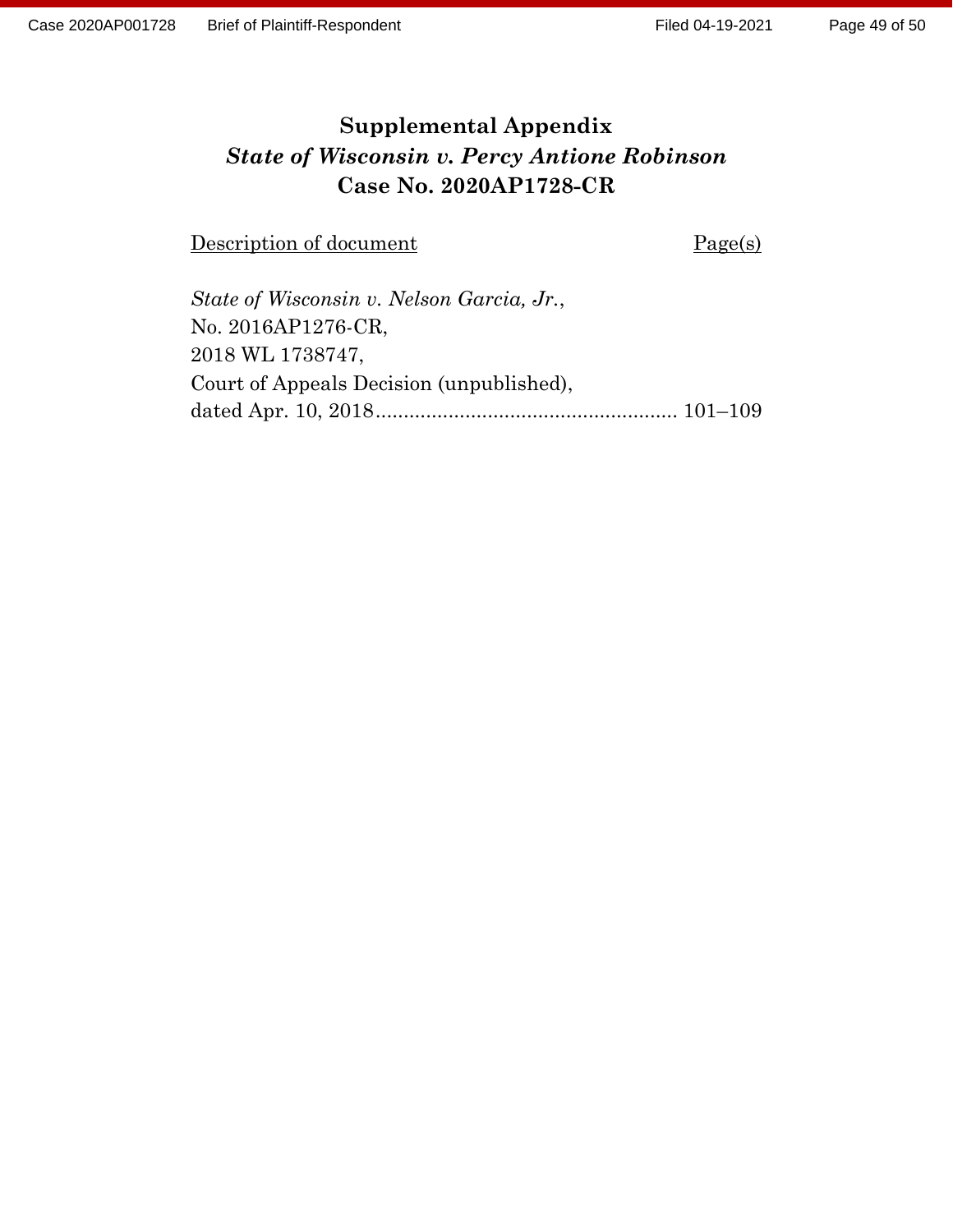# Supplemental Appendix
## *State of Wisconsin v. Percy Antione Robinson*
## Case No. 2020AP1728-CR

| Description of document | Page(s) |
| --- | --- |
| *State of Wisconsin v. Nelson Garcia, Jr.*, No. 2016AP1276-CR, 2018 WL 1738747, Court of Appeals Decision (unpublished), dated Apr. 10, 2018 | 101–109 |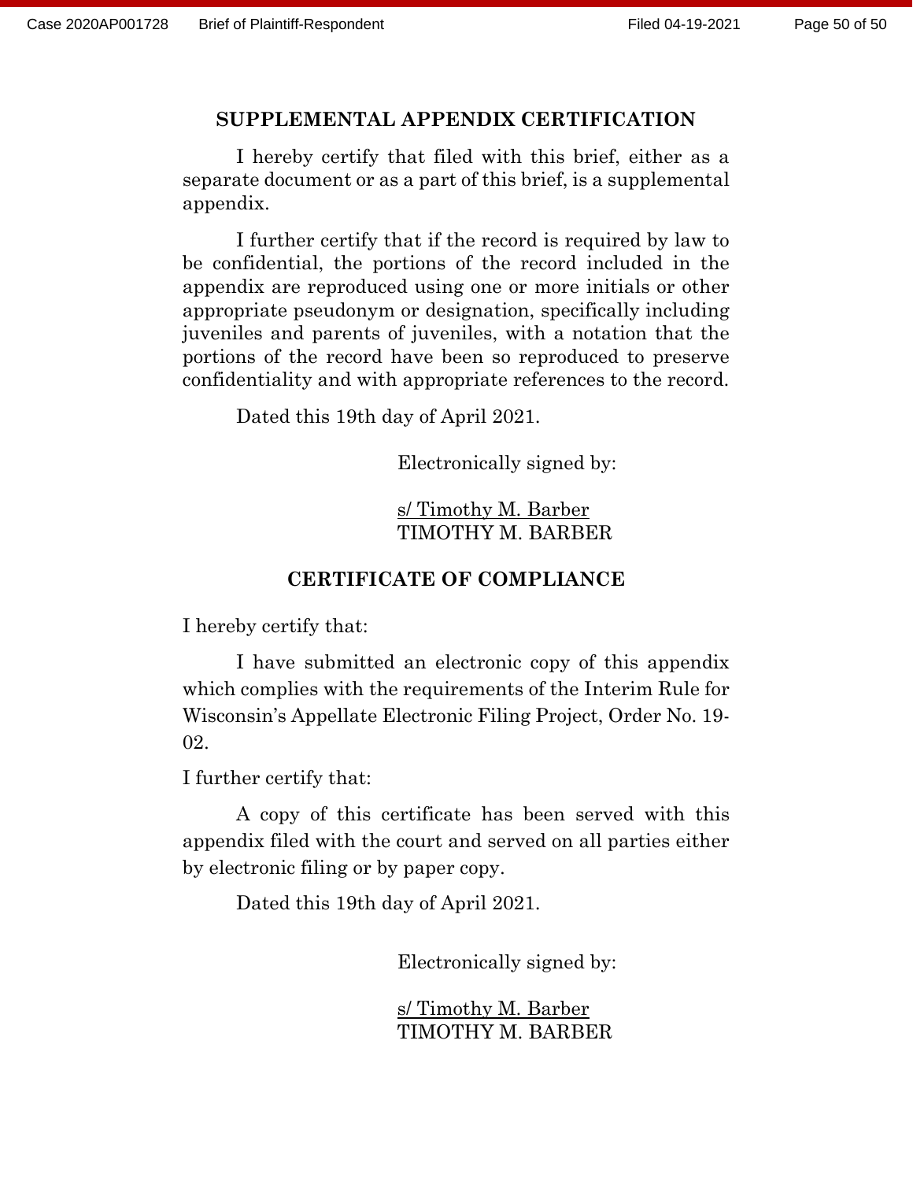## SUPPLEMENTAL APPENDIX CERTIFICATION

I hereby certify that filed with this brief, either as a separate document or as a part of this brief, is a supplemental appendix.

I further certify that if the record is required by law to be confidential, the portions of the record included in the appendix are reproduced using one or more initials or other appropriate pseudonym or designation, specifically including juveniles and parents of juveniles, with a notation that the portions of the record have been so reproduced to preserve confidentiality and with appropriate references to the record.

Dated this 19th day of April 2021.

Electronically signed by:

s/ Timothy M. Barber
TIMOTHY M. BARBER

## CERTIFICATE OF COMPLIANCE

I hereby certify that:

I have submitted an electronic copy of this appendix which complies with the requirements of the Interim Rule for Wisconsin's Appellate Electronic Filing Project, Order No. 19-02.

I further certify that:

A copy of this certificate has been served with this appendix filed with the court and served on all parties either by electronic filing or by paper copy.

Dated this 19th day of April 2021.

Electronically signed by:

s/ Timothy M. Barber
TIMOTHY M. BARBER